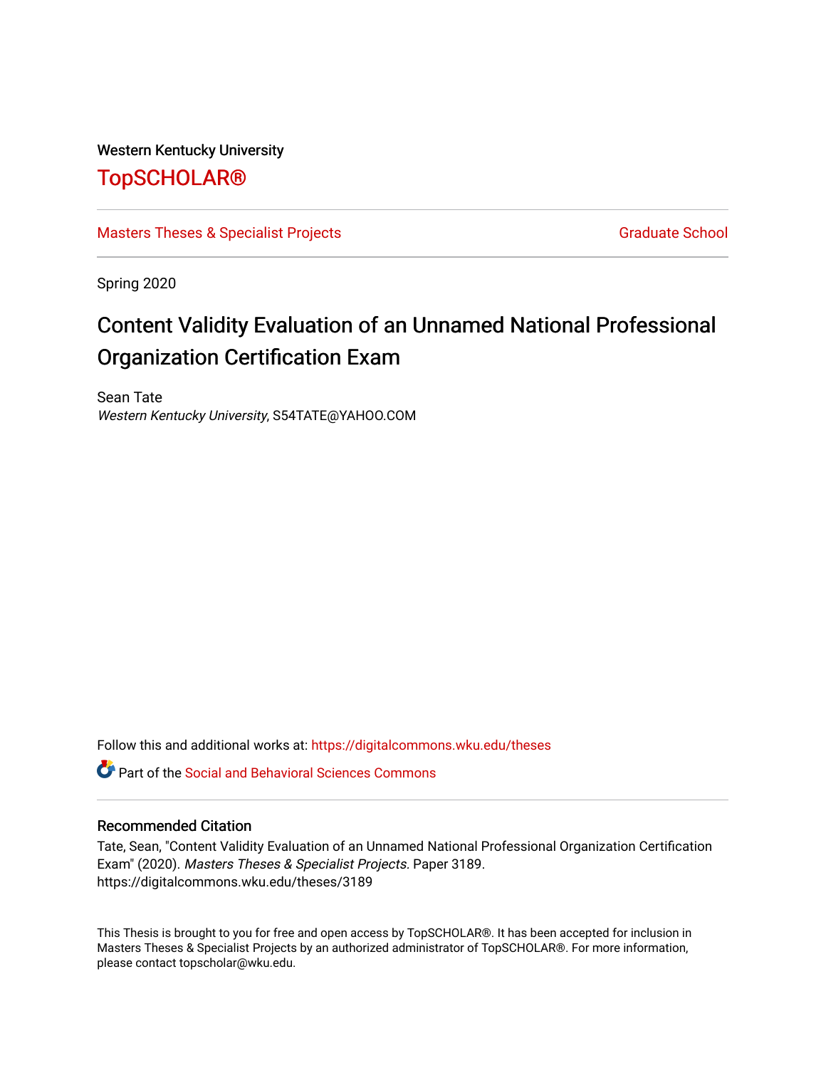Western Kentucky University

# TopSCHOLAR®

Masters Theses & Specialist Projects | Graduate School

Spring 2020

# Content Validity Evaluation of an Unnamed National Professional Organization Certification Exam

Sean Tate
*Western Kentucky University*, S54TATE@YAHOO.COM

Follow this and additional works at: https://digitalcommons.wku.edu/theses

Part of the Social and Behavioral Sciences Commons

## Recommended Citation

Tate, Sean, "Content Validity Evaluation of an Unnamed National Professional Organization Certification Exam" (2020). *Masters Theses & Specialist Projects.* Paper 3189.
https://digitalcommons.wku.edu/theses/3189

This Thesis is brought to you for free and open access by TopSCHOLAR®. It has been accepted for inclusion in Masters Theses & Specialist Projects by an authorized administrator of TopSCHOLAR®. For more information, please contact topscholar@wku.edu.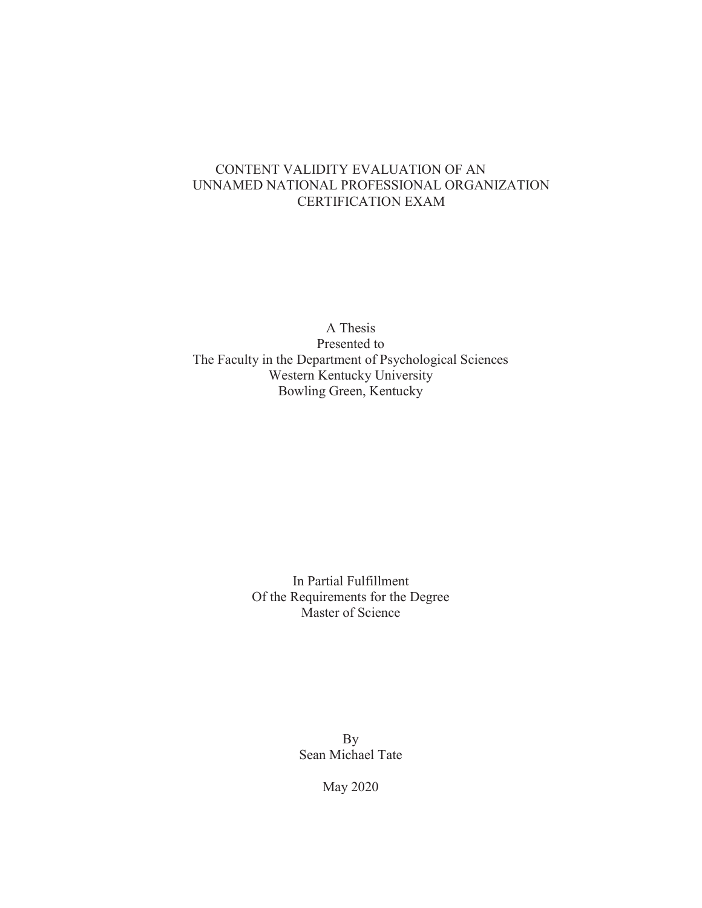# CONTENT VALIDITY EVALUATION OF AN UNNAMED NATIONAL PROFESSIONAL ORGANIZATION CERTIFICATION EXAM

A Thesis
Presented to
The Faculty in the Department of Psychological Sciences
Western Kentucky University
Bowling Green, Kentucky

In Partial Fulfillment
Of the Requirements for the Degree
Master of Science

By
Sean Michael Tate

May 2020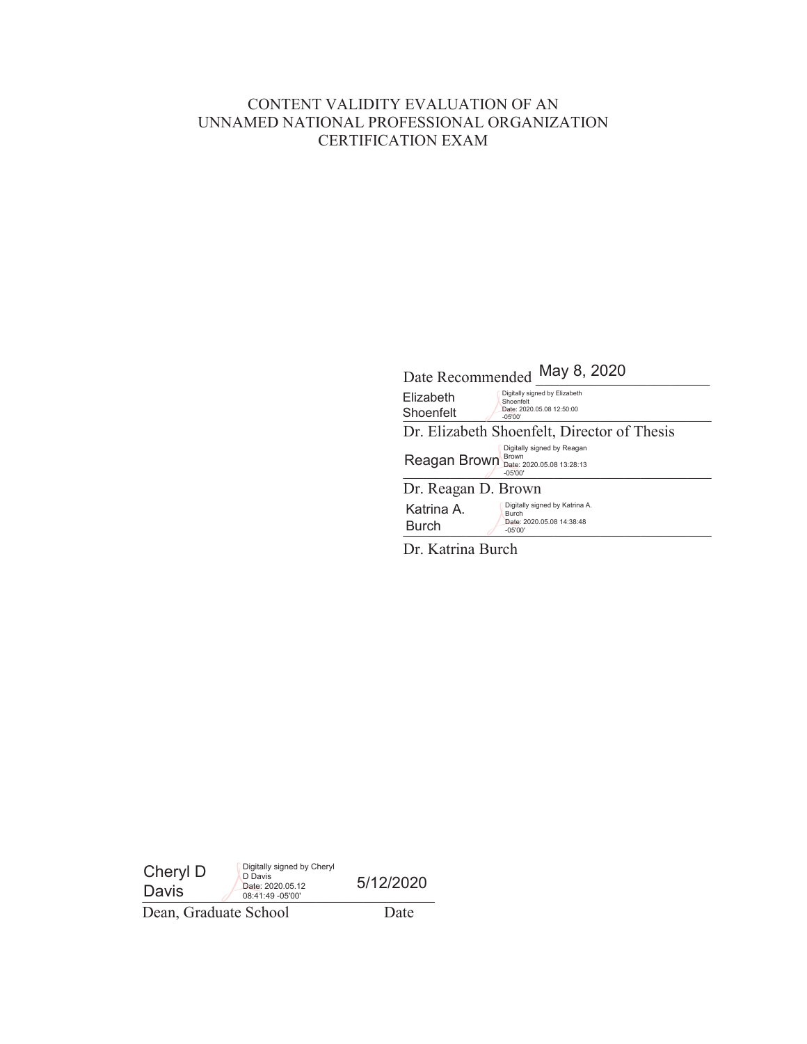CONTENT VALIDITY EVALUATION OF AN
UNNAMED NATIONAL PROFESSIONAL ORGANIZATION
CERTIFICATION EXAM

Date Recommended May 8, 2020

Elizabeth Shoenfelt — Digitally signed by Elizabeth Shoenfelt Date: 2020.05.08 12:50:00 -05'00'

Dr. Elizabeth Shoenfelt, Director of Thesis

Reagan Brown — Digitally signed by Reagan Brown Date: 2020.05.08 13:28:13 -05'00'

Dr. Reagan D. Brown

Katrina A. Burch — Digitally signed by Katrina A. Burch Date: 2020.05.08 14:38:48 -05'00'

Dr. Katrina Burch

Cheryl D Davis — Digitally signed by Cheryl D Davis Date: 2020.05.12 08:41:49 -05'00' — 5/12/2020

Dean, Graduate School — Date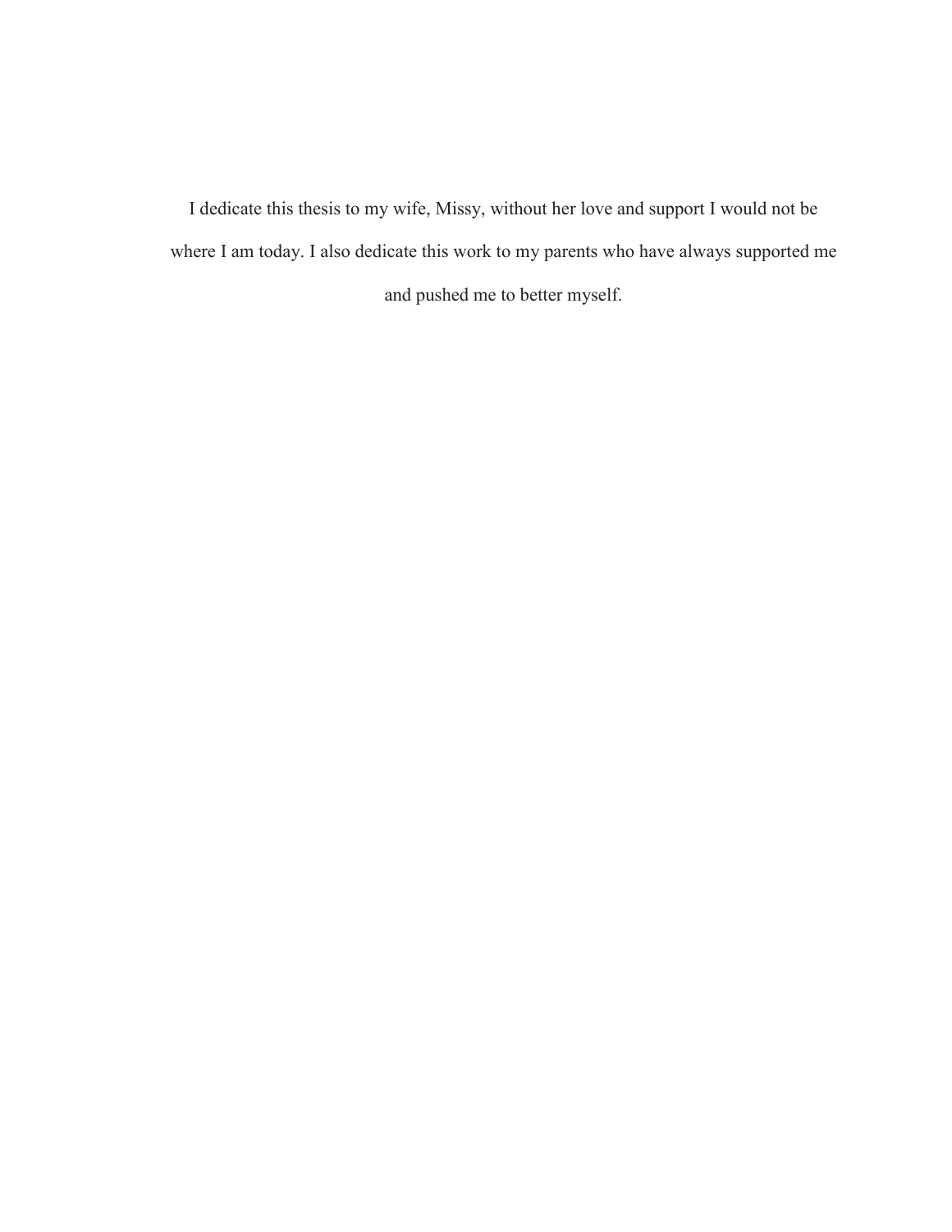I dedicate this thesis to my wife, Missy, without her love and support I would not be where I am today. I also dedicate this work to my parents who have always supported me and pushed me to better myself.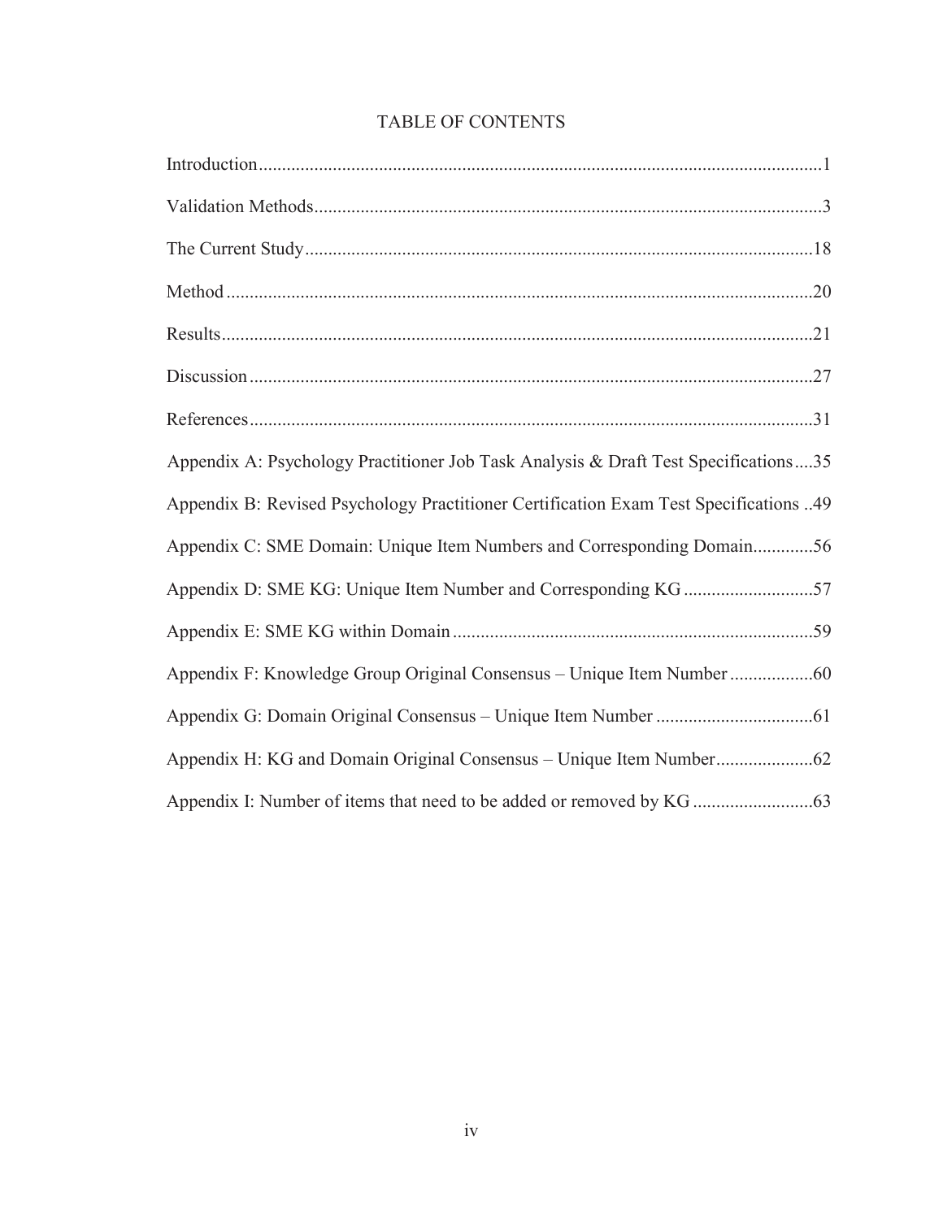# TABLE OF CONTENTS

Introduction........................................................................................................................1

Validation Methods.............................................................................................................3

The Current Study.............................................................................................................18

Method ..............................................................................................................................20

Results...............................................................................................................................21

Discussion .........................................................................................................................27

References.........................................................................................................................31

Appendix A: Psychology Practitioner Job Task Analysis & Draft Test Specifications....35

Appendix B: Revised Psychology Practitioner Certification Exam Test Specifications ..49

Appendix C: SME Domain: Unique Item Numbers and Corresponding Domain.............56

Appendix D: SME KG: Unique Item Number and Corresponding KG ............................57

Appendix E: SME KG within Domain .............................................................................59

Appendix F: Knowledge Group Original Consensus – Unique Item Number ..................60

Appendix G: Domain Original Consensus – Unique Item Number ..................................61

Appendix H: KG and Domain Original Consensus – Unique Item Number.....................62

Appendix I: Number of items that need to be added or removed by KG ..........................63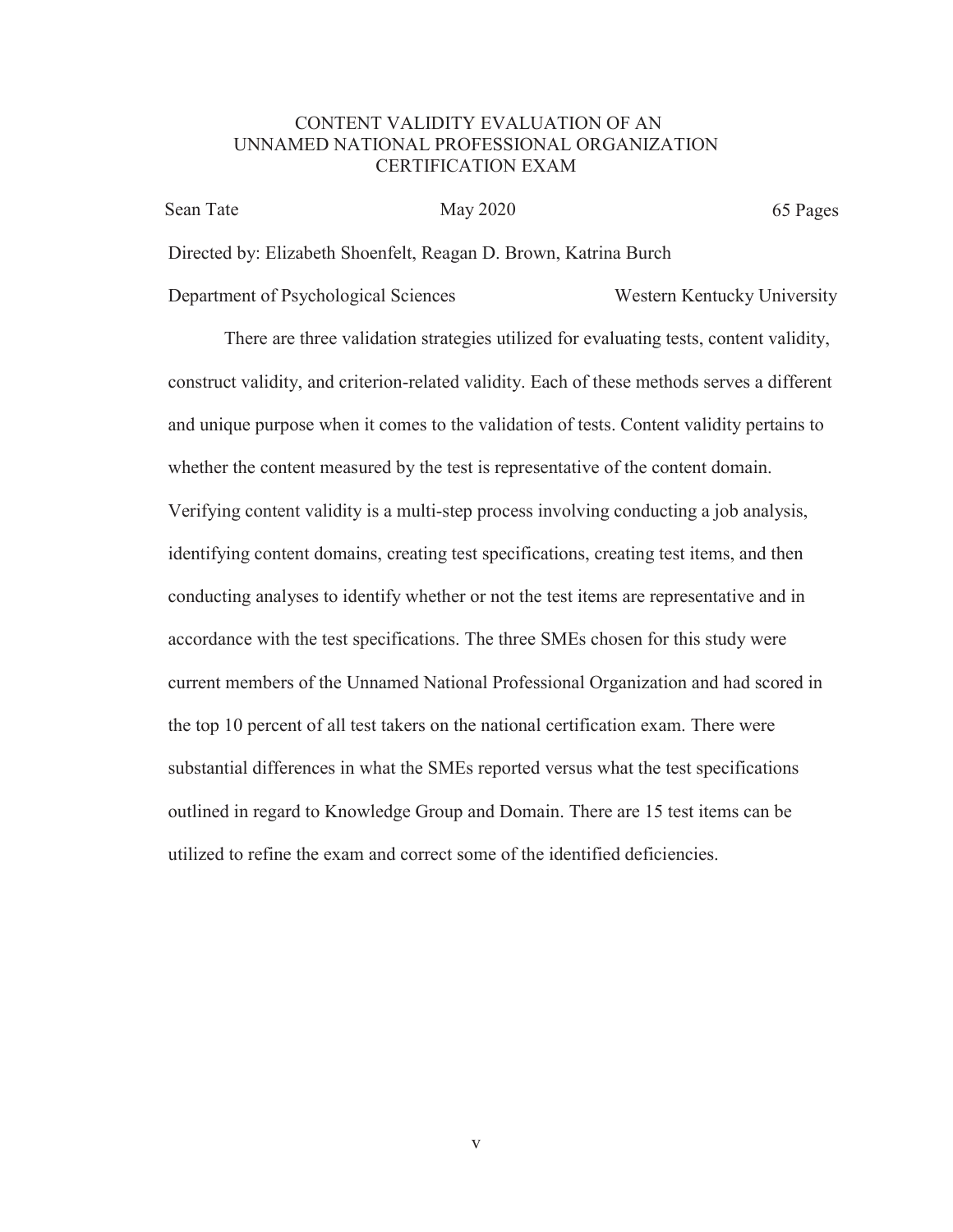CONTENT VALIDITY EVALUATION OF AN UNNAMED NATIONAL PROFESSIONAL ORGANIZATION CERTIFICATION EXAM

Sean Tate May 2020 65 Pages

Directed by: Elizabeth Shoenfelt, Reagan D. Brown, Katrina Burch

Department of Psychological Sciences Western Kentucky University

There are three validation strategies utilized for evaluating tests, content validity, construct validity, and criterion-related validity. Each of these methods serves a different and unique purpose when it comes to the validation of tests. Content validity pertains to whether the content measured by the test is representative of the content domain. Verifying content validity is a multi-step process involving conducting a job analysis, identifying content domains, creating test specifications, creating test items, and then conducting analyses to identify whether or not the test items are representative and in accordance with the test specifications. The three SMEs chosen for this study were current members of the Unnamed National Professional Organization and had scored in the top 10 percent of all test takers on the national certification exam. There were substantial differences in what the SMEs reported versus what the test specifications outlined in regard to Knowledge Group and Domain. There are 15 test items can be utilized to refine the exam and correct some of the identified deficiencies.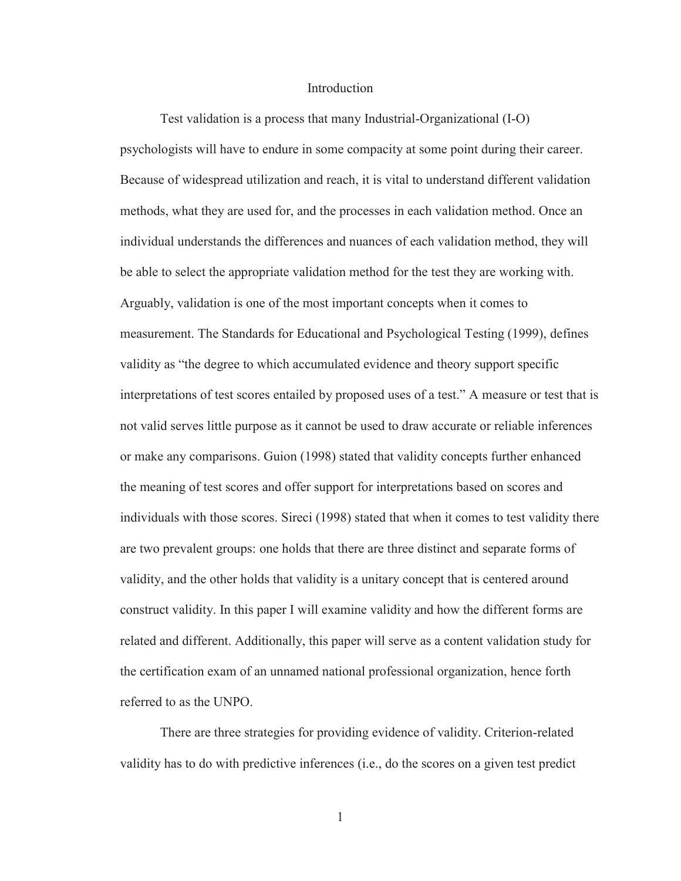# Introduction

Test validation is a process that many Industrial-Organizational (I-O) psychologists will have to endure in some compacity at some point during their career. Because of widespread utilization and reach, it is vital to understand different validation methods, what they are used for, and the processes in each validation method. Once an individual understands the differences and nuances of each validation method, they will be able to select the appropriate validation method for the test they are working with. Arguably, validation is one of the most important concepts when it comes to measurement. The Standards for Educational and Psychological Testing (1999), defines validity as "the degree to which accumulated evidence and theory support specific interpretations of test scores entailed by proposed uses of a test." A measure or test that is not valid serves little purpose as it cannot be used to draw accurate or reliable inferences or make any comparisons. Guion (1998) stated that validity concepts further enhanced the meaning of test scores and offer support for interpretations based on scores and individuals with those scores. Sireci (1998) stated that when it comes to test validity there are two prevalent groups: one holds that there are three distinct and separate forms of validity, and the other holds that validity is a unitary concept that is centered around construct validity. In this paper I will examine validity and how the different forms are related and different. Additionally, this paper will serve as a content validation study for the certification exam of an unnamed national professional organization, hence forth referred to as the UNPO.

There are three strategies for providing evidence of validity. Criterion-related validity has to do with predictive inferences (i.e., do the scores on a given test predict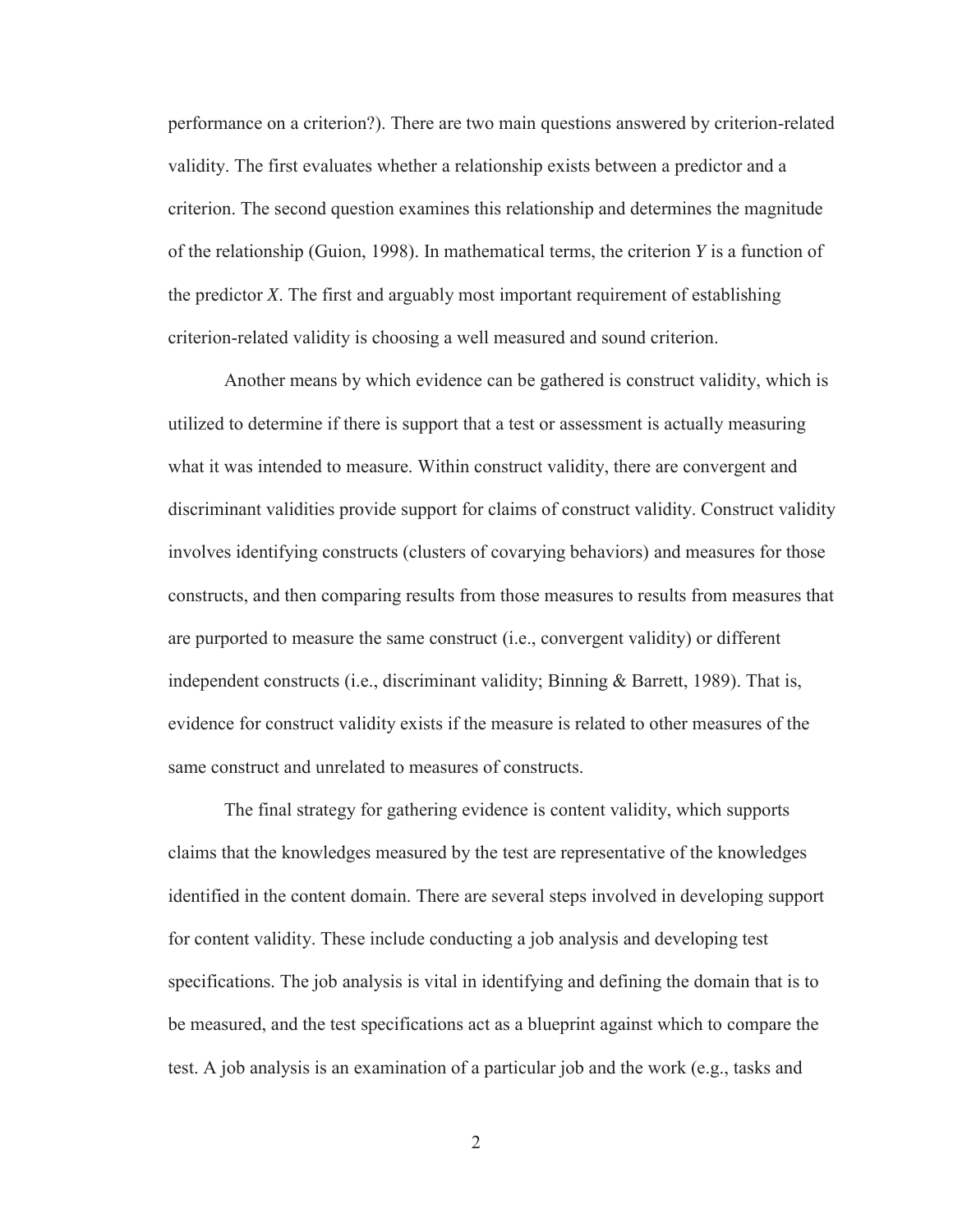performance on a criterion?). There are two main questions answered by criterion-related validity. The first evaluates whether a relationship exists between a predictor and a criterion. The second question examines this relationship and determines the magnitude of the relationship (Guion, 1998). In mathematical terms, the criterion $Y$ is a function of the predictor $X$. The first and arguably most important requirement of establishing criterion-related validity is choosing a well measured and sound criterion.

Another means by which evidence can be gathered is construct validity, which is utilized to determine if there is support that a test or assessment is actually measuring what it was intended to measure. Within construct validity, there are convergent and discriminant validities provide support for claims of construct validity. Construct validity involves identifying constructs (clusters of covarying behaviors) and measures for those constructs, and then comparing results from those measures to results from measures that are purported to measure the same construct (i.e., convergent validity) or different independent constructs (i.e., discriminant validity; Binning & Barrett, 1989). That is, evidence for construct validity exists if the measure is related to other measures of the same construct and unrelated to measures of constructs.

The final strategy for gathering evidence is content validity, which supports claims that the knowledges measured by the test are representative of the knowledges identified in the content domain. There are several steps involved in developing support for content validity. These include conducting a job analysis and developing test specifications. The job analysis is vital in identifying and defining the domain that is to be measured, and the test specifications act as a blueprint against which to compare the test. A job analysis is an examination of a particular job and the work (e.g., tasks and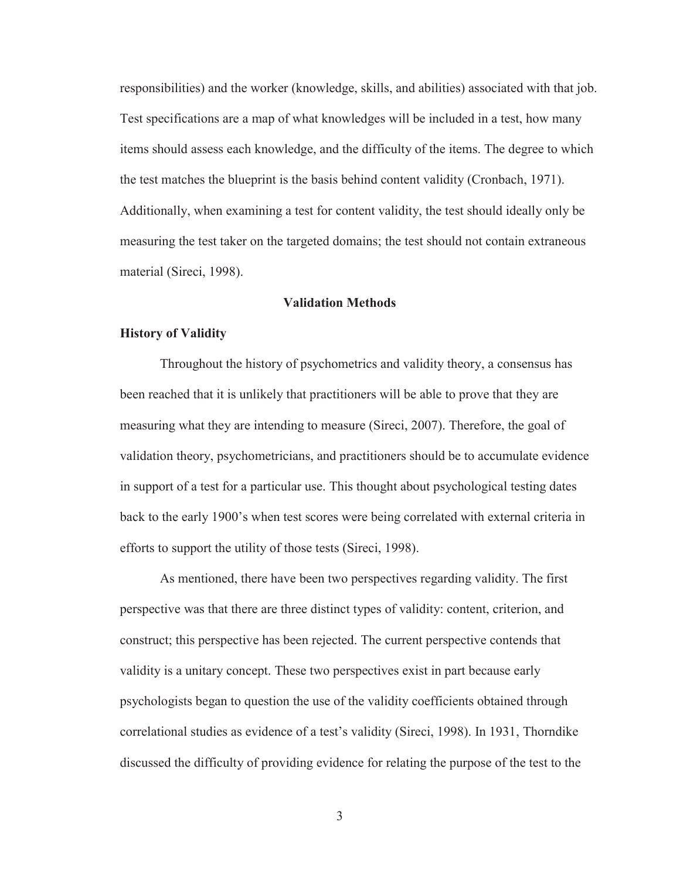responsibilities) and the worker (knowledge, skills, and abilities) associated with that job. Test specifications are a map of what knowledges will be included in a test, how many items should assess each knowledge, and the difficulty of the items. The degree to which the test matches the blueprint is the basis behind content validity (Cronbach, 1971). Additionally, when examining a test for content validity, the test should ideally only be measuring the test taker on the targeted domains; the test should not contain extraneous material (Sireci, 1998).

## Validation Methods

### History of Validity

Throughout the history of psychometrics and validity theory, a consensus has been reached that it is unlikely that practitioners will be able to prove that they are measuring what they are intending to measure (Sireci, 2007). Therefore, the goal of validation theory, psychometricians, and practitioners should be to accumulate evidence in support of a test for a particular use. This thought about psychological testing dates back to the early 1900's when test scores were being correlated with external criteria in efforts to support the utility of those tests (Sireci, 1998).

As mentioned, there have been two perspectives regarding validity. The first perspective was that there are three distinct types of validity: content, criterion, and construct; this perspective has been rejected. The current perspective contends that validity is a unitary concept. These two perspectives exist in part because early psychologists began to question the use of the validity coefficients obtained through correlational studies as evidence of a test's validity (Sireci, 1998). In 1931, Thorndike discussed the difficulty of providing evidence for relating the purpose of the test to the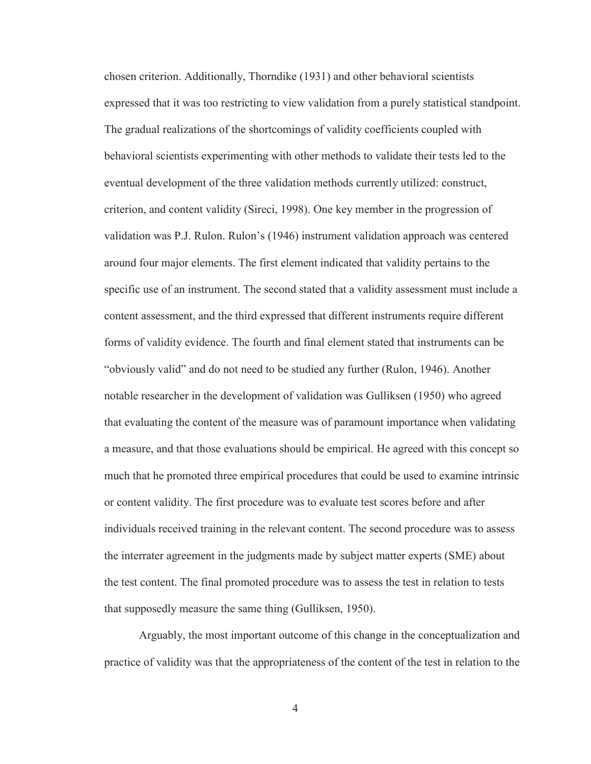chosen criterion. Additionally, Thorndike (1931) and other behavioral scientists expressed that it was too restricting to view validation from a purely statistical standpoint. The gradual realizations of the shortcomings of validity coefficients coupled with behavioral scientists experimenting with other methods to validate their tests led to the eventual development of the three validation methods currently utilized: construct, criterion, and content validity (Sireci, 1998). One key member in the progression of validation was P.J. Rulon. Rulon's (1946) instrument validation approach was centered around four major elements. The first element indicated that validity pertains to the specific use of an instrument. The second stated that a validity assessment must include a content assessment, and the third expressed that different instruments require different forms of validity evidence. The fourth and final element stated that instruments can be "obviously valid" and do not need to be studied any further (Rulon, 1946). Another notable researcher in the development of validation was Gulliksen (1950) who agreed that evaluating the content of the measure was of paramount importance when validating a measure, and that those evaluations should be empirical. He agreed with this concept so much that he promoted three empirical procedures that could be used to examine intrinsic or content validity. The first procedure was to evaluate test scores before and after individuals received training in the relevant content. The second procedure was to assess the interrater agreement in the judgments made by subject matter experts (SME) about the test content. The final promoted procedure was to assess the test in relation to tests that supposedly measure the same thing (Gulliksen, 1950).

Arguably, the most important outcome of this change in the conceptualization and practice of validity was that the appropriateness of the content of the test in relation to the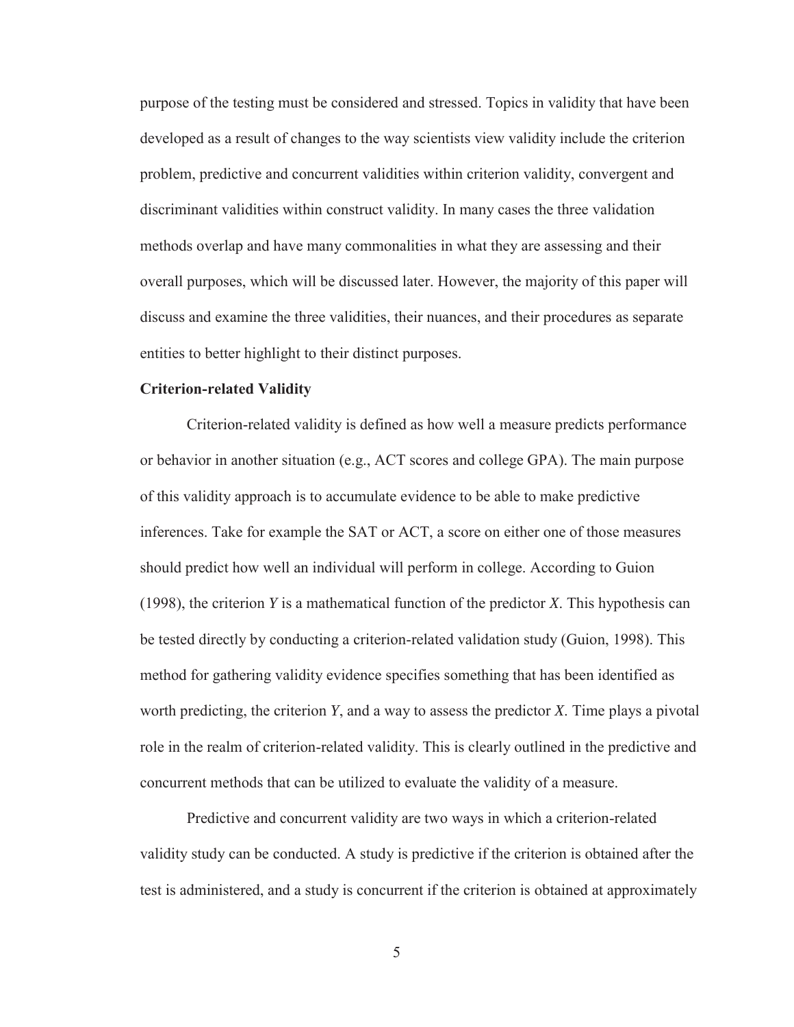purpose of the testing must be considered and stressed. Topics in validity that have been developed as a result of changes to the way scientists view validity include the criterion problem, predictive and concurrent validities within criterion validity, convergent and discriminant validities within construct validity. In many cases the three validation methods overlap and have many commonalities in what they are assessing and their overall purposes, which will be discussed later. However, the majority of this paper will discuss and examine the three validities, their nuances, and their procedures as separate entities to better highlight to their distinct purposes.

**Criterion-related Validity**

Criterion-related validity is defined as how well a measure predicts performance or behavior in another situation (e.g., ACT scores and college GPA). The main purpose of this validity approach is to accumulate evidence to be able to make predictive inferences. Take for example the SAT or ACT, a score on either one of those measures should predict how well an individual will perform in college. According to Guion (1998), the criterion *Y* is a mathematical function of the predictor *X*. This hypothesis can be tested directly by conducting a criterion-related validation study (Guion, 1998). This method for gathering validity evidence specifies something that has been identified as worth predicting, the criterion *Y*, and a way to assess the predictor *X*. Time plays a pivotal role in the realm of criterion-related validity. This is clearly outlined in the predictive and concurrent methods that can be utilized to evaluate the validity of a measure.

Predictive and concurrent validity are two ways in which a criterion-related validity study can be conducted. A study is predictive if the criterion is obtained after the test is administered, and a study is concurrent if the criterion is obtained at approximately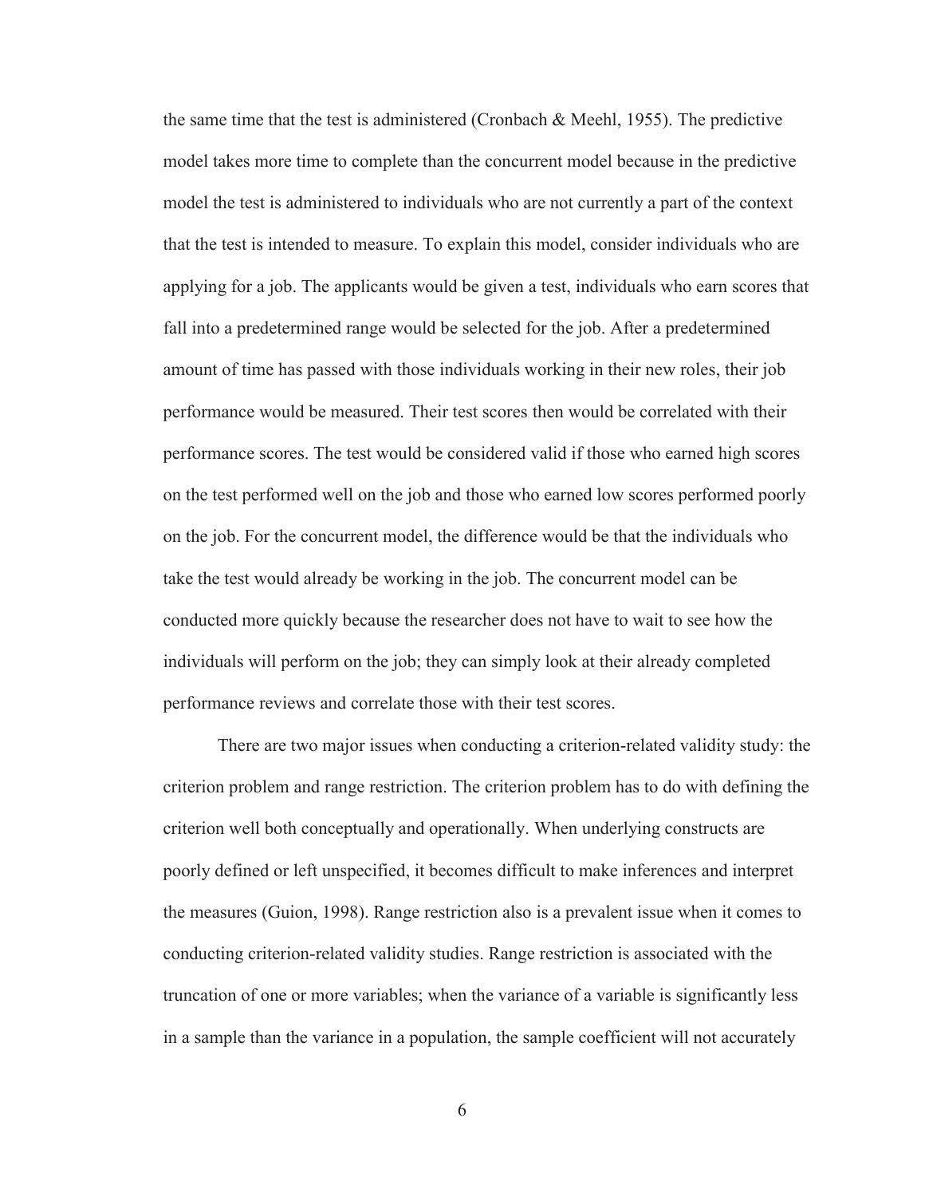the same time that the test is administered (Cronbach & Meehl, 1955). The predictive model takes more time to complete than the concurrent model because in the predictive model the test is administered to individuals who are not currently a part of the context that the test is intended to measure. To explain this model, consider individuals who are applying for a job. The applicants would be given a test, individuals who earn scores that fall into a predetermined range would be selected for the job. After a predetermined amount of time has passed with those individuals working in their new roles, their job performance would be measured. Their test scores then would be correlated with their performance scores. The test would be considered valid if those who earned high scores on the test performed well on the job and those who earned low scores performed poorly on the job. For the concurrent model, the difference would be that the individuals who take the test would already be working in the job. The concurrent model can be conducted more quickly because the researcher does not have to wait to see how the individuals will perform on the job; they can simply look at their already completed performance reviews and correlate those with their test scores.

There are two major issues when conducting a criterion-related validity study: the criterion problem and range restriction. The criterion problem has to do with defining the criterion well both conceptually and operationally. When underlying constructs are poorly defined or left unspecified, it becomes difficult to make inferences and interpret the measures (Guion, 1998). Range restriction also is a prevalent issue when it comes to conducting criterion-related validity studies. Range restriction is associated with the truncation of one or more variables; when the variance of a variable is significantly less in a sample than the variance in a population, the sample coefficient will not accurately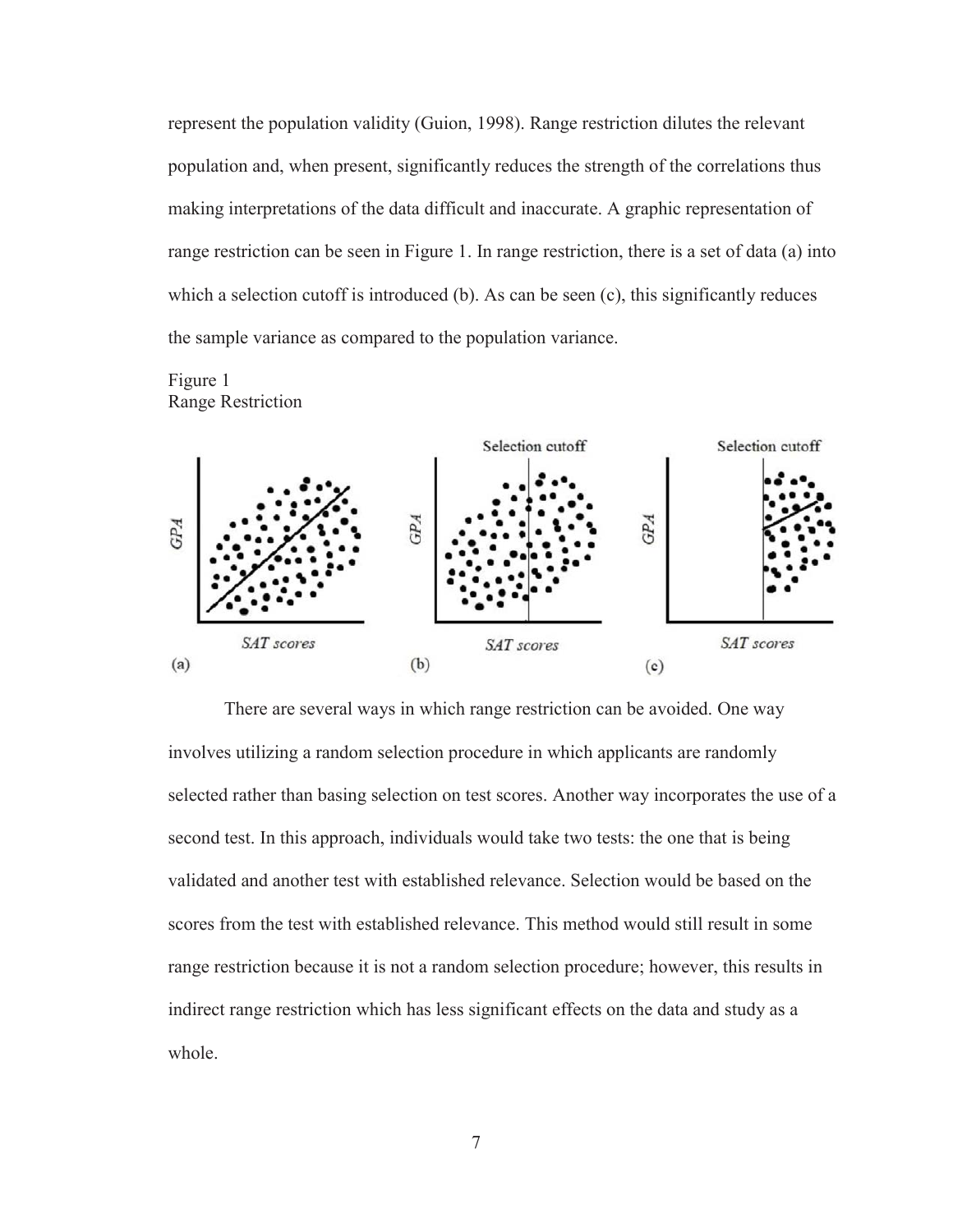represent the population validity (Guion, 1998). Range restriction dilutes the relevant population and, when present, significantly reduces the strength of the correlations thus making interpretations of the data difficult and inaccurate. A graphic representation of range restriction can be seen in Figure 1. In range restriction, there is a set of data (a) into which a selection cutoff is introduced (b). As can be seen (c), this significantly reduces the sample variance as compared to the population variance.

Figure 1
Range Restriction

There are several ways in which range restriction can be avoided. One way involves utilizing a random selection procedure in which applicants are randomly selected rather than basing selection on test scores. Another way incorporates the use of a second test. In this approach, individuals would take two tests: the one that is being validated and another test with established relevance. Selection would be based on the scores from the test with established relevance. This method would still result in some range restriction because it is not a random selection procedure; however, this results in indirect range restriction which has less significant effects on the data and study as a whole.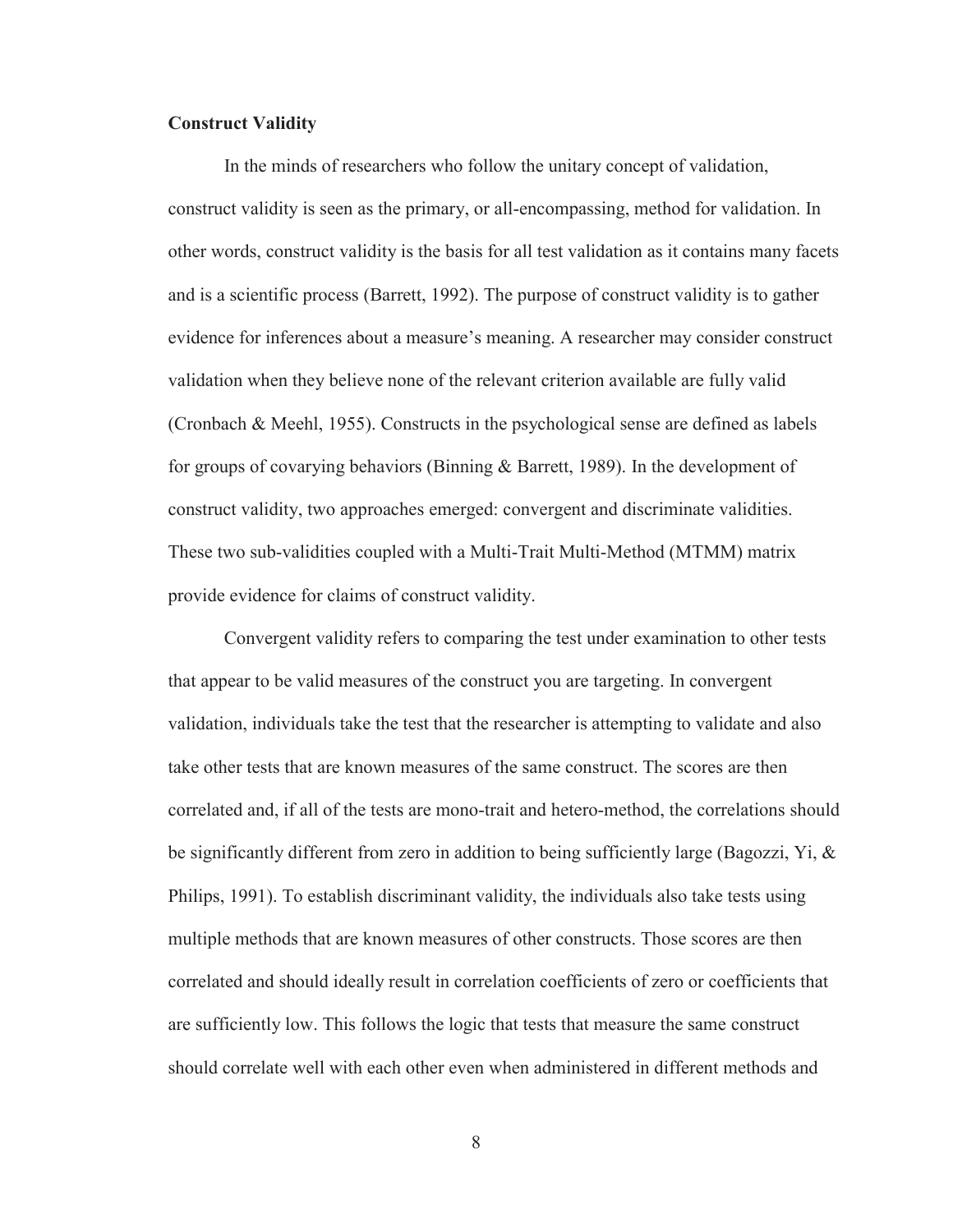**Construct Validity**

In the minds of researchers who follow the unitary concept of validation, construct validity is seen as the primary, or all-encompassing, method for validation. In other words, construct validity is the basis for all test validation as it contains many facets and is a scientific process (Barrett, 1992). The purpose of construct validity is to gather evidence for inferences about a measure's meaning. A researcher may consider construct validation when they believe none of the relevant criterion available are fully valid (Cronbach & Meehl, 1955). Constructs in the psychological sense are defined as labels for groups of covarying behaviors (Binning & Barrett, 1989). In the development of construct validity, two approaches emerged: convergent and discriminate validities. These two sub-validities coupled with a Multi-Trait Multi-Method (MTMM) matrix provide evidence for claims of construct validity.

Convergent validity refers to comparing the test under examination to other tests that appear to be valid measures of the construct you are targeting. In convergent validation, individuals take the test that the researcher is attempting to validate and also take other tests that are known measures of the same construct. The scores are then correlated and, if all of the tests are mono-trait and hetero-method, the correlations should be significantly different from zero in addition to being sufficiently large (Bagozzi, Yi, & Philips, 1991). To establish discriminant validity, the individuals also take tests using multiple methods that are known measures of other constructs. Those scores are then correlated and should ideally result in correlation coefficients of zero or coefficients that are sufficiently low. This follows the logic that tests that measure the same construct should correlate well with each other even when administered in different methods and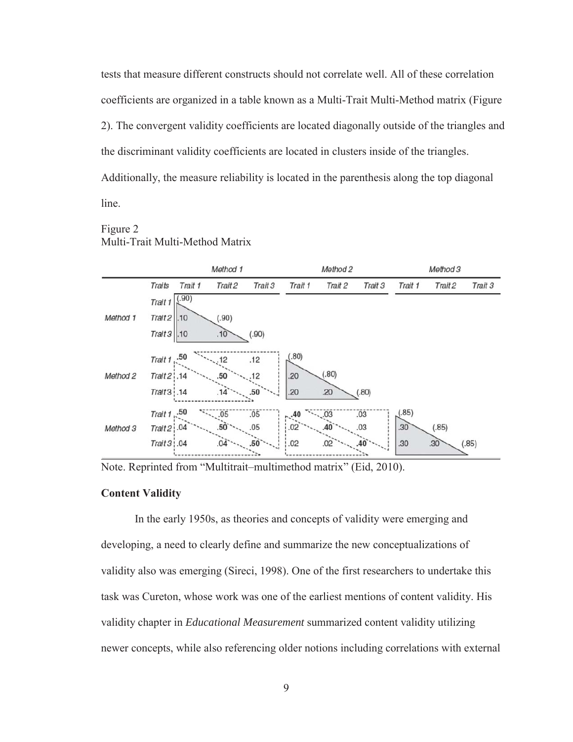tests that measure different constructs should not correlate well. All of these correlation coefficients are organized in a table known as a Multi-Trait Multi-Method matrix (Figure 2). The convergent validity coefficients are located diagonally outside of the triangles and the discriminant validity coefficients are located in clusters inside of the triangles. Additionally, the measure reliability is located in the parenthesis along the top diagonal line.

Figure 2
Multi-Trait Multi-Method Matrix

| | | Method 1 | | | Method 2 | | | Method 3 | | |
|---|---|---|---|---|---|---|---|---|---|---|
| | Traits | Trait 1 | Trait 2 | Trait 3 | Trait 1 | Trait 2 | Trait 3 | Trait 1 | Trait 2 | Trait 3 |
| Method 1 | Trait 1 | (.90) | | | | | | | | |
| | Trait 2 | .10 | (.90) | | | | | | | |
| | Trait 3 | .10 | .10 | (.90) | | | | | | |
| Method 2 | Trait 1 | **.50** | .12 | .12 | (.80) | | | | | |
| | Trait 2 | .14 | **.50** | .12 | .20 | (.80) | | | | |
| | Trait 3 | .14 | .14 | **.50** | .20 | .20 | (.80) | | | |
| Method 3 | Trait 1 | **.50** | .05 | .05 | **.40** | .03 | .03 | (.85) | | |
| | Trait 2 | .04 | **.50** | .05 | .02 | **.40** | .03 | .30 | (.85) | |
| | Trait 3 | .04 | .04 | **.50** | .02 | .02 | **.40** | .30 | .30 | (.85) |

Note. Reprinted from "Multitrait–multimethod matrix" (Eid, 2010).

### Content Validity

In the early 1950s, as theories and concepts of validity were emerging and developing, a need to clearly define and summarize the new conceptualizations of validity also was emerging (Sireci, 1998). One of the first researchers to undertake this task was Cureton, whose work was one of the earliest mentions of content validity. His validity chapter in *Educational Measurement* summarized content validity utilizing newer concepts, while also referencing older notions including correlations with external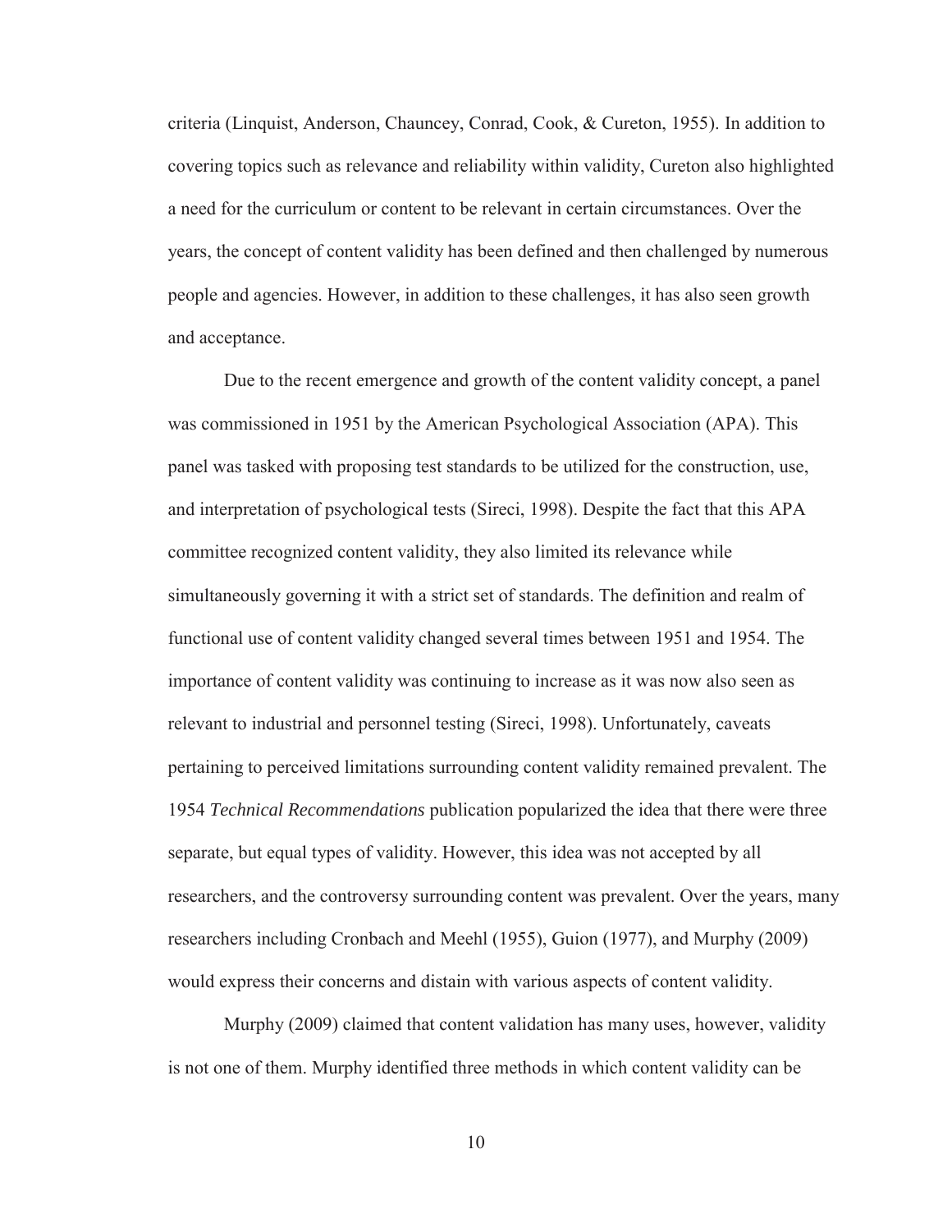criteria (Linquist, Anderson, Chauncey, Conrad, Cook, & Cureton, 1955). In addition to covering topics such as relevance and reliability within validity, Cureton also highlighted a need for the curriculum or content to be relevant in certain circumstances. Over the years, the concept of content validity has been defined and then challenged by numerous people and agencies. However, in addition to these challenges, it has also seen growth and acceptance.

Due to the recent emergence and growth of the content validity concept, a panel was commissioned in 1951 by the American Psychological Association (APA). This panel was tasked with proposing test standards to be utilized for the construction, use, and interpretation of psychological tests (Sireci, 1998). Despite the fact that this APA committee recognized content validity, they also limited its relevance while simultaneously governing it with a strict set of standards. The definition and realm of functional use of content validity changed several times between 1951 and 1954. The importance of content validity was continuing to increase as it was now also seen as relevant to industrial and personnel testing (Sireci, 1998). Unfortunately, caveats pertaining to perceived limitations surrounding content validity remained prevalent. The 1954 *Technical Recommendations* publication popularized the idea that there were three separate, but equal types of validity. However, this idea was not accepted by all researchers, and the controversy surrounding content was prevalent. Over the years, many researchers including Cronbach and Meehl (1955), Guion (1977), and Murphy (2009) would express their concerns and distain with various aspects of content validity.

Murphy (2009) claimed that content validation has many uses, however, validity is not one of them. Murphy identified three methods in which content validity can be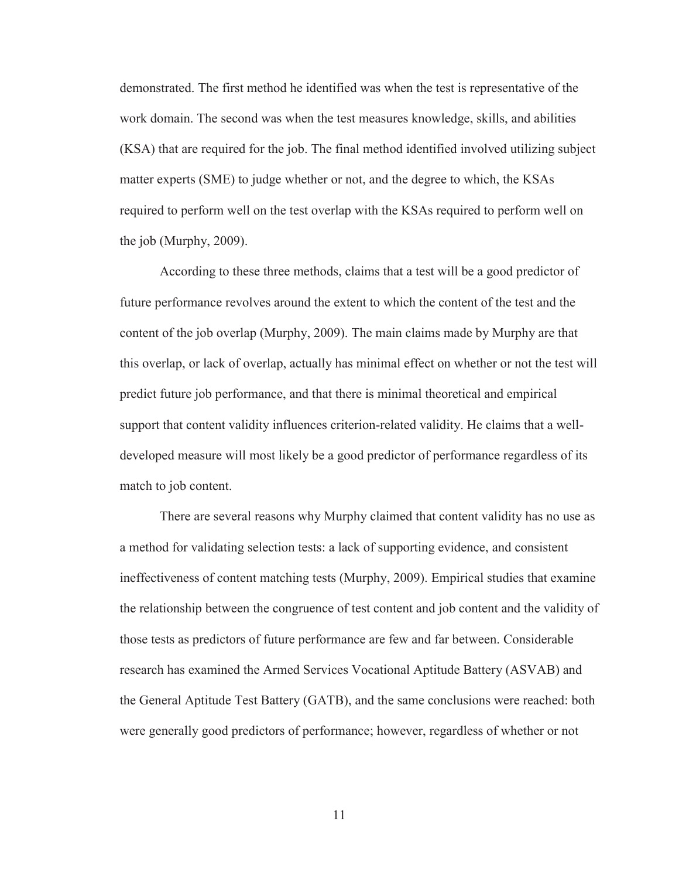demonstrated. The first method he identified was when the test is representative of the work domain. The second was when the test measures knowledge, skills, and abilities (KSA) that are required for the job. The final method identified involved utilizing subject matter experts (SME) to judge whether or not, and the degree to which, the KSAs required to perform well on the test overlap with the KSAs required to perform well on the job (Murphy, 2009).

According to these three methods, claims that a test will be a good predictor of future performance revolves around the extent to which the content of the test and the content of the job overlap (Murphy, 2009). The main claims made by Murphy are that this overlap, or lack of overlap, actually has minimal effect on whether or not the test will predict future job performance, and that there is minimal theoretical and empirical support that content validity influences criterion-related validity. He claims that a well-developed measure will most likely be a good predictor of performance regardless of its match to job content.

There are several reasons why Murphy claimed that content validity has no use as a method for validating selection tests: a lack of supporting evidence, and consistent ineffectiveness of content matching tests (Murphy, 2009). Empirical studies that examine the relationship between the congruence of test content and job content and the validity of those tests as predictors of future performance are few and far between. Considerable research has examined the Armed Services Vocational Aptitude Battery (ASVAB) and the General Aptitude Test Battery (GATB), and the same conclusions were reached: both were generally good predictors of performance; however, regardless of whether or not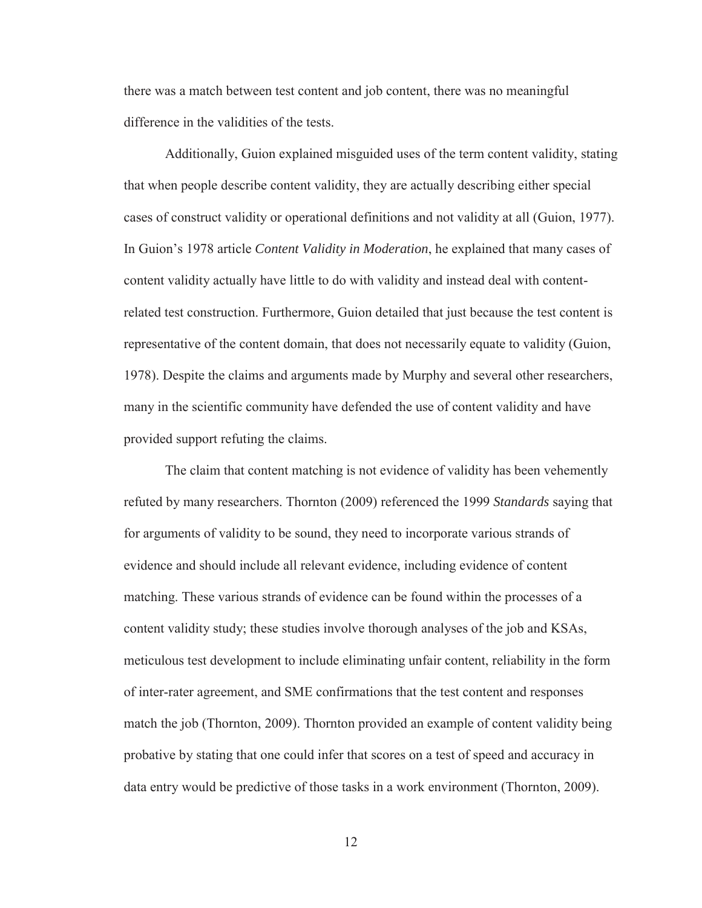there was a match between test content and job content, there was no meaningful difference in the validities of the tests.

Additionally, Guion explained misguided uses of the term content validity, stating that when people describe content validity, they are actually describing either special cases of construct validity or operational definitions and not validity at all (Guion, 1977). In Guion's 1978 article *Content Validity in Moderation*, he explained that many cases of content validity actually have little to do with validity and instead deal with content-related test construction. Furthermore, Guion detailed that just because the test content is representative of the content domain, that does not necessarily equate to validity (Guion, 1978). Despite the claims and arguments made by Murphy and several other researchers, many in the scientific community have defended the use of content validity and have provided support refuting the claims.

The claim that content matching is not evidence of validity has been vehemently refuted by many researchers. Thornton (2009) referenced the 1999 *Standards* saying that for arguments of validity to be sound, they need to incorporate various strands of evidence and should include all relevant evidence, including evidence of content matching. These various strands of evidence can be found within the processes of a content validity study; these studies involve thorough analyses of the job and KSAs, meticulous test development to include eliminating unfair content, reliability in the form of inter-rater agreement, and SME confirmations that the test content and responses match the job (Thornton, 2009). Thornton provided an example of content validity being probative by stating that one could infer that scores on a test of speed and accuracy in data entry would be predictive of those tasks in a work environment (Thornton, 2009).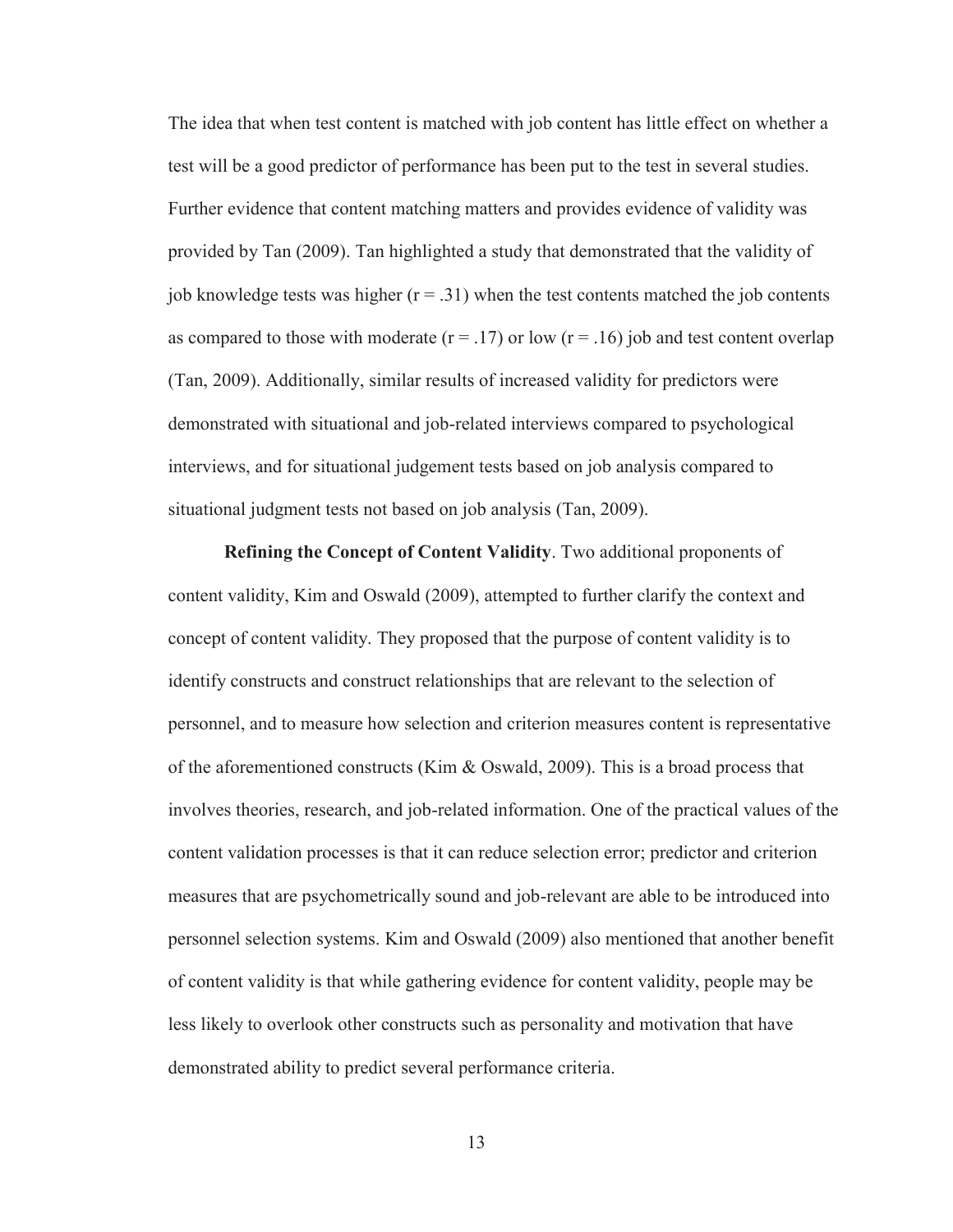The idea that when test content is matched with job content has little effect on whether a test will be a good predictor of performance has been put to the test in several studies. Further evidence that content matching matters and provides evidence of validity was provided by Tan (2009). Tan highlighted a study that demonstrated that the validity of job knowledge tests was higher ($r = .31$) when the test contents matched the job contents as compared to those with moderate ($r = .17$) or low ($r = .16$) job and test content overlap (Tan, 2009). Additionally, similar results of increased validity for predictors were demonstrated with situational and job-related interviews compared to psychological interviews, and for situational judgement tests based on job analysis compared to situational judgment tests not based on job analysis (Tan, 2009).

**Refining the Concept of Content Validity**. Two additional proponents of content validity, Kim and Oswald (2009), attempted to further clarify the context and concept of content validity. They proposed that the purpose of content validity is to identify constructs and construct relationships that are relevant to the selection of personnel, and to measure how selection and criterion measures content is representative of the aforementioned constructs (Kim & Oswald, 2009). This is a broad process that involves theories, research, and job-related information. One of the practical values of the content validation processes is that it can reduce selection error; predictor and criterion measures that are psychometrically sound and job-relevant are able to be introduced into personnel selection systems. Kim and Oswald (2009) also mentioned that another benefit of content validity is that while gathering evidence for content validity, people may be less likely to overlook other constructs such as personality and motivation that have demonstrated ability to predict several performance criteria.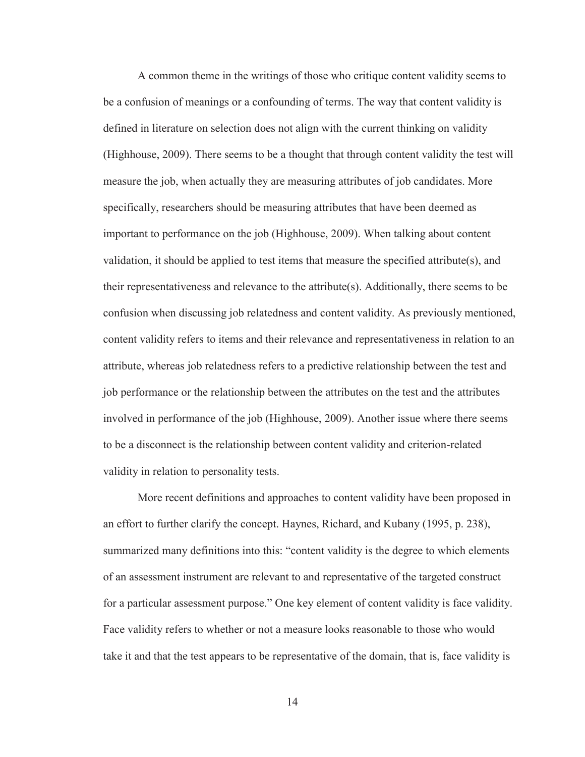A common theme in the writings of those who critique content validity seems to be a confusion of meanings or a confounding of terms. The way that content validity is defined in literature on selection does not align with the current thinking on validity (Highhouse, 2009). There seems to be a thought that through content validity the test will measure the job, when actually they are measuring attributes of job candidates. More specifically, researchers should be measuring attributes that have been deemed as important to performance on the job (Highhouse, 2009). When talking about content validation, it should be applied to test items that measure the specified attribute(s), and their representativeness and relevance to the attribute(s). Additionally, there seems to be confusion when discussing job relatedness and content validity. As previously mentioned, content validity refers to items and their relevance and representativeness in relation to an attribute, whereas job relatedness refers to a predictive relationship between the test and job performance or the relationship between the attributes on the test and the attributes involved in performance of the job (Highhouse, 2009). Another issue where there seems to be a disconnect is the relationship between content validity and criterion-related validity in relation to personality tests.

More recent definitions and approaches to content validity have been proposed in an effort to further clarify the concept. Haynes, Richard, and Kubany (1995, p. 238), summarized many definitions into this: "content validity is the degree to which elements of an assessment instrument are relevant to and representative of the targeted construct for a particular assessment purpose." One key element of content validity is face validity. Face validity refers to whether or not a measure looks reasonable to those who would take it and that the test appears to be representative of the domain, that is, face validity is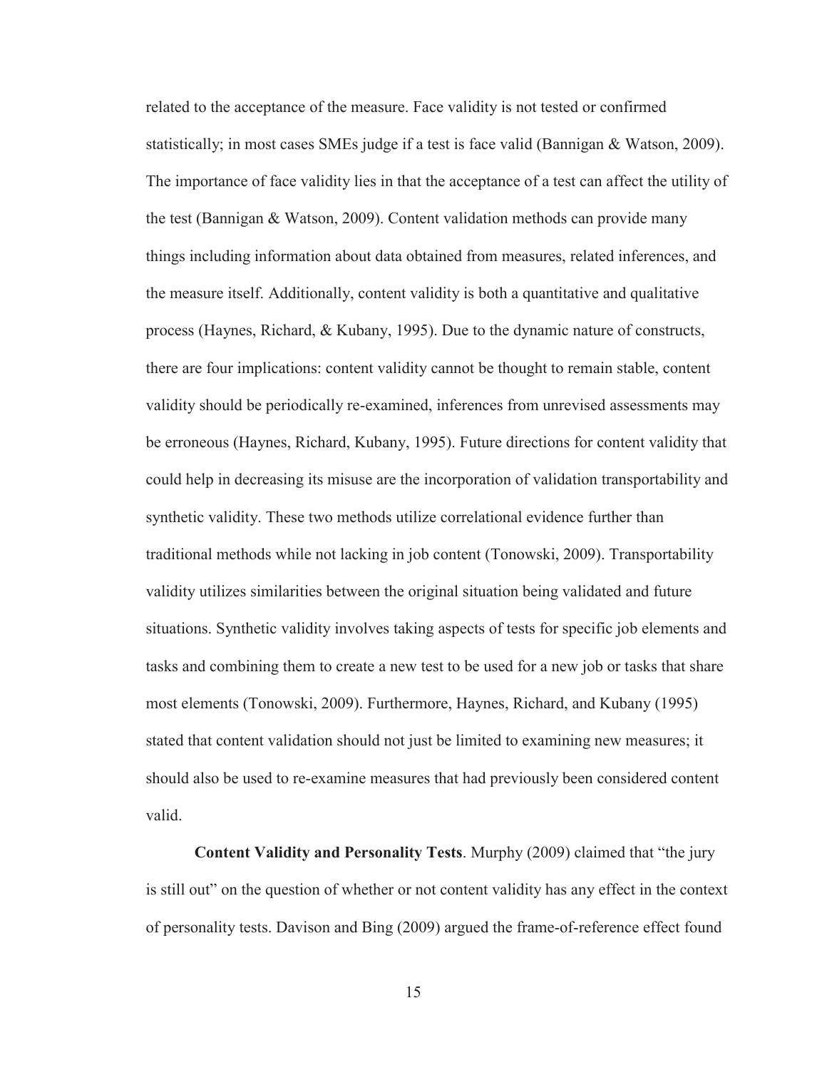related to the acceptance of the measure. Face validity is not tested or confirmed statistically; in most cases SMEs judge if a test is face valid (Bannigan & Watson, 2009). The importance of face validity lies in that the acceptance of a test can affect the utility of the test (Bannigan & Watson, 2009). Content validation methods can provide many things including information about data obtained from measures, related inferences, and the measure itself. Additionally, content validity is both a quantitative and qualitative process (Haynes, Richard, & Kubany, 1995). Due to the dynamic nature of constructs, there are four implications: content validity cannot be thought to remain stable, content validity should be periodically re-examined, inferences from unrevised assessments may be erroneous (Haynes, Richard, Kubany, 1995). Future directions for content validity that could help in decreasing its misuse are the incorporation of validation transportability and synthetic validity. These two methods utilize correlational evidence further than traditional methods while not lacking in job content (Tonowski, 2009). Transportability validity utilizes similarities between the original situation being validated and future situations. Synthetic validity involves taking aspects of tests for specific job elements and tasks and combining them to create a new test to be used for a new job or tasks that share most elements (Tonowski, 2009). Furthermore, Haynes, Richard, and Kubany (1995) stated that content validation should not just be limited to examining new measures; it should also be used to re-examine measures that had previously been considered content valid.

**Content Validity and Personality Tests**. Murphy (2009) claimed that "the jury is still out" on the question of whether or not content validity has any effect in the context of personality tests. Davison and Bing (2009) argued the frame-of-reference effect found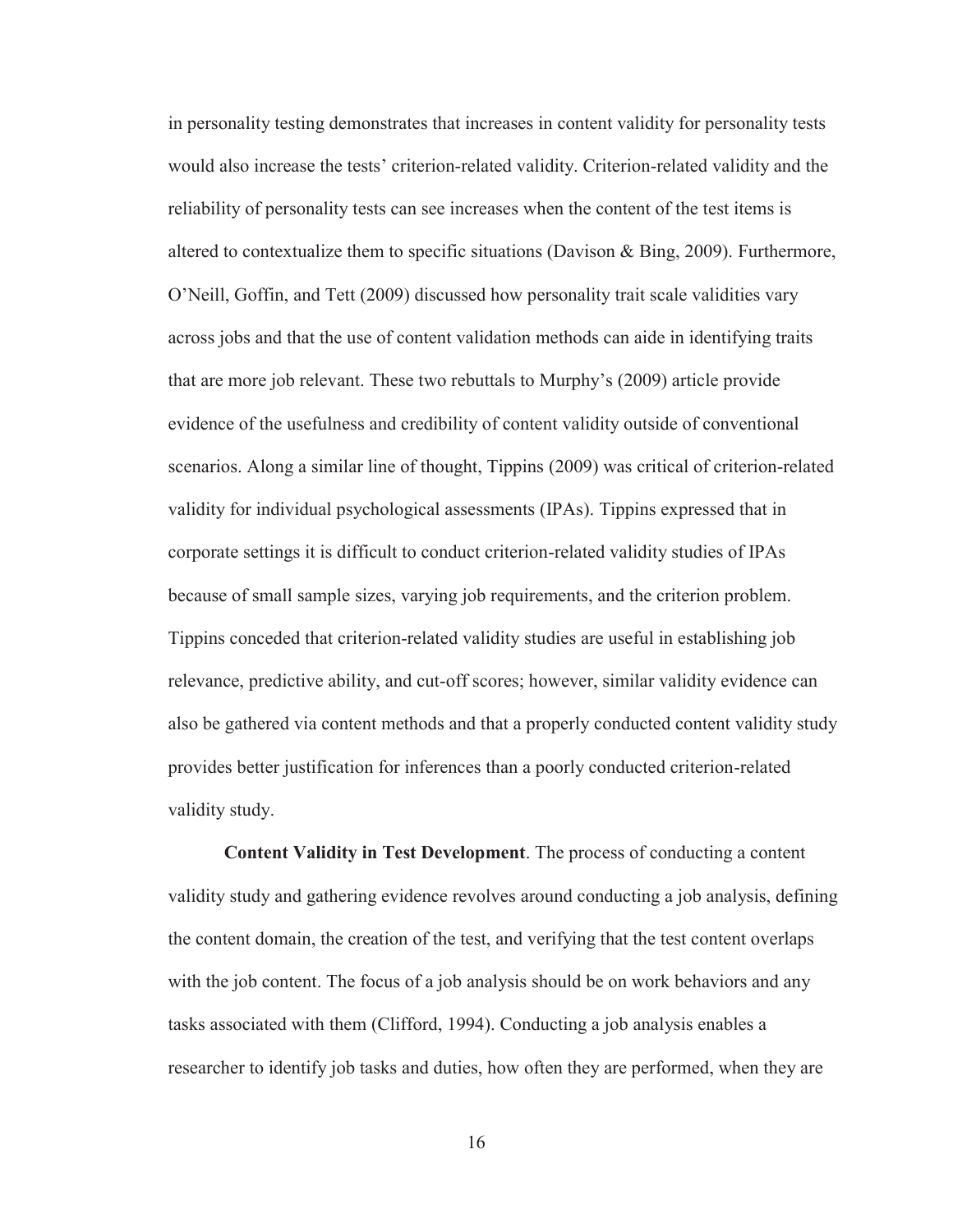in personality testing demonstrates that increases in content validity for personality tests would also increase the tests' criterion-related validity. Criterion-related validity and the reliability of personality tests can see increases when the content of the test items is altered to contextualize them to specific situations (Davison & Bing, 2009). Furthermore, O'Neill, Goffin, and Tett (2009) discussed how personality trait scale validities vary across jobs and that the use of content validation methods can aide in identifying traits that are more job relevant. These two rebuttals to Murphy's (2009) article provide evidence of the usefulness and credibility of content validity outside of conventional scenarios. Along a similar line of thought, Tippins (2009) was critical of criterion-related validity for individual psychological assessments (IPAs). Tippins expressed that in corporate settings it is difficult to conduct criterion-related validity studies of IPAs because of small sample sizes, varying job requirements, and the criterion problem. Tippins conceded that criterion-related validity studies are useful in establishing job relevance, predictive ability, and cut-off scores; however, similar validity evidence can also be gathered via content methods and that a properly conducted content validity study provides better justification for inferences than a poorly conducted criterion-related validity study.

**Content Validity in Test Development**. The process of conducting a content validity study and gathering evidence revolves around conducting a job analysis, defining the content domain, the creation of the test, and verifying that the test content overlaps with the job content. The focus of a job analysis should be on work behaviors and any tasks associated with them (Clifford, 1994). Conducting a job analysis enables a researcher to identify job tasks and duties, how often they are performed, when they are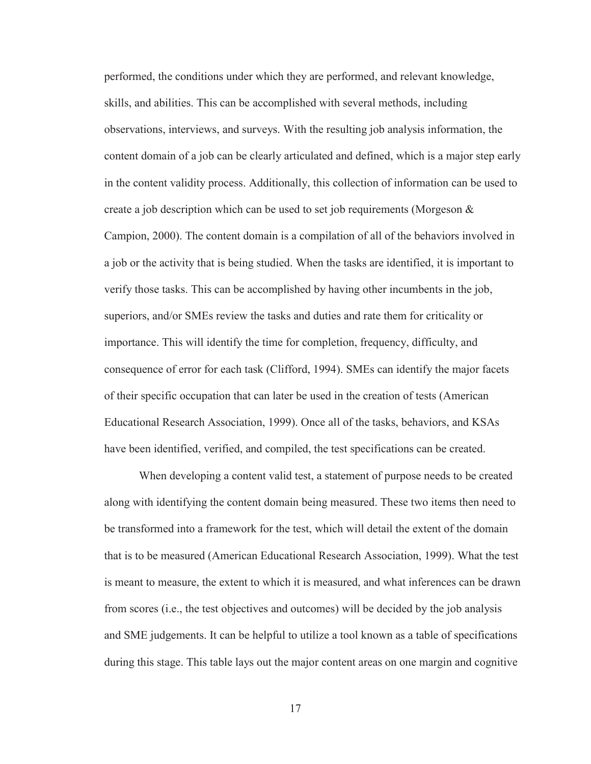performed, the conditions under which they are performed, and relevant knowledge, skills, and abilities. This can be accomplished with several methods, including observations, interviews, and surveys. With the resulting job analysis information, the content domain of a job can be clearly articulated and defined, which is a major step early in the content validity process. Additionally, this collection of information can be used to create a job description which can be used to set job requirements (Morgeson & Campion, 2000). The content domain is a compilation of all of the behaviors involved in a job or the activity that is being studied. When the tasks are identified, it is important to verify those tasks. This can be accomplished by having other incumbents in the job, superiors, and/or SMEs review the tasks and duties and rate them for criticality or importance. This will identify the time for completion, frequency, difficulty, and consequence of error for each task (Clifford, 1994). SMEs can identify the major facets of their specific occupation that can later be used in the creation of tests (American Educational Research Association, 1999). Once all of the tasks, behaviors, and KSAs have been identified, verified, and compiled, the test specifications can be created.

When developing a content valid test, a statement of purpose needs to be created along with identifying the content domain being measured. These two items then need to be transformed into a framework for the test, which will detail the extent of the domain that is to be measured (American Educational Research Association, 1999). What the test is meant to measure, the extent to which it is measured, and what inferences can be drawn from scores (i.e., the test objectives and outcomes) will be decided by the job analysis and SME judgements. It can be helpful to utilize a tool known as a table of specifications during this stage. This table lays out the major content areas on one margin and cognitive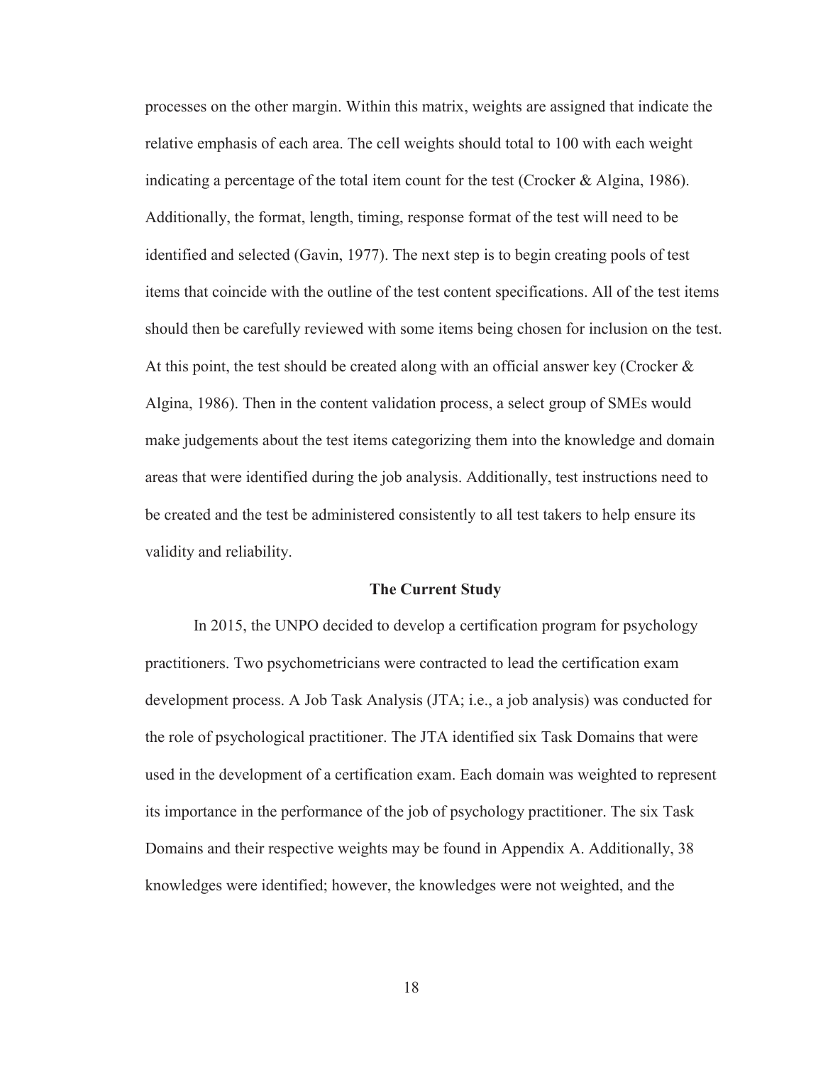processes on the other margin. Within this matrix, weights are assigned that indicate the relative emphasis of each area. The cell weights should total to 100 with each weight indicating a percentage of the total item count for the test (Crocker & Algina, 1986). Additionally, the format, length, timing, response format of the test will need to be identified and selected (Gavin, 1977). The next step is to begin creating pools of test items that coincide with the outline of the test content specifications. All of the test items should then be carefully reviewed with some items being chosen for inclusion on the test. At this point, the test should be created along with an official answer key (Crocker & Algina, 1986). Then in the content validation process, a select group of SMEs would make judgements about the test items categorizing them into the knowledge and domain areas that were identified during the job analysis. Additionally, test instructions need to be created and the test be administered consistently to all test takers to help ensure its validity and reliability.

## The Current Study

In 2015, the UNPO decided to develop a certification program for psychology practitioners. Two psychometricians were contracted to lead the certification exam development process. A Job Task Analysis (JTA; i.e., a job analysis) was conducted for the role of psychological practitioner. The JTA identified six Task Domains that were used in the development of a certification exam. Each domain was weighted to represent its importance in the performance of the job of psychology practitioner. The six Task Domains and their respective weights may be found in Appendix A. Additionally, 38 knowledges were identified; however, the knowledges were not weighted, and the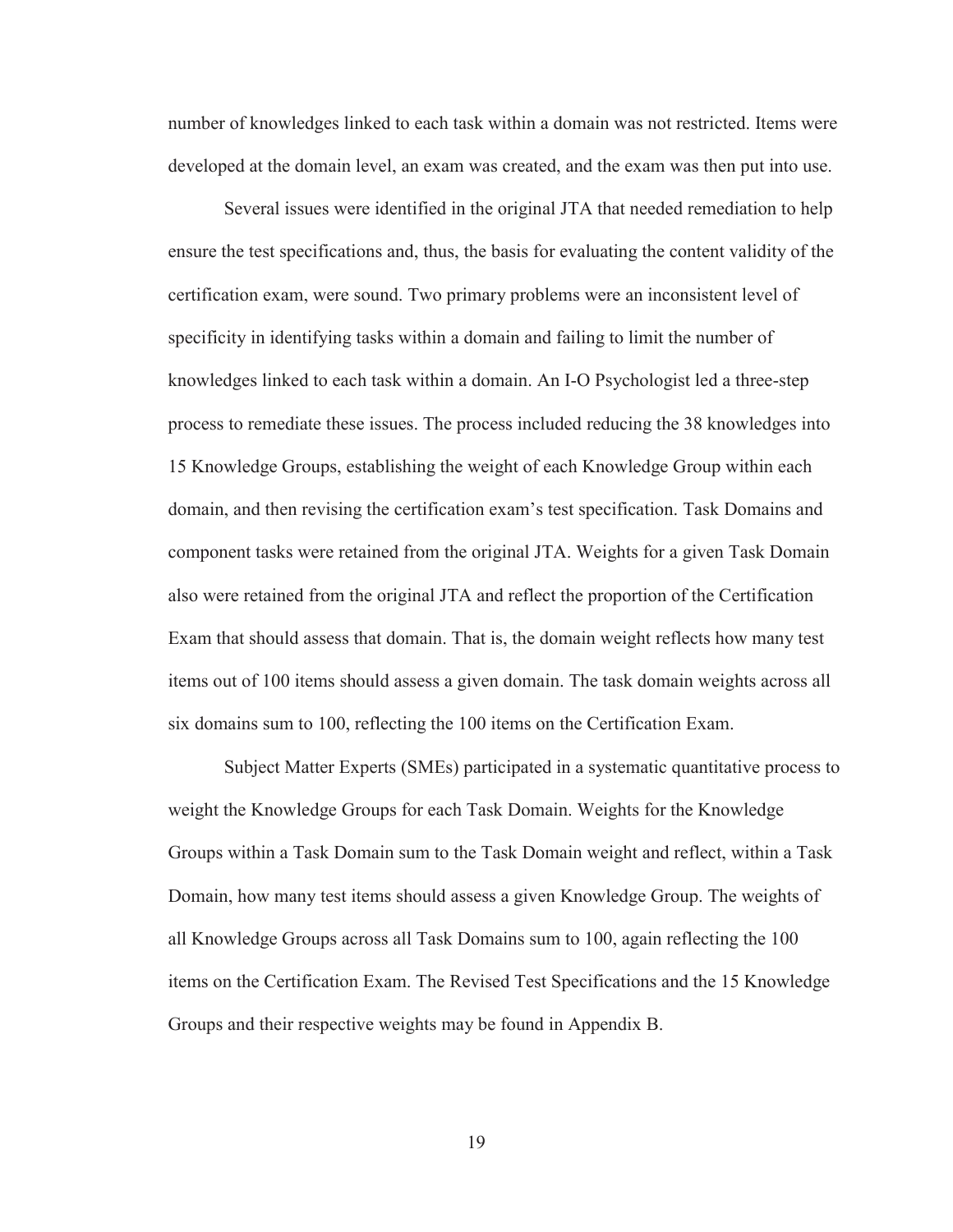number of knowledges linked to each task within a domain was not restricted. Items were developed at the domain level, an exam was created, and the exam was then put into use.

Several issues were identified in the original JTA that needed remediation to help ensure the test specifications and, thus, the basis for evaluating the content validity of the certification exam, were sound. Two primary problems were an inconsistent level of specificity in identifying tasks within a domain and failing to limit the number of knowledges linked to each task within a domain. An I-O Psychologist led a three-step process to remediate these issues. The process included reducing the 38 knowledges into 15 Knowledge Groups, establishing the weight of each Knowledge Group within each domain, and then revising the certification exam's test specification. Task Domains and component tasks were retained from the original JTA. Weights for a given Task Domain also were retained from the original JTA and reflect the proportion of the Certification Exam that should assess that domain. That is, the domain weight reflects how many test items out of 100 items should assess a given domain. The task domain weights across all six domains sum to 100, reflecting the 100 items on the Certification Exam.

Subject Matter Experts (SMEs) participated in a systematic quantitative process to weight the Knowledge Groups for each Task Domain. Weights for the Knowledge Groups within a Task Domain sum to the Task Domain weight and reflect, within a Task Domain, how many test items should assess a given Knowledge Group. The weights of all Knowledge Groups across all Task Domains sum to 100, again reflecting the 100 items on the Certification Exam. The Revised Test Specifications and the 15 Knowledge Groups and their respective weights may be found in Appendix B.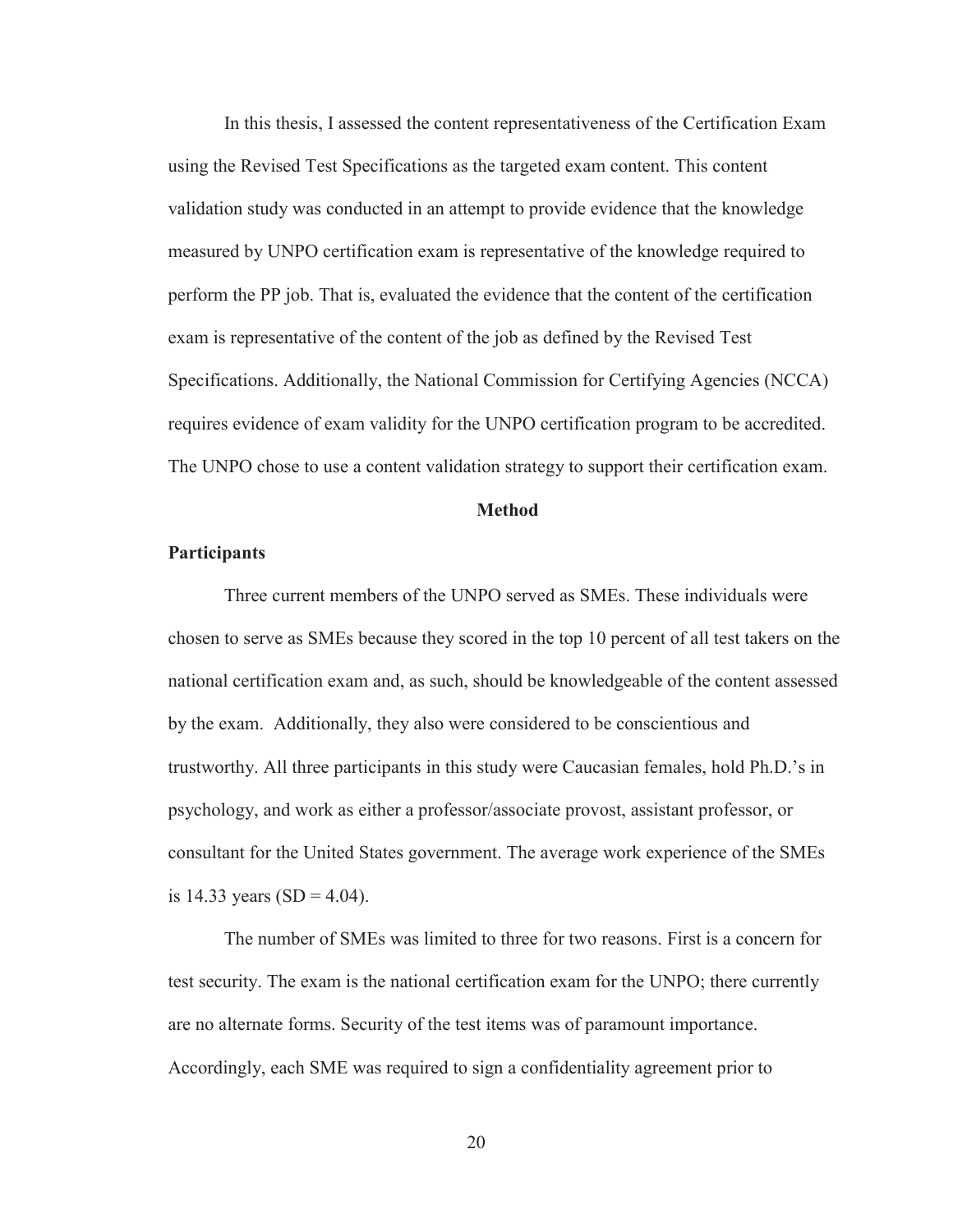In this thesis, I assessed the content representativeness of the Certification Exam using the Revised Test Specifications as the targeted exam content. This content validation study was conducted in an attempt to provide evidence that the knowledge measured by UNPO certification exam is representative of the knowledge required to perform the PP job. That is, evaluated the evidence that the content of the certification exam is representative of the content of the job as defined by the Revised Test Specifications. Additionally, the National Commission for Certifying Agencies (NCCA) requires evidence of exam validity for the UNPO certification program to be accredited. The UNPO chose to use a content validation strategy to support their certification exam.

## Method

### Participants

Three current members of the UNPO served as SMEs. These individuals were chosen to serve as SMEs because they scored in the top 10 percent of all test takers on the national certification exam and, as such, should be knowledgeable of the content assessed by the exam. Additionally, they also were considered to be conscientious and trustworthy. All three participants in this study were Caucasian females, hold Ph.D.'s in psychology, and work as either a professor/associate provost, assistant professor, or consultant for the United States government. The average work experience of the SMEs is 14.33 years (SD = 4.04).

The number of SMEs was limited to three for two reasons. First is a concern for test security. The exam is the national certification exam for the UNPO; there currently are no alternate forms. Security of the test items was of paramount importance. Accordingly, each SME was required to sign a confidentiality agreement prior to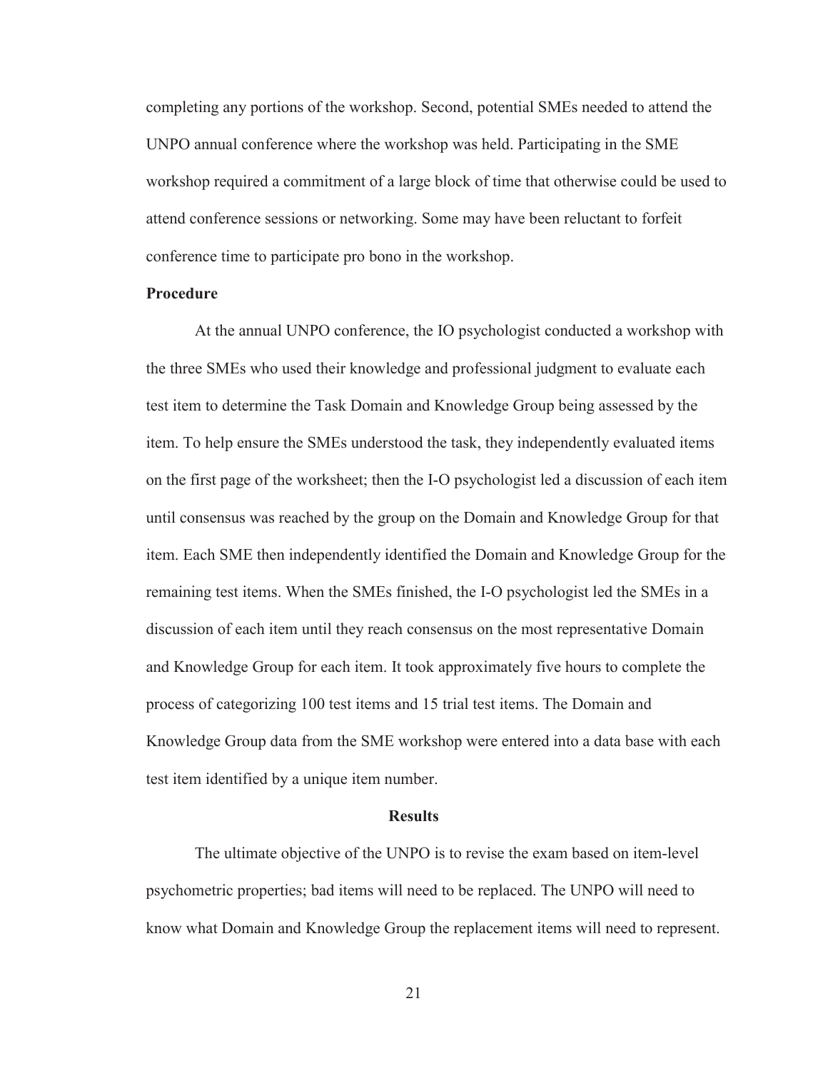completing any portions of the workshop. Second, potential SMEs needed to attend the UNPO annual conference where the workshop was held. Participating in the SME workshop required a commitment of a large block of time that otherwise could be used to attend conference sessions or networking. Some may have been reluctant to forfeit conference time to participate pro bono in the workshop.

### Procedure

At the annual UNPO conference, the IO psychologist conducted a workshop with the three SMEs who used their knowledge and professional judgment to evaluate each test item to determine the Task Domain and Knowledge Group being assessed by the item. To help ensure the SMEs understood the task, they independently evaluated items on the first page of the worksheet; then the I-O psychologist led a discussion of each item until consensus was reached by the group on the Domain and Knowledge Group for that item. Each SME then independently identified the Domain and Knowledge Group for the remaining test items. When the SMEs finished, the I-O psychologist led the SMEs in a discussion of each item until they reach consensus on the most representative Domain and Knowledge Group for each item. It took approximately five hours to complete the process of categorizing 100 test items and 15 trial test items. The Domain and Knowledge Group data from the SME workshop were entered into a data base with each test item identified by a unique item number.

## Results

The ultimate objective of the UNPO is to revise the exam based on item-level psychometric properties; bad items will need to be replaced. The UNPO will need to know what Domain and Knowledge Group the replacement items will need to represent.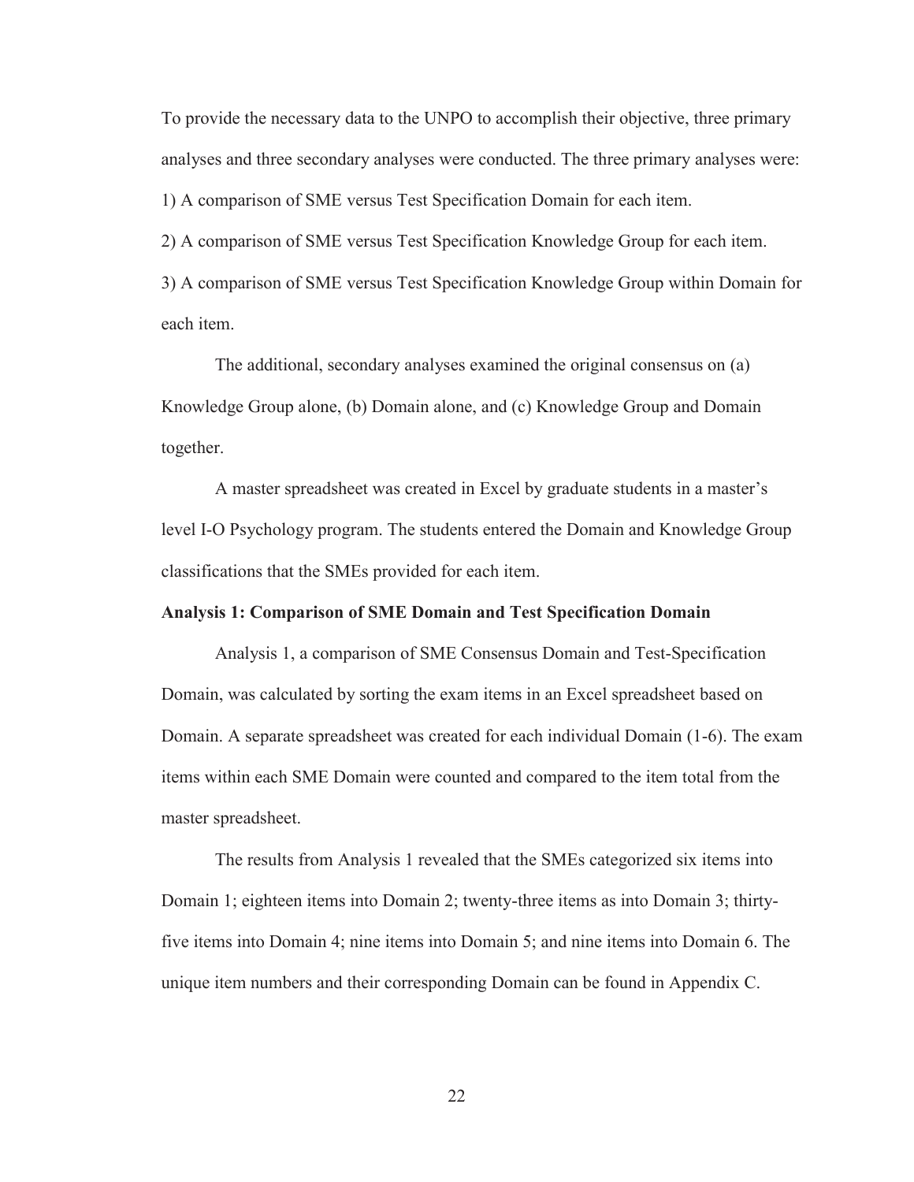To provide the necessary data to the UNPO to accomplish their objective, three primary analyses and three secondary analyses were conducted. The three primary analyses were:

1) A comparison of SME versus Test Specification Domain for each item.

2) A comparison of SME versus Test Specification Knowledge Group for each item.

3) A comparison of SME versus Test Specification Knowledge Group within Domain for each item.

The additional, secondary analyses examined the original consensus on (a) Knowledge Group alone, (b) Domain alone, and (c) Knowledge Group and Domain together.

A master spreadsheet was created in Excel by graduate students in a master's level I-O Psychology program. The students entered the Domain and Knowledge Group classifications that the SMEs provided for each item.

**Analysis 1: Comparison of SME Domain and Test Specification Domain**

Analysis 1, a comparison of SME Consensus Domain and Test-Specification Domain, was calculated by sorting the exam items in an Excel spreadsheet based on Domain. A separate spreadsheet was created for each individual Domain (1-6). The exam items within each SME Domain were counted and compared to the item total from the master spreadsheet.

The results from Analysis 1 revealed that the SMEs categorized six items into Domain 1; eighteen items into Domain 2; twenty-three items as into Domain 3; thirty-five items into Domain 4; nine items into Domain 5; and nine items into Domain 6. The unique item numbers and their corresponding Domain can be found in Appendix C.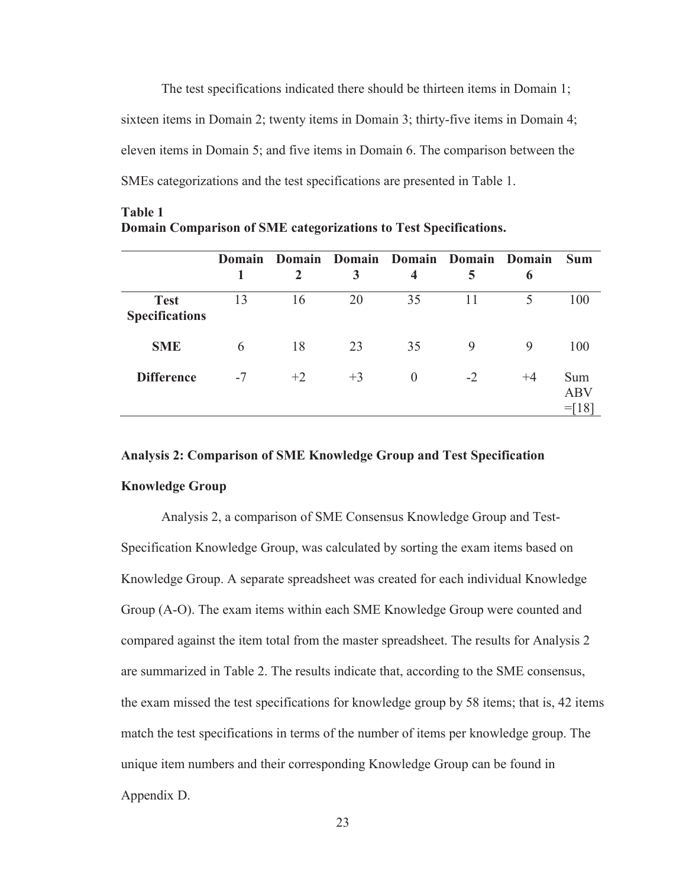The test specifications indicated there should be thirteen items in Domain 1; sixteen items in Domain 2; twenty items in Domain 3; thirty-five items in Domain 4; eleven items in Domain 5; and five items in Domain 6. The comparison between the SMEs categorizations and the test specifications are presented in Table 1.

**Table 1**
**Domain Comparison of SME categorizations to Test Specifications.**

| | Domain 1 | Domain 2 | Domain 3 | Domain 4 | Domain 5 | Domain 6 | Sum |
|---|---|---|---|---|---|---|---|
| **Test Specifications** | 13 | 16 | 20 | 35 | 11 | 5 | 100 |
| **SME** | 6 | 18 | 23 | 35 | 9 | 9 | 100 |
| **Difference** | -7 | +2 | +3 | 0 | -2 | +4 | Sum ABV =[18] |

**Analysis 2: Comparison of SME Knowledge Group and Test Specification Knowledge Group**

Analysis 2, a comparison of SME Consensus Knowledge Group and Test-Specification Knowledge Group, was calculated by sorting the exam items based on Knowledge Group. A separate spreadsheet was created for each individual Knowledge Group (A-O). The exam items within each SME Knowledge Group were counted and compared against the item total from the master spreadsheet. The results for Analysis 2 are summarized in Table 2. The results indicate that, according to the SME consensus, the exam missed the test specifications for knowledge group by 58 items; that is, 42 items match the test specifications in terms of the number of items per knowledge group. The unique item numbers and their corresponding Knowledge Group can be found in Appendix D.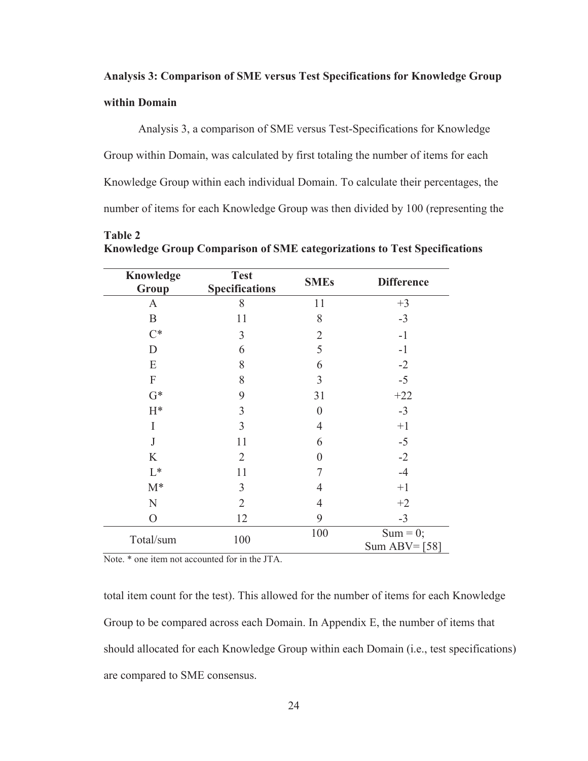**Analysis 3: Comparison of SME versus Test Specifications for Knowledge Group within Domain**

Analysis 3, a comparison of SME versus Test-Specifications for Knowledge Group within Domain, was calculated by first totaling the number of items for each Knowledge Group within each individual Domain. To calculate their percentages, the number of items for each Knowledge Group was then divided by 100 (representing the total item count for the test). This allowed for the number of items for each Knowledge Group to be compared across each Domain. In Appendix E, the number of items that should allocated for each Knowledge Group within each Domain (i.e., test specifications) are compared to SME consensus.

**Table 2**
**Knowledge Group Comparison of SME categorizations to Test Specifications**

| Knowledge Group | Test Specifications | SMEs | Difference |
|---|---|---|---|
| A | 8 | 11 | +3 |
| B | 11 | 8 | -3 |
| C* | 3 | 2 | -1 |
| D | 6 | 5 | -1 |
| E | 8 | 6 | -2 |
| F | 8 | 3 | -5 |
| G* | 9 | 31 | +22 |
| H* | 3 | 0 | -3 |
| I | 3 | 4 | +1 |
| J | 11 | 6 | -5 |
| K | 2 | 0 | -2 |
| L* | 11 | 7 | -4 |
| M* | 3 | 4 | +1 |
| N | 2 | 4 | +2 |
| O | 12 | 9 | -3 |
| Total/sum | 100 | 100 | Sum = 0; Sum ABV= [58] |

Note. * one item not accounted for in the JTA.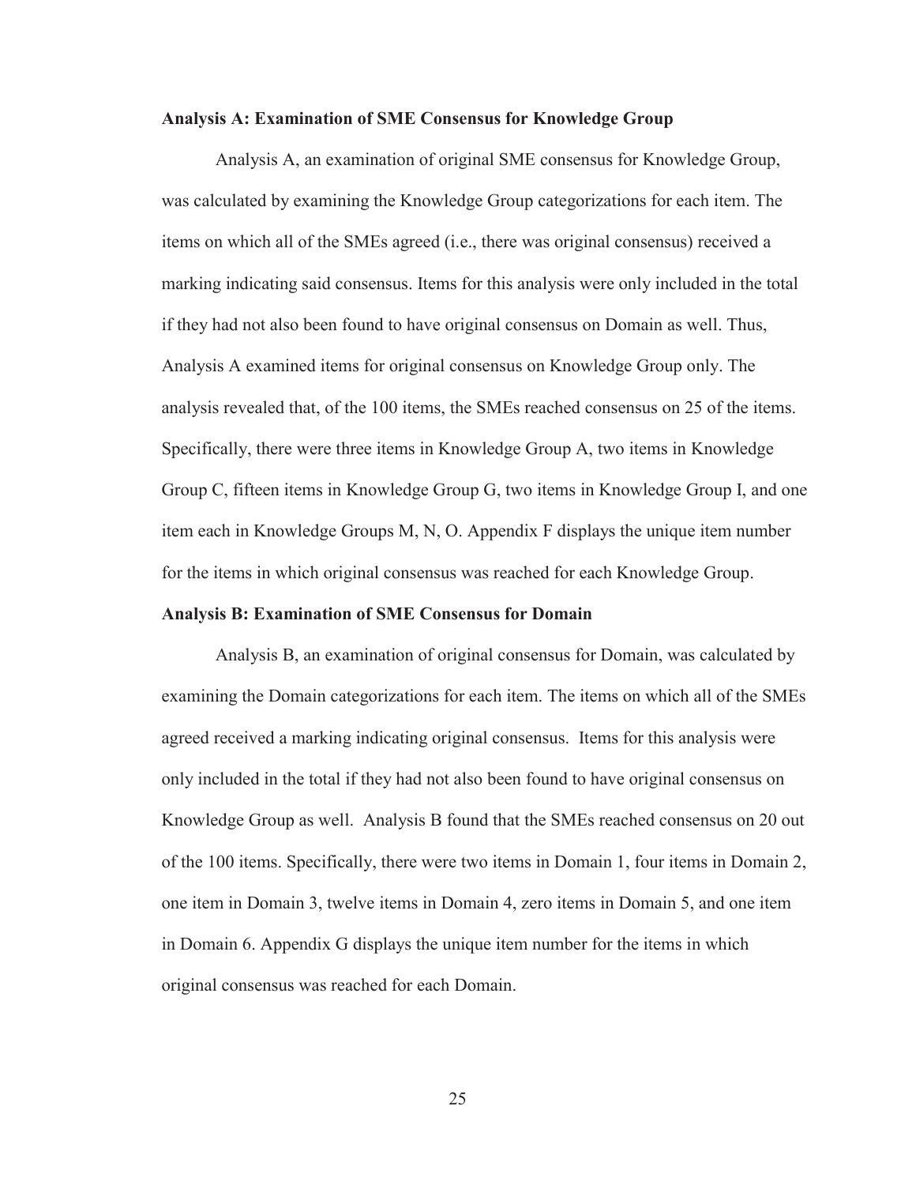**Analysis A: Examination of SME Consensus for Knowledge Group**

Analysis A, an examination of original SME consensus for Knowledge Group, was calculated by examining the Knowledge Group categorizations for each item. The items on which all of the SMEs agreed (i.e., there was original consensus) received a marking indicating said consensus. Items for this analysis were only included in the total if they had not also been found to have original consensus on Domain as well. Thus, Analysis A examined items for original consensus on Knowledge Group only. The analysis revealed that, of the 100 items, the SMEs reached consensus on 25 of the items. Specifically, there were three items in Knowledge Group A, two items in Knowledge Group C, fifteen items in Knowledge Group G, two items in Knowledge Group I, and one item each in Knowledge Groups M, N, O. Appendix F displays the unique item number for the items in which original consensus was reached for each Knowledge Group.

**Analysis B: Examination of SME Consensus for Domain**

Analysis B, an examination of original consensus for Domain, was calculated by examining the Domain categorizations for each item. The items on which all of the SMEs agreed received a marking indicating original consensus. Items for this analysis were only included in the total if they had not also been found to have original consensus on Knowledge Group as well. Analysis B found that the SMEs reached consensus on 20 out of the 100 items. Specifically, there were two items in Domain 1, four items in Domain 2, one item in Domain 3, twelve items in Domain 4, zero items in Domain 5, and one item in Domain 6. Appendix G displays the unique item number for the items in which original consensus was reached for each Domain.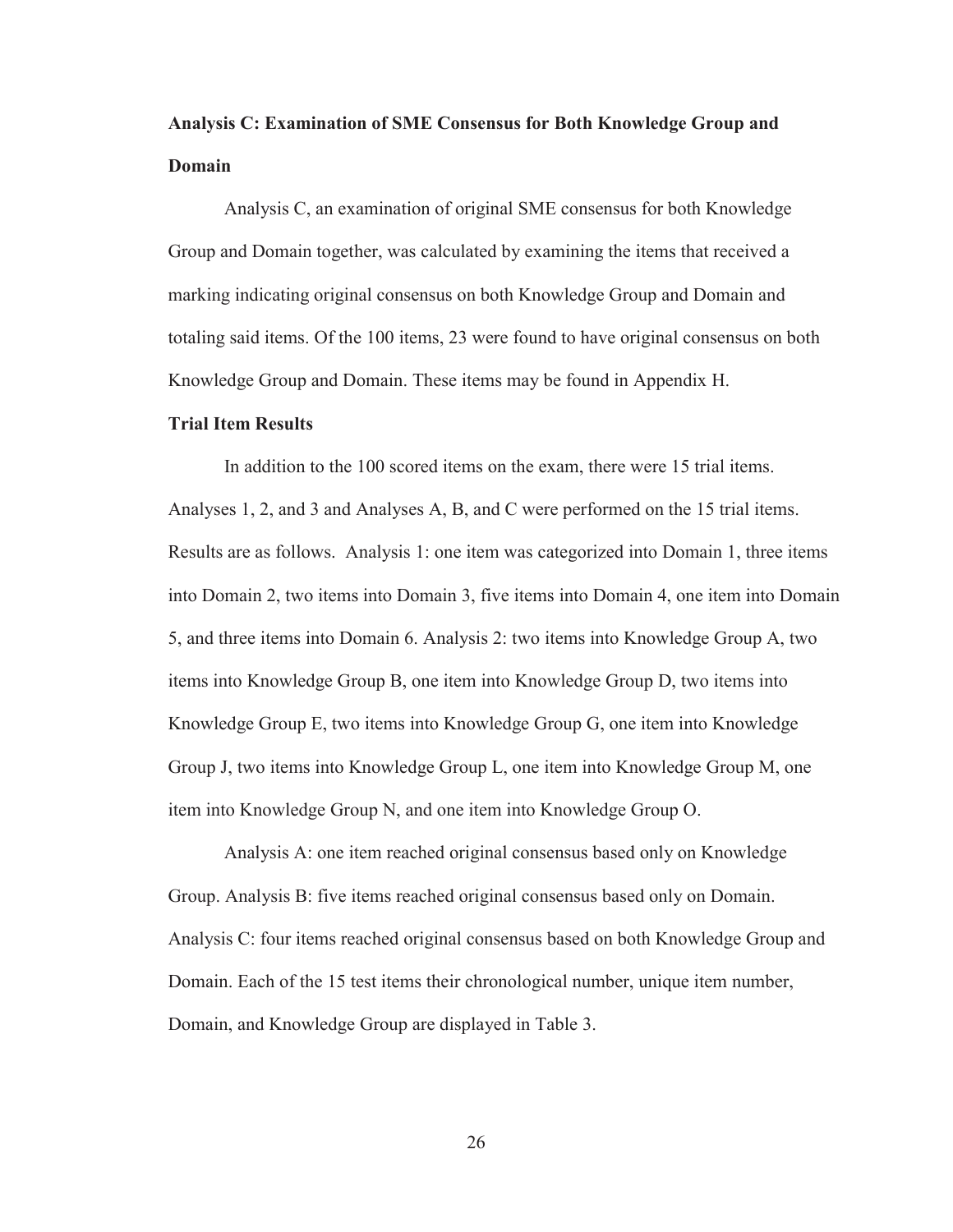### Analysis C: Examination of SME Consensus for Both Knowledge Group and Domain

Analysis C, an examination of original SME consensus for both Knowledge Group and Domain together, was calculated by examining the items that received a marking indicating original consensus on both Knowledge Group and Domain and totaling said items. Of the 100 items, 23 were found to have original consensus on both Knowledge Group and Domain. These items may be found in Appendix H.

### Trial Item Results

In addition to the 100 scored items on the exam, there were 15 trial items. Analyses 1, 2, and 3 and Analyses A, B, and C were performed on the 15 trial items. Results are as follows. Analysis 1: one item was categorized into Domain 1, three items into Domain 2, two items into Domain 3, five items into Domain 4, one item into Domain 5, and three items into Domain 6. Analysis 2: two items into Knowledge Group A, two items into Knowledge Group B, one item into Knowledge Group D, two items into Knowledge Group E, two items into Knowledge Group G, one item into Knowledge Group J, two items into Knowledge Group L, one item into Knowledge Group M, one item into Knowledge Group N, and one item into Knowledge Group O.

Analysis A: one item reached original consensus based only on Knowledge Group. Analysis B: five items reached original consensus based only on Domain. Analysis C: four items reached original consensus based on both Knowledge Group and Domain. Each of the 15 test items their chronological number, unique item number, Domain, and Knowledge Group are displayed in Table 3.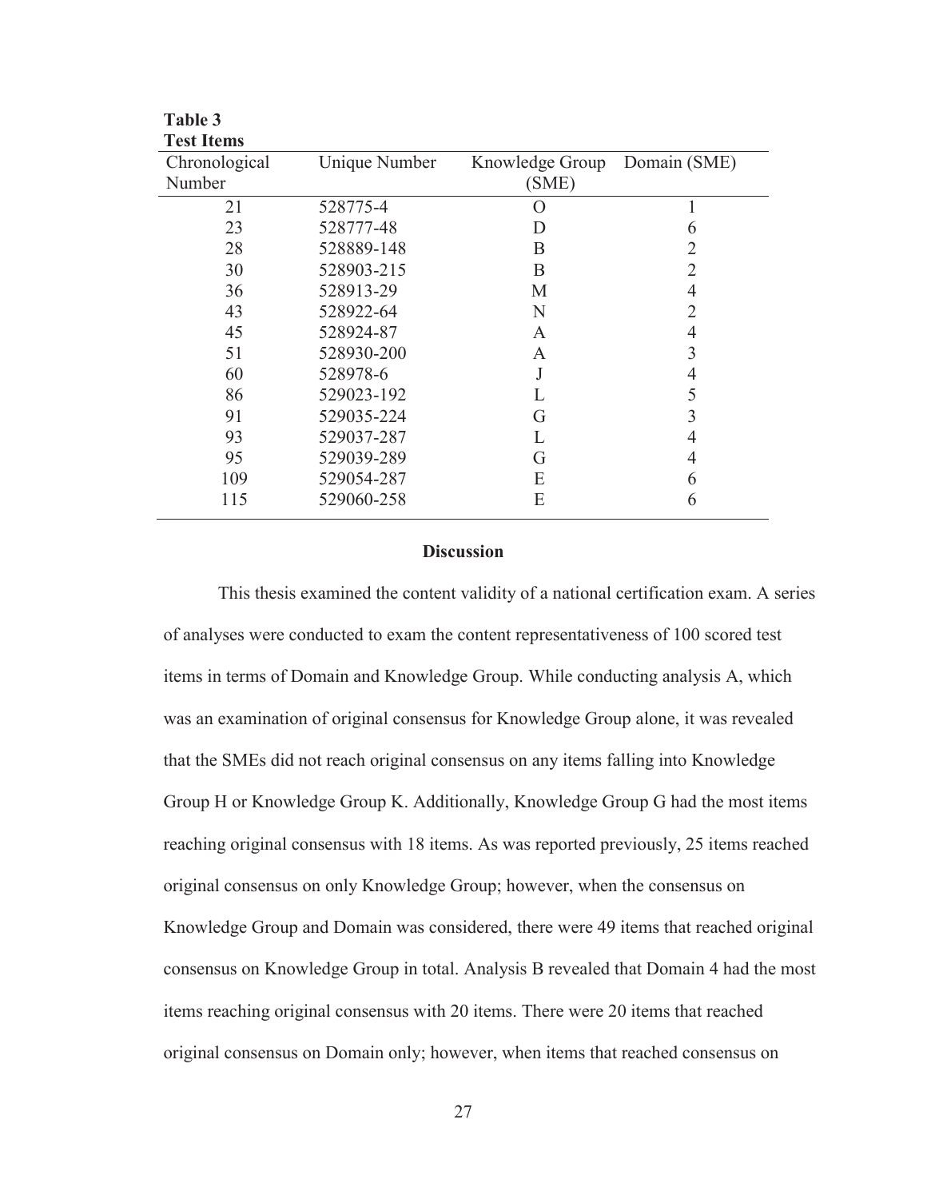**Table 3**
**Test Items**

| Chronological Number | Unique Number | Knowledge Group (SME) | Domain (SME) |
|---|---|---|---|
| 21 | 528775-4 | O | 1 |
| 23 | 528777-48 | D | 6 |
| 28 | 528889-148 | B | 2 |
| 30 | 528903-215 | B | 2 |
| 36 | 528913-29 | M | 4 |
| 43 | 528922-64 | N | 2 |
| 45 | 528924-87 | A | 4 |
| 51 | 528930-200 | A | 3 |
| 60 | 528978-6 | J | 4 |
| 86 | 529023-192 | L | 5 |
| 91 | 529035-224 | G | 3 |
| 93 | 529037-287 | L | 4 |
| 95 | 529039-289 | G | 4 |
| 109 | 529054-287 | E | 6 |
| 115 | 529060-258 | E | 6 |

## Discussion

This thesis examined the content validity of a national certification exam. A series of analyses were conducted to exam the content representativeness of 100 scored test items in terms of Domain and Knowledge Group. While conducting analysis A, which was an examination of original consensus for Knowledge Group alone, it was revealed that the SMEs did not reach original consensus on any items falling into Knowledge Group H or Knowledge Group K. Additionally, Knowledge Group G had the most items reaching original consensus with 18 items. As was reported previously, 25 items reached original consensus on only Knowledge Group; however, when the consensus on Knowledge Group and Domain was considered, there were 49 items that reached original consensus on Knowledge Group in total. Analysis B revealed that Domain 4 had the most items reaching original consensus with 20 items. There were 20 items that reached original consensus on Domain only; however, when items that reached consensus on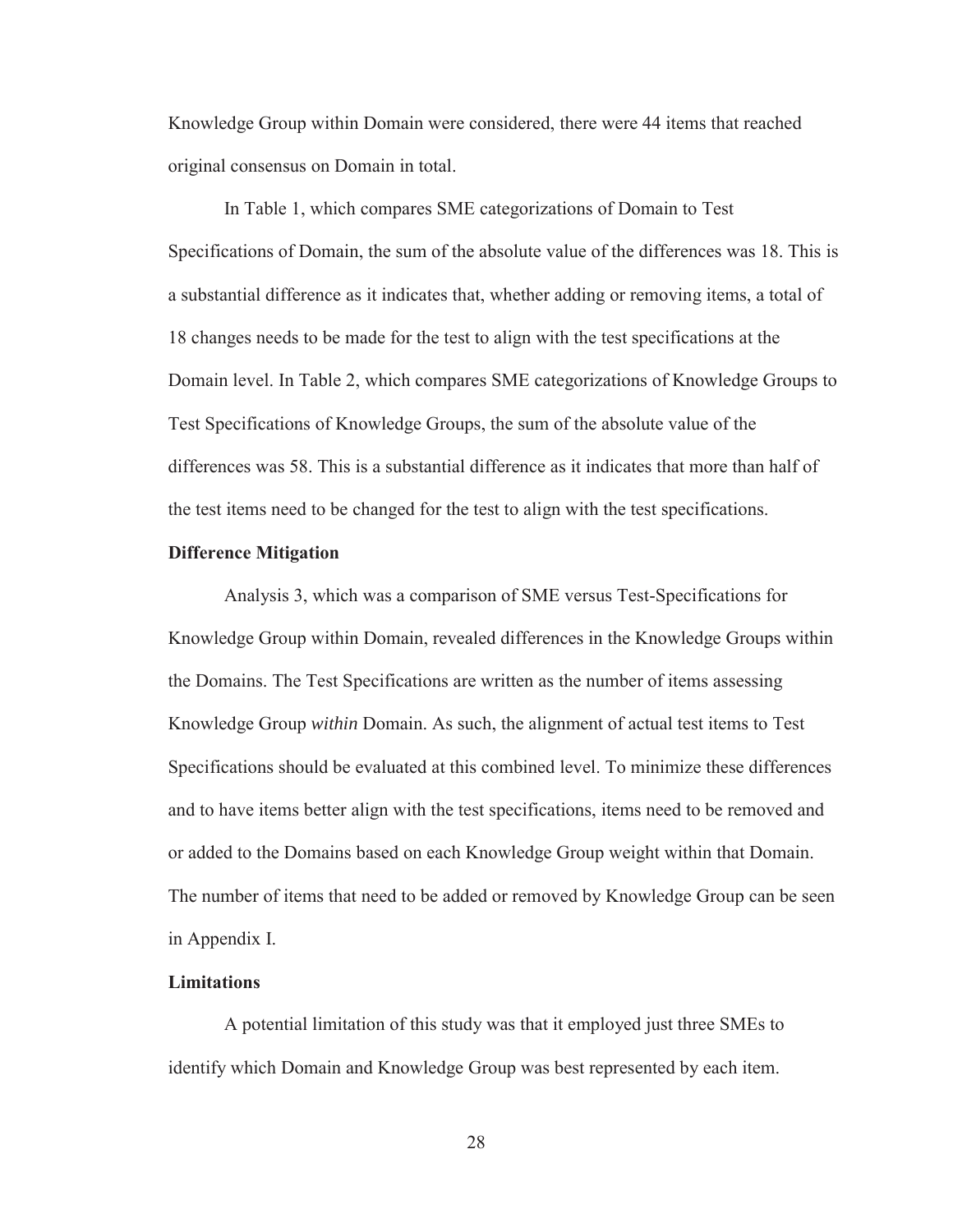Knowledge Group within Domain were considered, there were 44 items that reached original consensus on Domain in total.

In Table 1, which compares SME categorizations of Domain to Test Specifications of Domain, the sum of the absolute value of the differences was 18. This is a substantial difference as it indicates that, whether adding or removing items, a total of 18 changes needs to be made for the test to align with the test specifications at the Domain level. In Table 2, which compares SME categorizations of Knowledge Groups to Test Specifications of Knowledge Groups, the sum of the absolute value of the differences was 58. This is a substantial difference as it indicates that more than half of the test items need to be changed for the test to align with the test specifications.

## Difference Mitigation

Analysis 3, which was a comparison of SME versus Test-Specifications for Knowledge Group within Domain, revealed differences in the Knowledge Groups within the Domains. The Test Specifications are written as the number of items assessing Knowledge Group *within* Domain. As such, the alignment of actual test items to Test Specifications should be evaluated at this combined level. To minimize these differences and to have items better align with the test specifications, items need to be removed and or added to the Domains based on each Knowledge Group weight within that Domain. The number of items that need to be added or removed by Knowledge Group can be seen in Appendix I.

## Limitations

A potential limitation of this study was that it employed just three SMEs to identify which Domain and Knowledge Group was best represented by each item.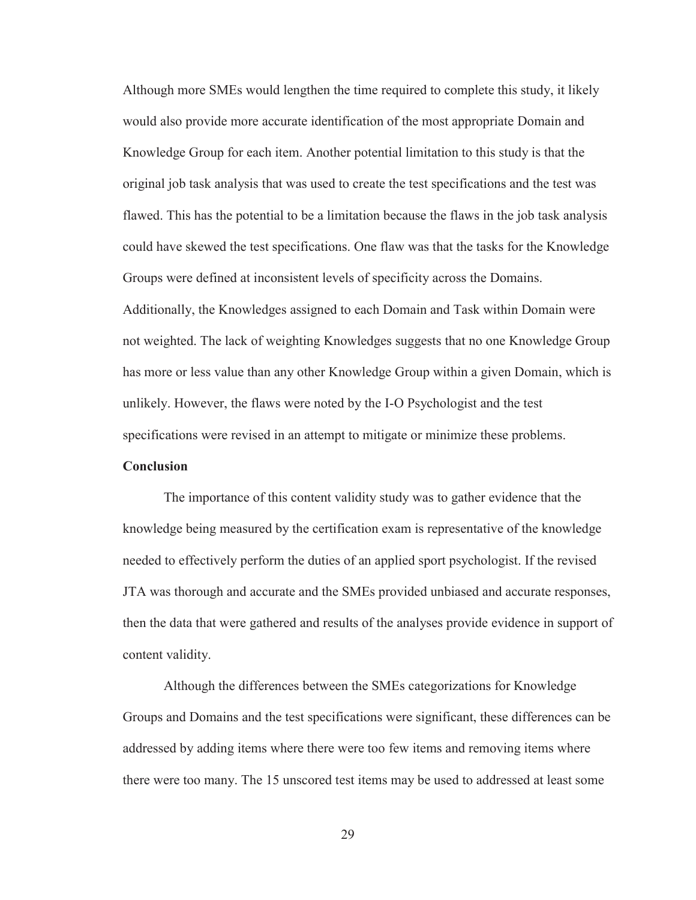Although more SMEs would lengthen the time required to complete this study, it likely would also provide more accurate identification of the most appropriate Domain and Knowledge Group for each item. Another potential limitation to this study is that the original job task analysis that was used to create the test specifications and the test was flawed. This has the potential to be a limitation because the flaws in the job task analysis could have skewed the test specifications. One flaw was that the tasks for the Knowledge Groups were defined at inconsistent levels of specificity across the Domains. Additionally, the Knowledges assigned to each Domain and Task within Domain were not weighted. The lack of weighting Knowledges suggests that no one Knowledge Group has more or less value than any other Knowledge Group within a given Domain, which is unlikely. However, the flaws were noted by the I-O Psychologist and the test specifications were revised in an attempt to mitigate or minimize these problems.

**Conclusion**

The importance of this content validity study was to gather evidence that the knowledge being measured by the certification exam is representative of the knowledge needed to effectively perform the duties of an applied sport psychologist. If the revised JTA was thorough and accurate and the SMEs provided unbiased and accurate responses, then the data that were gathered and results of the analyses provide evidence in support of content validity.

Although the differences between the SMEs categorizations for Knowledge Groups and Domains and the test specifications were significant, these differences can be addressed by adding items where there were too few items and removing items where there were too many. The 15 unscored test items may be used to addressed at least some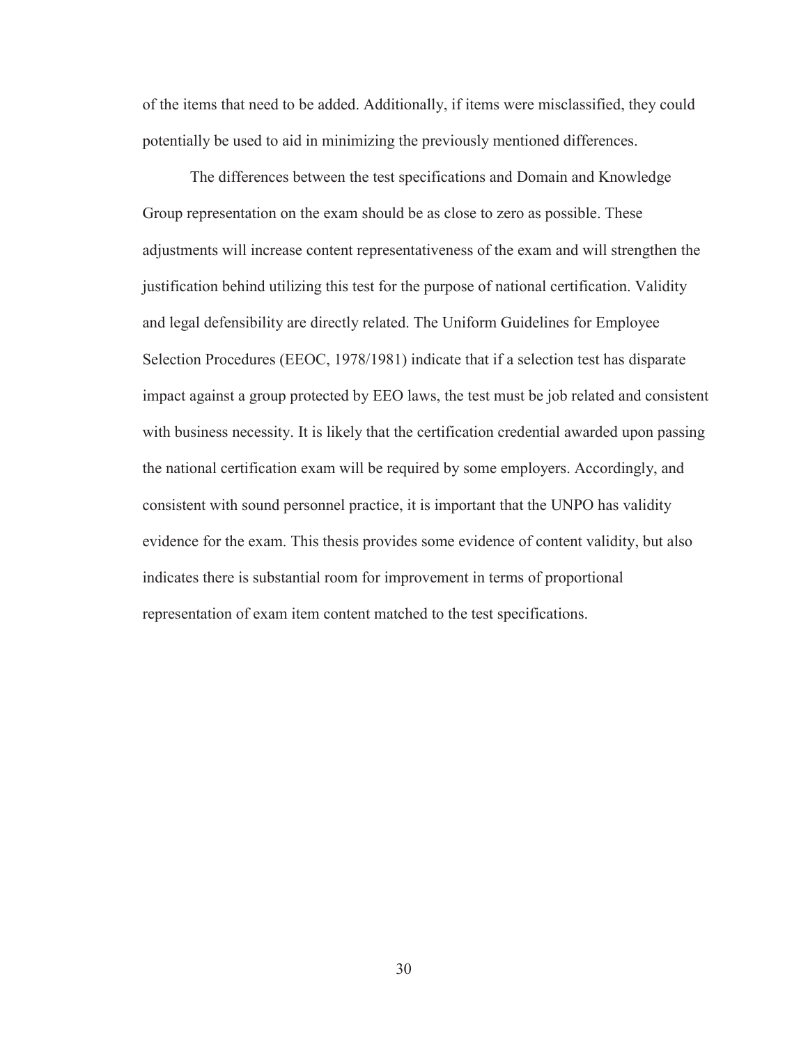of the items that need to be added. Additionally, if items were misclassified, they could potentially be used to aid in minimizing the previously mentioned differences.

The differences between the test specifications and Domain and Knowledge Group representation on the exam should be as close to zero as possible. These adjustments will increase content representativeness of the exam and will strengthen the justification behind utilizing this test for the purpose of national certification. Validity and legal defensibility are directly related. The Uniform Guidelines for Employee Selection Procedures (EEOC, 1978/1981) indicate that if a selection test has disparate impact against a group protected by EEO laws, the test must be job related and consistent with business necessity. It is likely that the certification credential awarded upon passing the national certification exam will be required by some employers. Accordingly, and consistent with sound personnel practice, it is important that the UNPO has validity evidence for the exam. This thesis provides some evidence of content validity, but also indicates there is substantial room for improvement in terms of proportional representation of exam item content matched to the test specifications.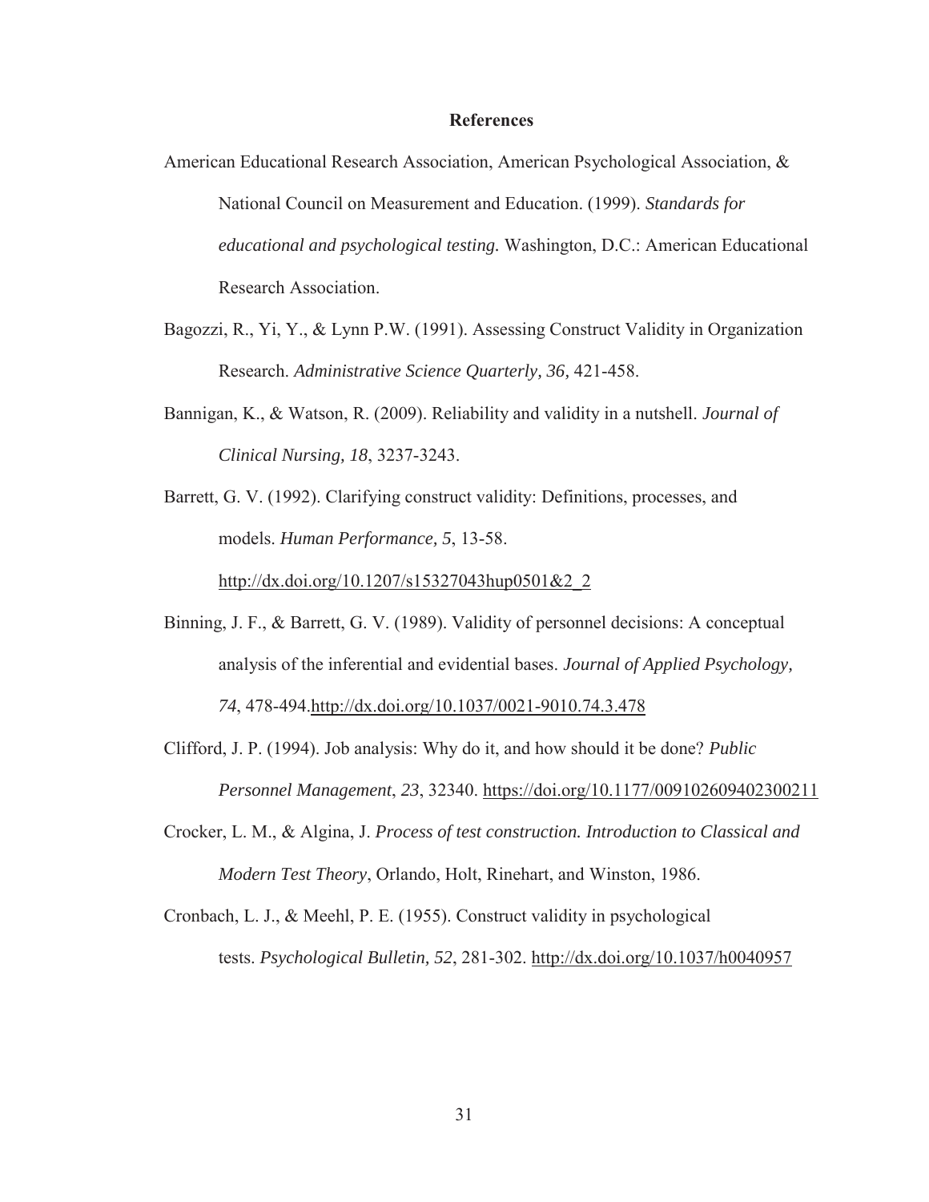# References

American Educational Research Association, American Psychological Association, & National Council on Measurement and Education. (1999). *Standards for educational and psychological testing.* Washington, D.C.: American Educational Research Association.

Bagozzi, R., Yi, Y., & Lynn P.W. (1991). Assessing Construct Validity in Organization Research. *Administrative Science Quarterly, 36,* 421-458.

Bannigan, K., & Watson, R. (2009). Reliability and validity in a nutshell. *Journal of Clinical Nursing, 18*, 3237-3243.

Barrett, G. V. (1992). Clarifying construct validity: Definitions, processes, and models. *Human Performance, 5*, 13-58. http://dx.doi.org/10.1207/s15327043hup0501&2_2

Binning, J. F., & Barrett, G. V. (1989). Validity of personnel decisions: A conceptual analysis of the inferential and evidential bases. *Journal of Applied Psychology, 74*, 478-494.http://dx.doi.org/10.1037/0021-9010.74.3.478

Clifford, J. P. (1994). Job analysis: Why do it, and how should it be done? *Public Personnel Management*, *23*, 32340. https://doi.org/10.1177/009102609402300211

Crocker, L. M., & Algina, J. *Process of test construction. Introduction to Classical and Modern Test Theory*, Orlando, Holt, Rinehart, and Winston, 1986.

Cronbach, L. J., & Meehl, P. E. (1955). Construct validity in psychological tests. *Psychological Bulletin, 52*, 281-302. http://dx.doi.org/10.1037/h0040957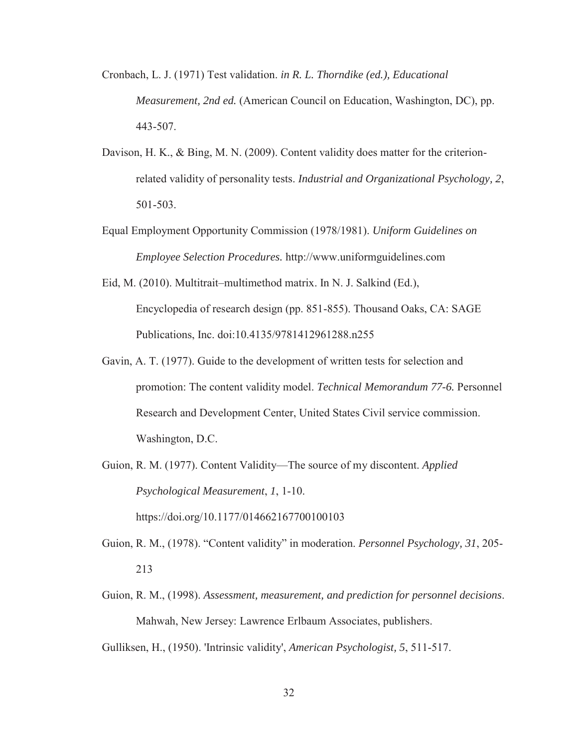Cronbach, L. J. (1971) Test validation. *in R. L. Thorndike (ed.), Educational Measurement, 2nd ed.* (American Council on Education, Washington, DC), pp. 443-507.

Davison, H. K., & Bing, M. N. (2009). Content validity does matter for the criterion-related validity of personality tests. *Industrial and Organizational Psychology, 2*, 501-503.

Equal Employment Opportunity Commission (1978/1981). *Uniform Guidelines on Employee Selection Procedures.* http://www.uniformguidelines.com

Eid, M. (2010). Multitrait–multimethod matrix. In N. J. Salkind (Ed.), Encyclopedia of research design (pp. 851-855). Thousand Oaks, CA: SAGE Publications, Inc. doi:10.4135/9781412961288.n255

Gavin, A. T. (1977). Guide to the development of written tests for selection and promotion: The content validity model. *Technical Memorandum 77-6.* Personnel Research and Development Center, United States Civil service commission. Washington, D.C.

Guion, R. M. (1977). Content Validity—The source of my discontent. *Applied Psychological Measurement*, *1*, 1-10. https://doi.org/10.1177/014662167700100103

Guion, R. M., (1978). "Content validity" in moderation. *Personnel Psychology, 31*, 205-213

Guion, R. M., (1998). *Assessment, measurement, and prediction for personnel decisions*. Mahwah, New Jersey: Lawrence Erlbaum Associates, publishers.

Gulliksen, H., (1950). 'Intrinsic validity', *American Psychologist, 5*, 511-517.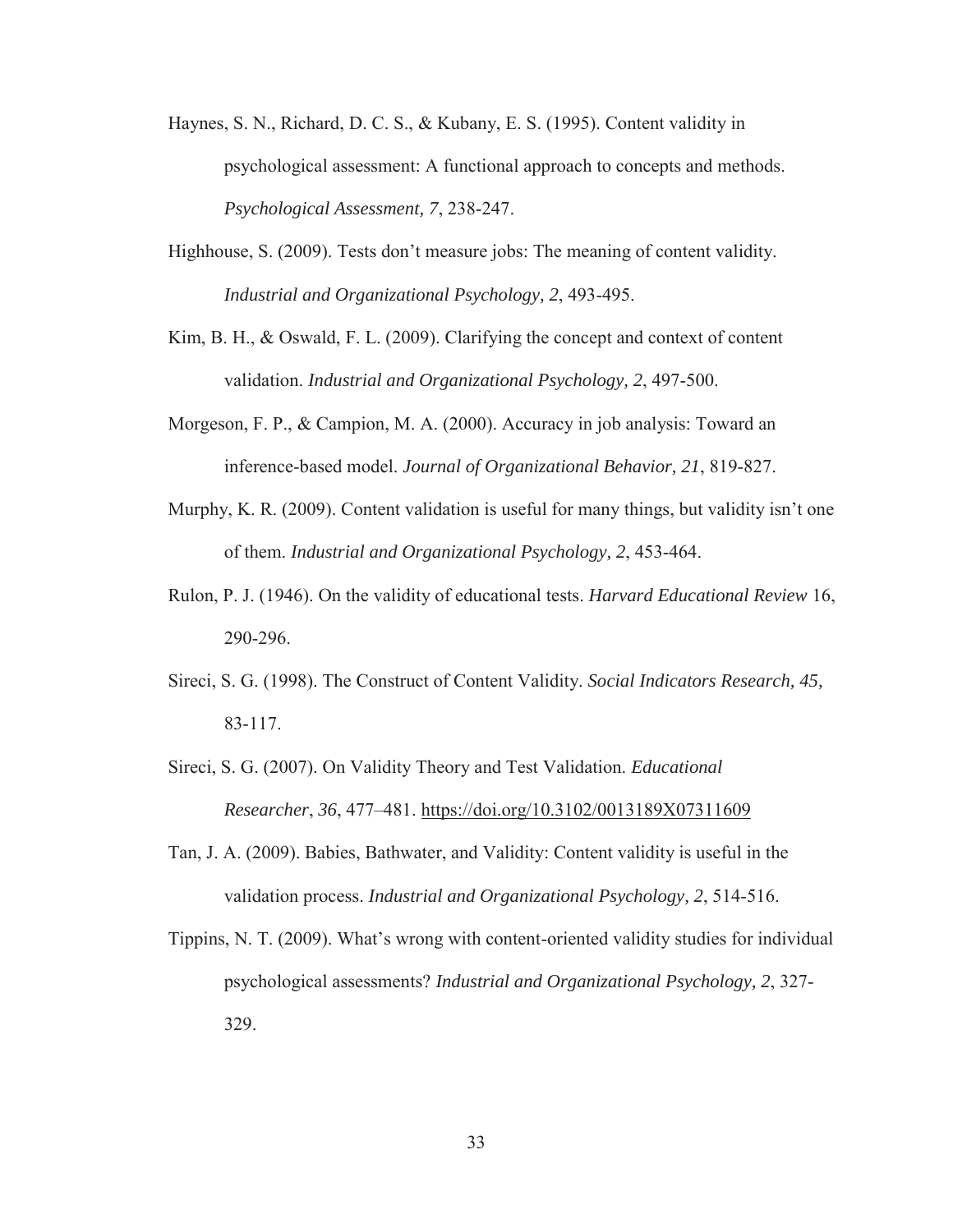Haynes, S. N., Richard, D. C. S., & Kubany, E. S. (1995). Content validity in psychological assessment: A functional approach to concepts and methods. *Psychological Assessment, 7*, 238-247.

Highhouse, S. (2009). Tests don't measure jobs: The meaning of content validity. *Industrial and Organizational Psychology, 2*, 493-495.

Kim, B. H., & Oswald, F. L. (2009). Clarifying the concept and context of content validation. *Industrial and Organizational Psychology, 2*, 497-500.

Morgeson, F. P., & Campion, M. A. (2000). Accuracy in job analysis: Toward an inference-based model. *Journal of Organizational Behavior, 21*, 819-827.

Murphy, K. R. (2009). Content validation is useful for many things, but validity isn't one of them. *Industrial and Organizational Psychology, 2*, 453-464.

Rulon, P. J. (1946). On the validity of educational tests. *Harvard Educational Review* 16, 290-296.

Sireci, S. G. (1998). The Construct of Content Validity. *Social Indicators Research, 45,* 83-117.

Sireci, S. G. (2007). On Validity Theory and Test Validation. *Educational Researcher*, *36*, 477–481. https://doi.org/10.3102/0013189X07311609

Tan, J. A. (2009). Babies, Bathwater, and Validity: Content validity is useful in the validation process. *Industrial and Organizational Psychology, 2*, 514-516.

Tippins, N. T. (2009). What's wrong with content-oriented validity studies for individual psychological assessments? *Industrial and Organizational Psychology, 2*, 327-329.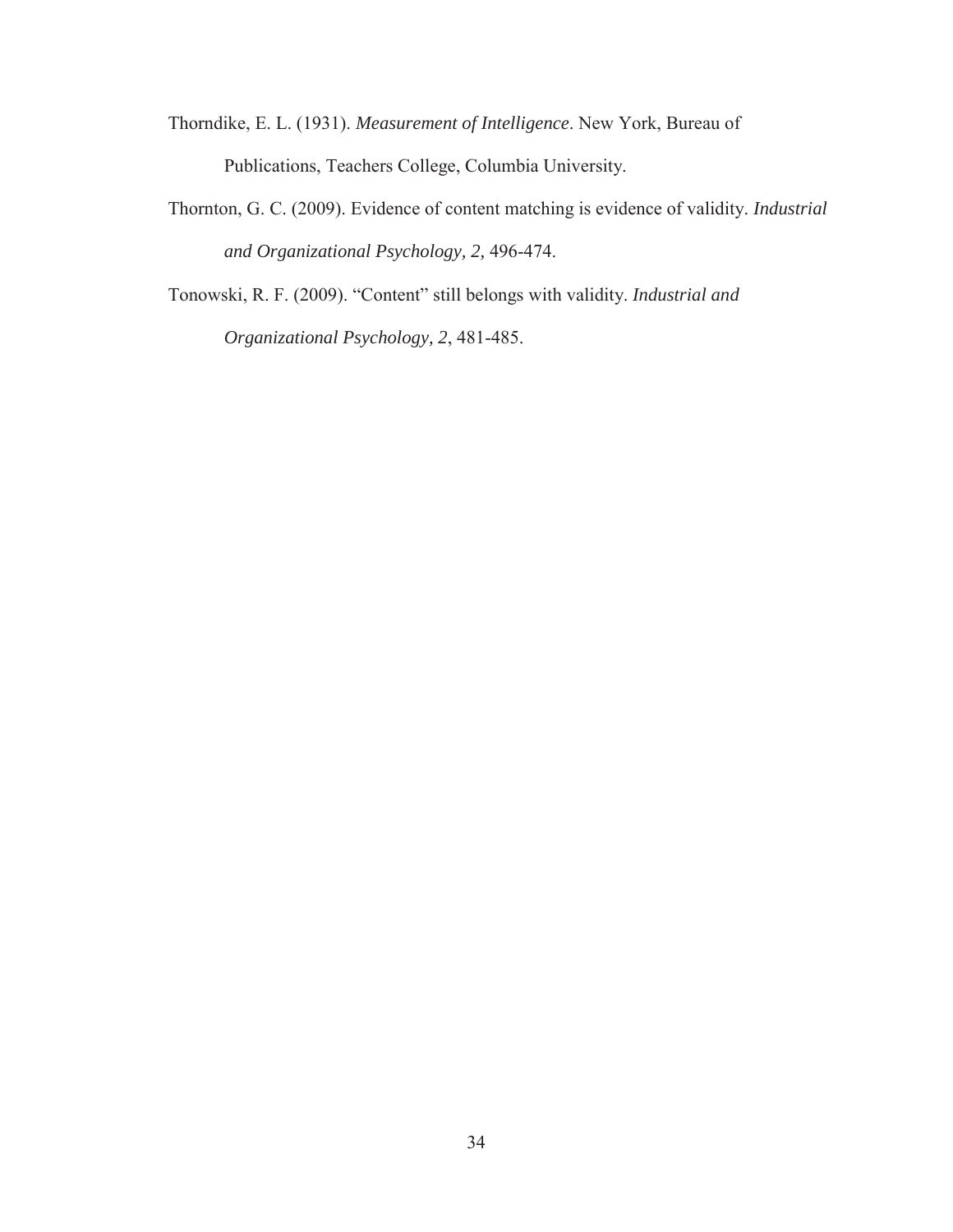Thorndike, E. L. (1931). *Measurement of Intelligence*. New York, Bureau of Publications, Teachers College, Columbia University.

Thornton, G. C. (2009). Evidence of content matching is evidence of validity. *Industrial and Organizational Psychology, 2,* 496-474.

Tonowski, R. F. (2009). "Content" still belongs with validity. *Industrial and Organizational Psychology, 2*, 481-485.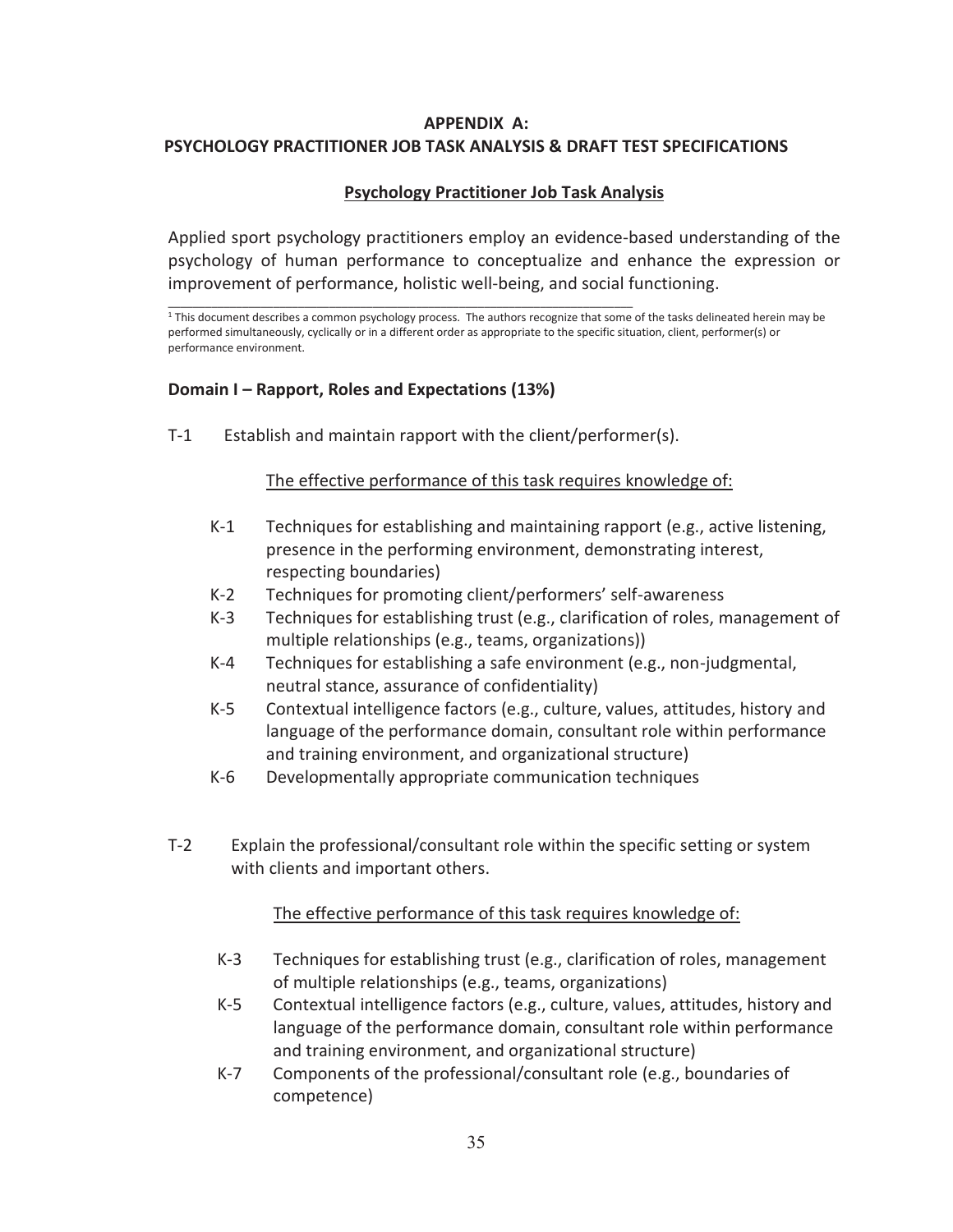**APPENDIX A:**
**PSYCHOLOGY PRACTITIONER JOB TASK ANALYSIS & DRAFT TEST SPECIFICATIONS**

**Psychology Practitioner Job Task Analysis**

Applied sport psychology practitioners employ an evidence-based understanding of the psychology of human performance to conceptualize and enhance the expression or improvement of performance, holistic well-being, and social functioning.

[1] This document describes a common psychology process. The authors recognize that some of the tasks delineated herein may be performed simultaneously, cyclically or in a different order as appropriate to the specific situation, client, performer(s) or performance environment.

### Domain I – Rapport, Roles and Expectations (13%)

T-1 Establish and maintain rapport with the client/performer(s).

The effective performance of this task requires knowledge of:

- K-1 Techniques for establishing and maintaining rapport (e.g., active listening, presence in the performing environment, demonstrating interest, respecting boundaries)
- K-2 Techniques for promoting client/performers' self-awareness
- K-3 Techniques for establishing trust (e.g., clarification of roles, management of multiple relationships (e.g., teams, organizations))
- K-4 Techniques for establishing a safe environment (e.g., non-judgmental, neutral stance, assurance of confidentiality)
- K-5 Contextual intelligence factors (e.g., culture, values, attitudes, history and language of the performance domain, consultant role within performance and training environment, and organizational structure)
- K-6 Developmentally appropriate communication techniques

T-2 Explain the professional/consultant role within the specific setting or system with clients and important others.

The effective performance of this task requires knowledge of:

- K-3 Techniques for establishing trust (e.g., clarification of roles, management of multiple relationships (e.g., teams, organizations)
- K-5 Contextual intelligence factors (e.g., culture, values, attitudes, history and language of the performance domain, consultant role within performance and training environment, and organizational structure)
- K-7 Components of the professional/consultant role (e.g., boundaries of competence)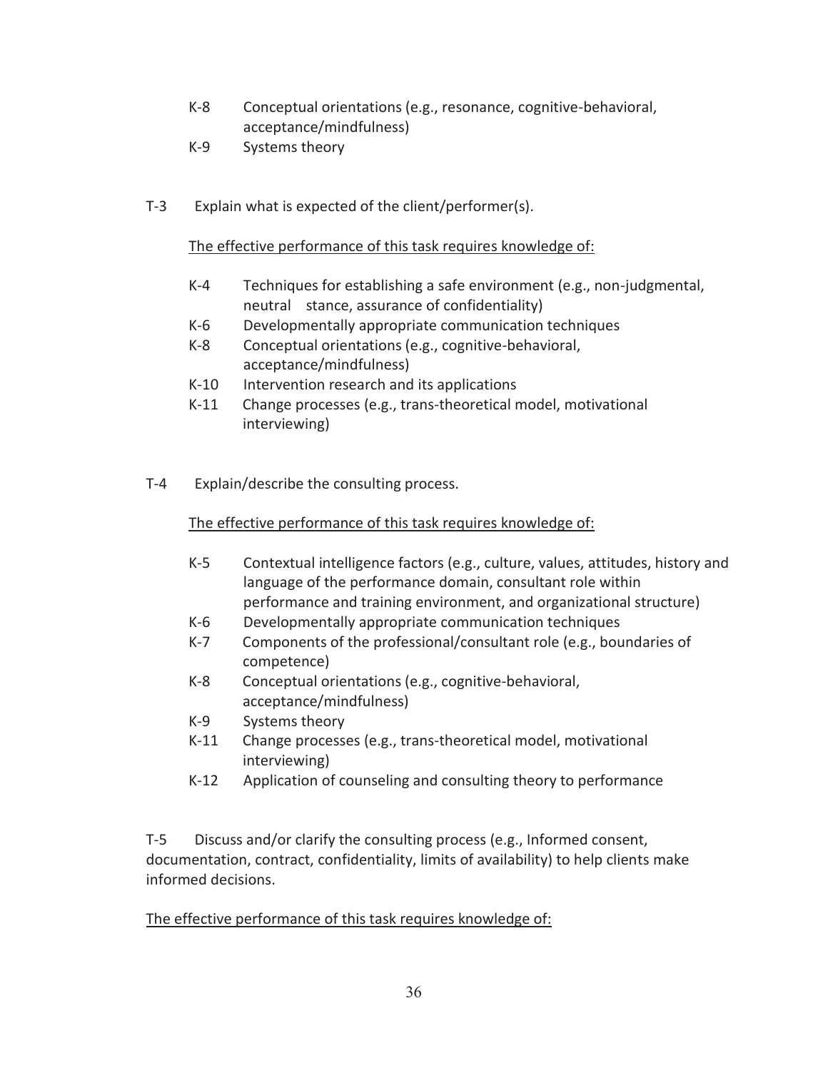- K-8 Conceptual orientations (e.g., resonance, cognitive-behavioral, acceptance/mindfulness)
- K-9 Systems theory

T-3 Explain what is expected of the client/performer(s).

<u>The effective performance of this task requires knowledge of:</u>

- K-4 Techniques for establishing a safe environment (e.g., non-judgmental, neutral stance, assurance of confidentiality)
- K-6 Developmentally appropriate communication techniques
- K-8 Conceptual orientations (e.g., cognitive-behavioral, acceptance/mindfulness)
- K-10 Intervention research and its applications
- K-11 Change processes (e.g., trans-theoretical model, motivational interviewing)

T-4 Explain/describe the consulting process.

<u>The effective performance of this task requires knowledge of:</u>

- K-5 Contextual intelligence factors (e.g., culture, values, attitudes, history and language of the performance domain, consultant role within performance and training environment, and organizational structure)
- K-6 Developmentally appropriate communication techniques
- K-7 Components of the professional/consultant role (e.g., boundaries of competence)
- K-8 Conceptual orientations (e.g., cognitive-behavioral, acceptance/mindfulness)
- K-9 Systems theory
- K-11 Change processes (e.g., trans-theoretical model, motivational interviewing)
- K-12 Application of counseling and consulting theory to performance

T-5 Discuss and/or clarify the consulting process (e.g., Informed consent, documentation, contract, confidentiality, limits of availability) to help clients make informed decisions.

<u>The effective performance of this task requires knowledge of:</u>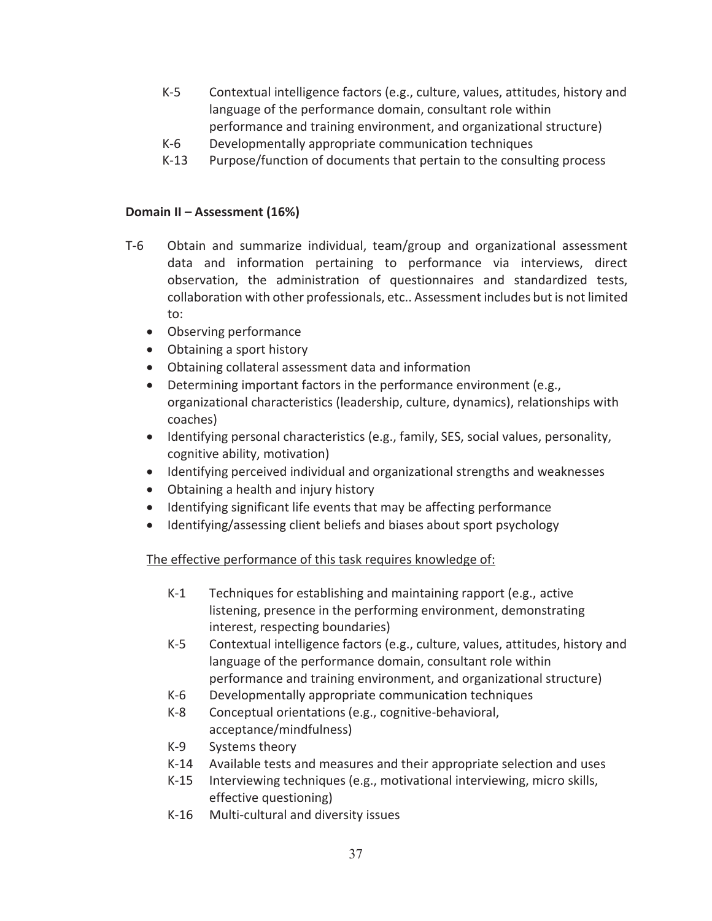- K-5 Contextual intelligence factors (e.g., culture, values, attitudes, history and language of the performance domain, consultant role within performance and training environment, and organizational structure)
- K-6 Developmentally appropriate communication techniques
- K-13 Purpose/function of documents that pertain to the consulting process

**Domain II – Assessment (16%)**

T-6 Obtain and summarize individual, team/group and organizational assessment data and information pertaining to performance via interviews, direct observation, the administration of questionnaires and standardized tests, collaboration with other professionals, etc.. Assessment includes but is not limited to:

- Observing performance
- Obtaining a sport history
- Obtaining collateral assessment data and information
- Determining important factors in the performance environment (e.g., organizational characteristics (leadership, culture, dynamics), relationships with coaches)
- Identifying personal characteristics (e.g., family, SES, social values, personality, cognitive ability, motivation)
- Identifying perceived individual and organizational strengths and weaknesses
- Obtaining a health and injury history
- Identifying significant life events that may be affecting performance
- Identifying/assessing client beliefs and biases about sport psychology

<u>The effective performance of this task requires knowledge of:</u>

- K-1 Techniques for establishing and maintaining rapport (e.g., active listening, presence in the performing environment, demonstrating interest, respecting boundaries)
- K-5 Contextual intelligence factors (e.g., culture, values, attitudes, history and language of the performance domain, consultant role within performance and training environment, and organizational structure)
- K-6 Developmentally appropriate communication techniques
- K-8 Conceptual orientations (e.g., cognitive-behavioral, acceptance/mindfulness)
- K-9 Systems theory
- K-14 Available tests and measures and their appropriate selection and uses
- K-15 Interviewing techniques (e.g., motivational interviewing, micro skills, effective questioning)
- K-16 Multi-cultural and diversity issues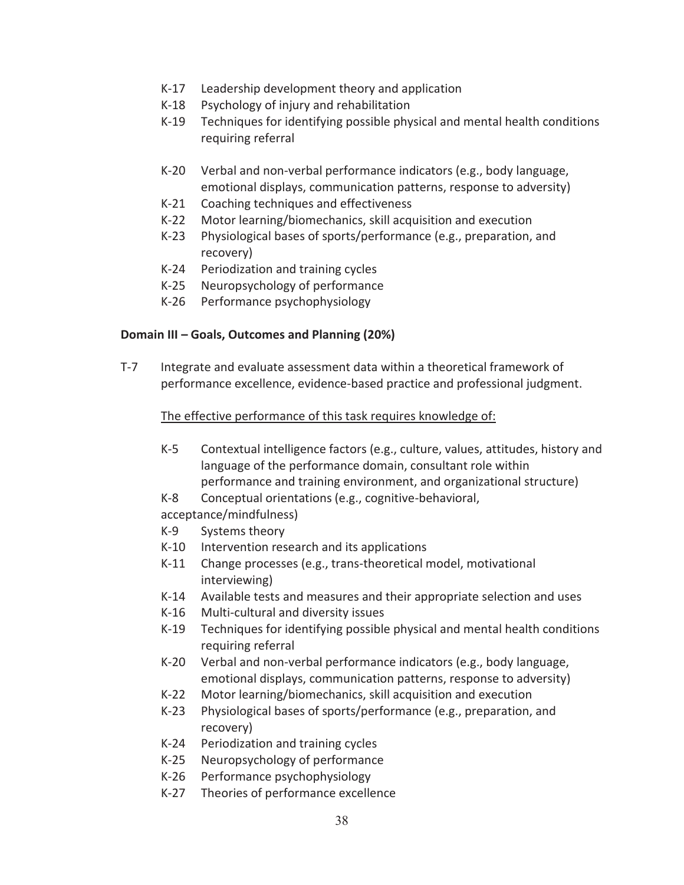- K-17 Leadership development theory and application
- K-18 Psychology of injury and rehabilitation
- K-19 Techniques for identifying possible physical and mental health conditions requiring referral
- K-20 Verbal and non-verbal performance indicators (e.g., body language, emotional displays, communication patterns, response to adversity)
- K-21 Coaching techniques and effectiveness
- K-22 Motor learning/biomechanics, skill acquisition and execution
- K-23 Physiological bases of sports/performance (e.g., preparation, and recovery)
- K-24 Periodization and training cycles
- K-25 Neuropsychology of performance
- K-26 Performance psychophysiology

**Domain III – Goals, Outcomes and Planning (20%)**

T-7 Integrate and evaluate assessment data within a theoretical framework of performance excellence, evidence-based practice and professional judgment.

<u>The effective performance of this task requires knowledge of:</u>

- K-5 Contextual intelligence factors (e.g., culture, values, attitudes, history and language of the performance domain, consultant role within performance and training environment, and organizational structure)
- K-8 Conceptual orientations (e.g., cognitive-behavioral, acceptance/mindfulness)
- K-9 Systems theory
- K-10 Intervention research and its applications
- K-11 Change processes (e.g., trans-theoretical model, motivational interviewing)
- K-14 Available tests and measures and their appropriate selection and uses
- K-16 Multi-cultural and diversity issues
- K-19 Techniques for identifying possible physical and mental health conditions requiring referral
- K-20 Verbal and non-verbal performance indicators (e.g., body language, emotional displays, communication patterns, response to adversity)
- K-22 Motor learning/biomechanics, skill acquisition and execution
- K-23 Physiological bases of sports/performance (e.g., preparation, and recovery)
- K-24 Periodization and training cycles
- K-25 Neuropsychology of performance
- K-26 Performance psychophysiology
- K-27 Theories of performance excellence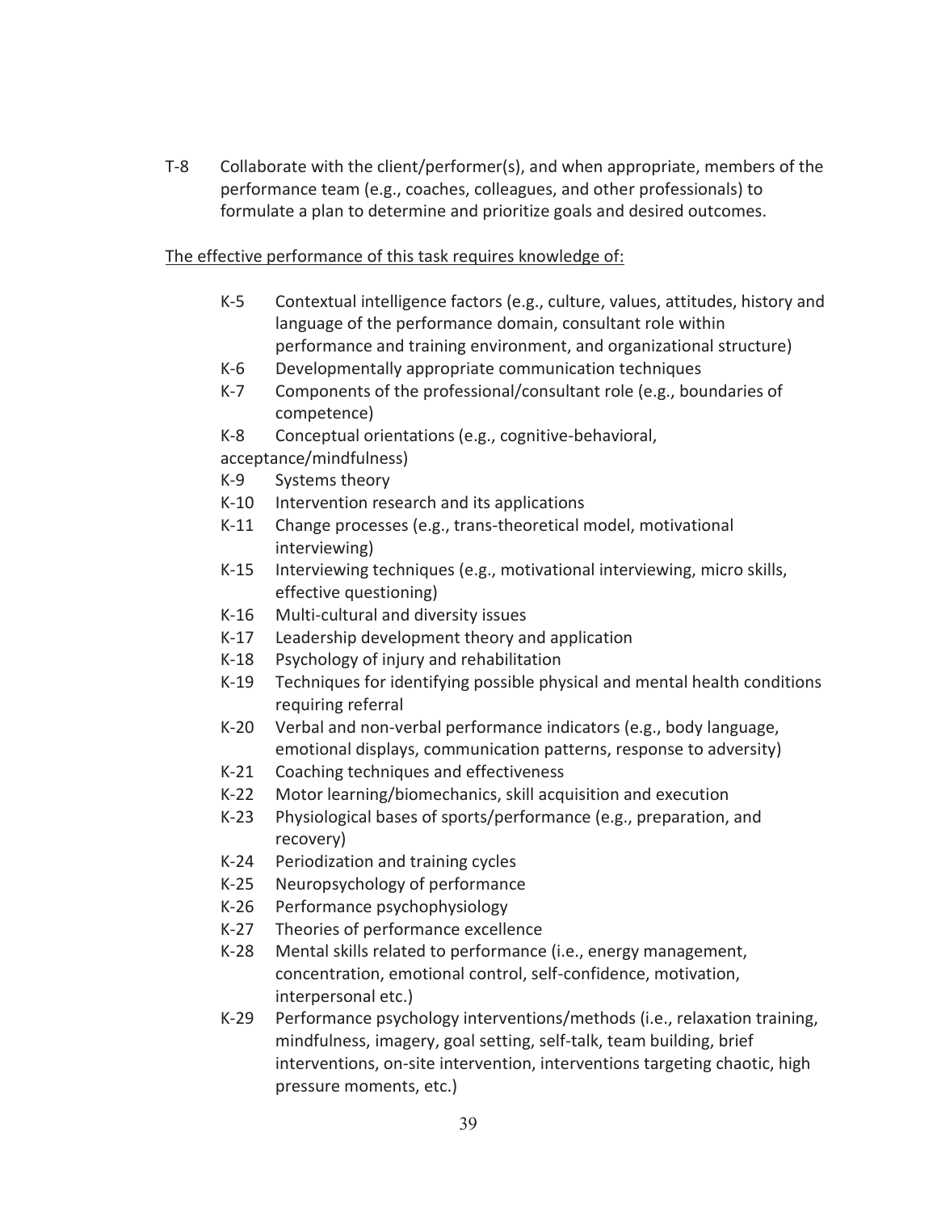T-8 Collaborate with the client/performer(s), and when appropriate, members of the performance team (e.g., coaches, colleagues, and other professionals) to formulate a plan to determine and prioritize goals and desired outcomes.

<u>The effective performance of this task requires knowledge of:</u>

- K-5 Contextual intelligence factors (e.g., culture, values, attitudes, history and language of the performance domain, consultant role within performance and training environment, and organizational structure)
- K-6 Developmentally appropriate communication techniques
- K-7 Components of the professional/consultant role (e.g., boundaries of competence)
- K-8 Conceptual orientations (e.g., cognitive-behavioral, acceptance/mindfulness)
- K-9 Systems theory
- K-10 Intervention research and its applications
- K-11 Change processes (e.g., trans-theoretical model, motivational interviewing)
- K-15 Interviewing techniques (e.g., motivational interviewing, micro skills, effective questioning)
- K-16 Multi-cultural and diversity issues
- K-17 Leadership development theory and application
- K-18 Psychology of injury and rehabilitation
- K-19 Techniques for identifying possible physical and mental health conditions requiring referral
- K-20 Verbal and non-verbal performance indicators (e.g., body language, emotional displays, communication patterns, response to adversity)
- K-21 Coaching techniques and effectiveness
- K-22 Motor learning/biomechanics, skill acquisition and execution
- K-23 Physiological bases of sports/performance (e.g., preparation, and recovery)
- K-24 Periodization and training cycles
- K-25 Neuropsychology of performance
- K-26 Performance psychophysiology
- K-27 Theories of performance excellence
- K-28 Mental skills related to performance (i.e., energy management, concentration, emotional control, self-confidence, motivation, interpersonal etc.)
- K-29 Performance psychology interventions/methods (i.e., relaxation training, mindfulness, imagery, goal setting, self-talk, team building, brief interventions, on-site intervention, interventions targeting chaotic, high pressure moments, etc.)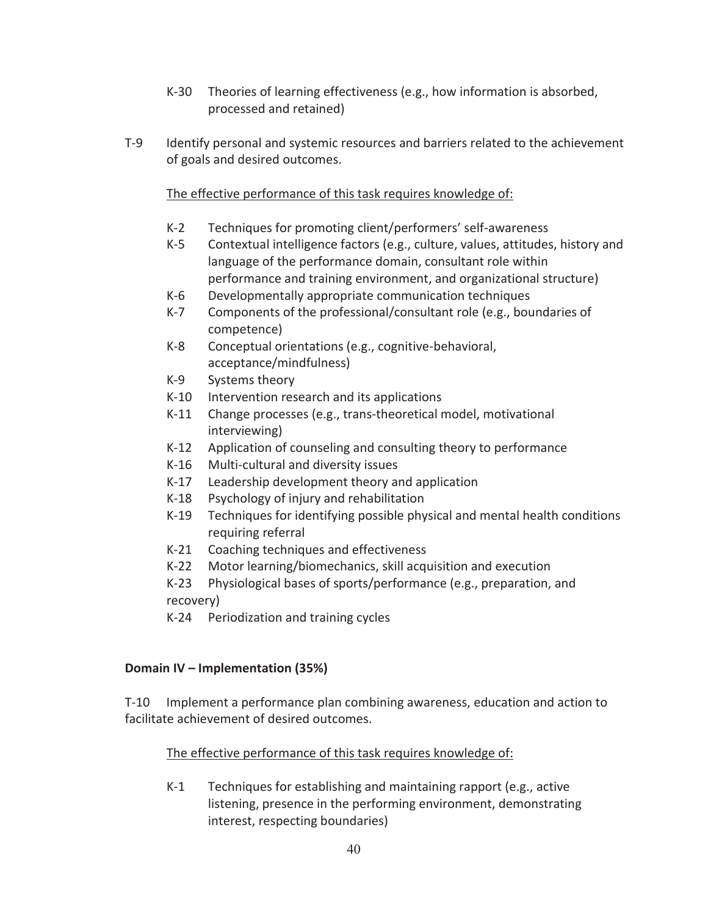- K-30 Theories of learning effectiveness (e.g., how information is absorbed, processed and retained)

T-9 Identify personal and systemic resources and barriers related to the achievement of goals and desired outcomes.

<u>The effective performance of this task requires knowledge of:</u>

- K-2 Techniques for promoting client/performers' self-awareness
- K-5 Contextual intelligence factors (e.g., culture, values, attitudes, history and language of the performance domain, consultant role within performance and training environment, and organizational structure)
- K-6 Developmentally appropriate communication techniques
- K-7 Components of the professional/consultant role (e.g., boundaries of competence)
- K-8 Conceptual orientations (e.g., cognitive-behavioral, acceptance/mindfulness)
- K-9 Systems theory
- K-10 Intervention research and its applications
- K-11 Change processes (e.g., trans-theoretical model, motivational interviewing)
- K-12 Application of counseling and consulting theory to performance
- K-16 Multi-cultural and diversity issues
- K-17 Leadership development theory and application
- K-18 Psychology of injury and rehabilitation
- K-19 Techniques for identifying possible physical and mental health conditions requiring referral
- K-21 Coaching techniques and effectiveness
- K-22 Motor learning/biomechanics, skill acquisition and execution
- K-23 Physiological bases of sports/performance (e.g., preparation, and recovery)
- K-24 Periodization and training cycles

**Domain IV – Implementation (35%)**

T-10 Implement a performance plan combining awareness, education and action to facilitate achievement of desired outcomes.

<u>The effective performance of this task requires knowledge of:</u>

- K-1 Techniques for establishing and maintaining rapport (e.g., active listening, presence in the performing environment, demonstrating interest, respecting boundaries)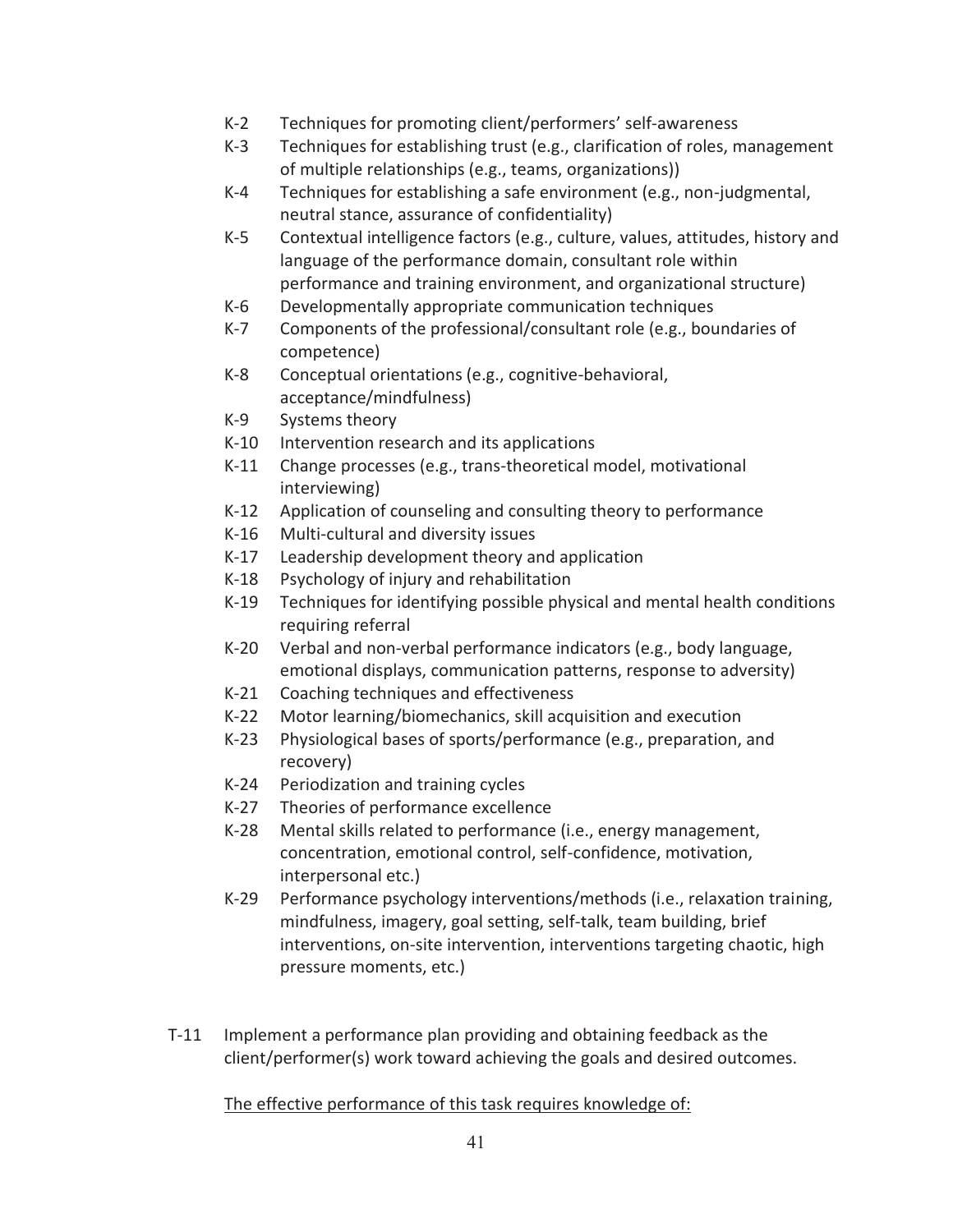- K-2 Techniques for promoting client/performers' self-awareness
- K-3 Techniques for establishing trust (e.g., clarification of roles, management of multiple relationships (e.g., teams, organizations))
- K-4 Techniques for establishing a safe environment (e.g., non-judgmental, neutral stance, assurance of confidentiality)
- K-5 Contextual intelligence factors (e.g., culture, values, attitudes, history and language of the performance domain, consultant role within performance and training environment, and organizational structure)
- K-6 Developmentally appropriate communication techniques
- K-7 Components of the professional/consultant role (e.g., boundaries of competence)
- K-8 Conceptual orientations (e.g., cognitive-behavioral, acceptance/mindfulness)
- K-9 Systems theory
- K-10 Intervention research and its applications
- K-11 Change processes (e.g., trans-theoretical model, motivational interviewing)
- K-12 Application of counseling and consulting theory to performance
- K-16 Multi-cultural and diversity issues
- K-17 Leadership development theory and application
- K-18 Psychology of injury and rehabilitation
- K-19 Techniques for identifying possible physical and mental health conditions requiring referral
- K-20 Verbal and non-verbal performance indicators (e.g., body language, emotional displays, communication patterns, response to adversity)
- K-21 Coaching techniques and effectiveness
- K-22 Motor learning/biomechanics, skill acquisition and execution
- K-23 Physiological bases of sports/performance (e.g., preparation, and recovery)
- K-24 Periodization and training cycles
- K-27 Theories of performance excellence
- K-28 Mental skills related to performance (i.e., energy management, concentration, emotional control, self-confidence, motivation, interpersonal etc.)
- K-29 Performance psychology interventions/methods (i.e., relaxation training, mindfulness, imagery, goal setting, self-talk, team building, brief interventions, on-site intervention, interventions targeting chaotic, high pressure moments, etc.)

T-11 Implement a performance plan providing and obtaining feedback as the client/performer(s) work toward achieving the goals and desired outcomes.

<u>The effective performance of this task requires knowledge of:</u>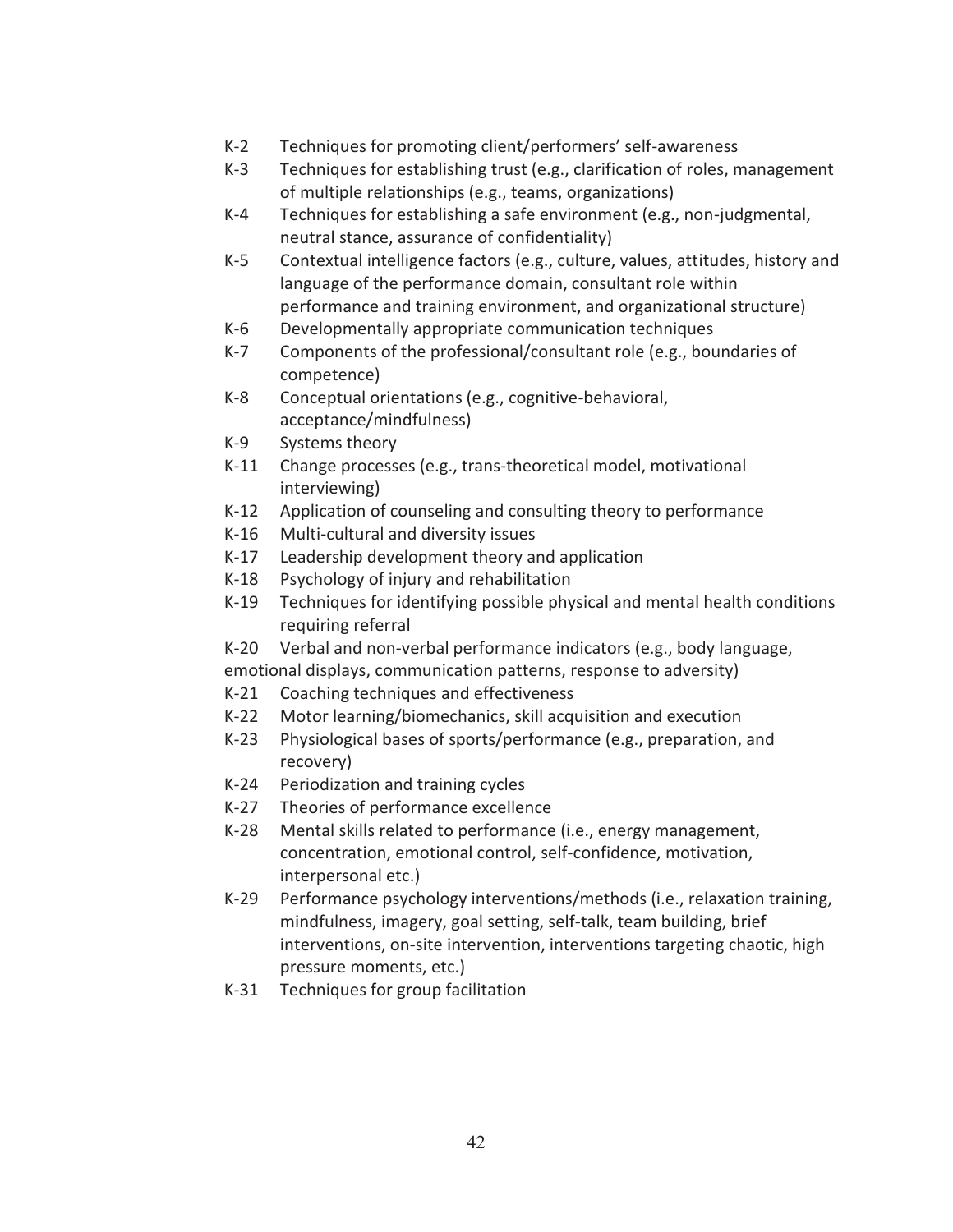- K-2 Techniques for promoting client/performers' self-awareness
- K-3 Techniques for establishing trust (e.g., clarification of roles, management of multiple relationships (e.g., teams, organizations)
- K-4 Techniques for establishing a safe environment (e.g., non-judgmental, neutral stance, assurance of confidentiality)
- K-5 Contextual intelligence factors (e.g., culture, values, attitudes, history and language of the performance domain, consultant role within performance and training environment, and organizational structure)
- K-6 Developmentally appropriate communication techniques
- K-7 Components of the professional/consultant role (e.g., boundaries of competence)
- K-8 Conceptual orientations (e.g., cognitive-behavioral, acceptance/mindfulness)
- K-9 Systems theory
- K-11 Change processes (e.g., trans-theoretical model, motivational interviewing)
- K-12 Application of counseling and consulting theory to performance
- K-16 Multi-cultural and diversity issues
- K-17 Leadership development theory and application
- K-18 Psychology of injury and rehabilitation
- K-19 Techniques for identifying possible physical and mental health conditions requiring referral
- K-20 Verbal and non-verbal performance indicators (e.g., body language, emotional displays, communication patterns, response to adversity)
- K-21 Coaching techniques and effectiveness
- K-22 Motor learning/biomechanics, skill acquisition and execution
- K-23 Physiological bases of sports/performance (e.g., preparation, and recovery)
- K-24 Periodization and training cycles
- K-27 Theories of performance excellence
- K-28 Mental skills related to performance (i.e., energy management, concentration, emotional control, self-confidence, motivation, interpersonal etc.)
- K-29 Performance psychology interventions/methods (i.e., relaxation training, mindfulness, imagery, goal setting, self-talk, team building, brief interventions, on-site intervention, interventions targeting chaotic, high pressure moments, etc.)
- K-31 Techniques for group facilitation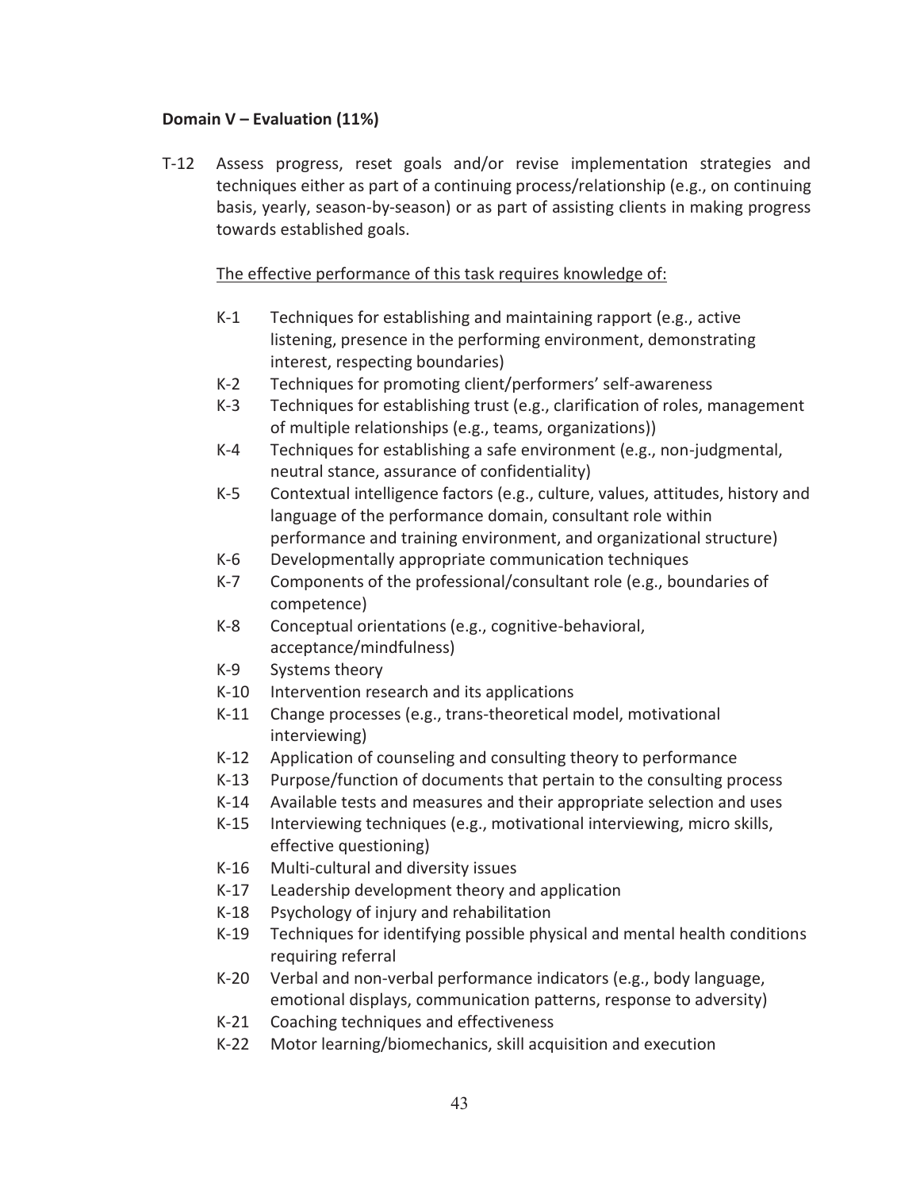**Domain V – Evaluation (11%)**

T-12 Assess progress, reset goals and/or revise implementation strategies and techniques either as part of a continuing process/relationship (e.g., on continuing basis, yearly, season-by-season) or as part of assisting clients in making progress towards established goals.

<u>The effective performance of this task requires knowledge of:</u>

- K-1 Techniques for establishing and maintaining rapport (e.g., active listening, presence in the performing environment, demonstrating interest, respecting boundaries)
- K-2 Techniques for promoting client/performers' self-awareness
- K-3 Techniques for establishing trust (e.g., clarification of roles, management of multiple relationships (e.g., teams, organizations))
- K-4 Techniques for establishing a safe environment (e.g., non-judgmental, neutral stance, assurance of confidentiality)
- K-5 Contextual intelligence factors (e.g., culture, values, attitudes, history and language of the performance domain, consultant role within performance and training environment, and organizational structure)
- K-6 Developmentally appropriate communication techniques
- K-7 Components of the professional/consultant role (e.g., boundaries of competence)
- K-8 Conceptual orientations (e.g., cognitive-behavioral, acceptance/mindfulness)
- K-9 Systems theory
- K-10 Intervention research and its applications
- K-11 Change processes (e.g., trans-theoretical model, motivational interviewing)
- K-12 Application of counseling and consulting theory to performance
- K-13 Purpose/function of documents that pertain to the consulting process
- K-14 Available tests and measures and their appropriate selection and uses
- K-15 Interviewing techniques (e.g., motivational interviewing, micro skills, effective questioning)
- K-16 Multi-cultural and diversity issues
- K-17 Leadership development theory and application
- K-18 Psychology of injury and rehabilitation
- K-19 Techniques for identifying possible physical and mental health conditions requiring referral
- K-20 Verbal and non-verbal performance indicators (e.g., body language, emotional displays, communication patterns, response to adversity)
- K-21 Coaching techniques and effectiveness
- K-22 Motor learning/biomechanics, skill acquisition and execution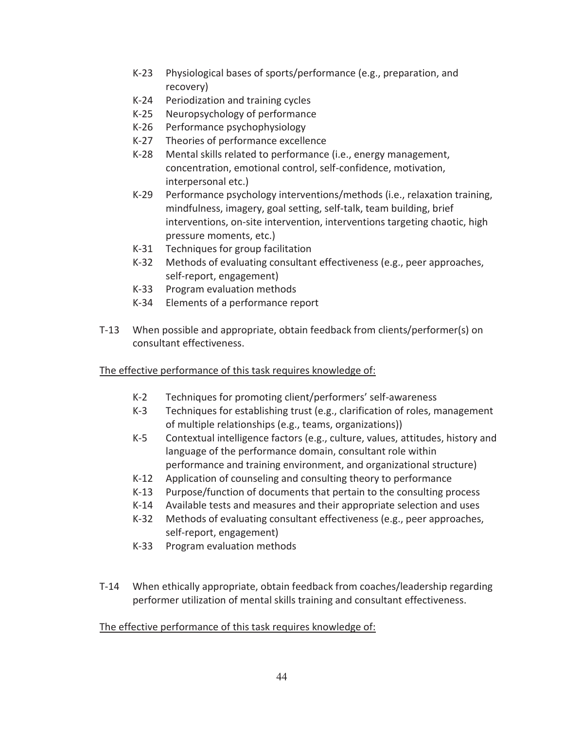- K-23 Physiological bases of sports/performance (e.g., preparation, and recovery)
- K-24 Periodization and training cycles
- K-25 Neuropsychology of performance
- K-26 Performance psychophysiology
- K-27 Theories of performance excellence
- K-28 Mental skills related to performance (i.e., energy management, concentration, emotional control, self-confidence, motivation, interpersonal etc.)
- K-29 Performance psychology interventions/methods (i.e., relaxation training, mindfulness, imagery, goal setting, self-talk, team building, brief interventions, on-site intervention, interventions targeting chaotic, high pressure moments, etc.)
- K-31 Techniques for group facilitation
- K-32 Methods of evaluating consultant effectiveness (e.g., peer approaches, self-report, engagement)
- K-33 Program evaluation methods
- K-34 Elements of a performance report

T-13 When possible and appropriate, obtain feedback from clients/performer(s) on consultant effectiveness.

The effective performance of this task requires knowledge of:

- K-2 Techniques for promoting client/performers' self-awareness
- K-3 Techniques for establishing trust (e.g., clarification of roles, management of multiple relationships (e.g., teams, organizations))
- K-5 Contextual intelligence factors (e.g., culture, values, attitudes, history and language of the performance domain, consultant role within performance and training environment, and organizational structure)
- K-12 Application of counseling and consulting theory to performance
- K-13 Purpose/function of documents that pertain to the consulting process
- K-14 Available tests and measures and their appropriate selection and uses
- K-32 Methods of evaluating consultant effectiveness (e.g., peer approaches, self-report, engagement)
- K-33 Program evaluation methods

T-14 When ethically appropriate, obtain feedback from coaches/leadership regarding performer utilization of mental skills training and consultant effectiveness.

The effective performance of this task requires knowledge of: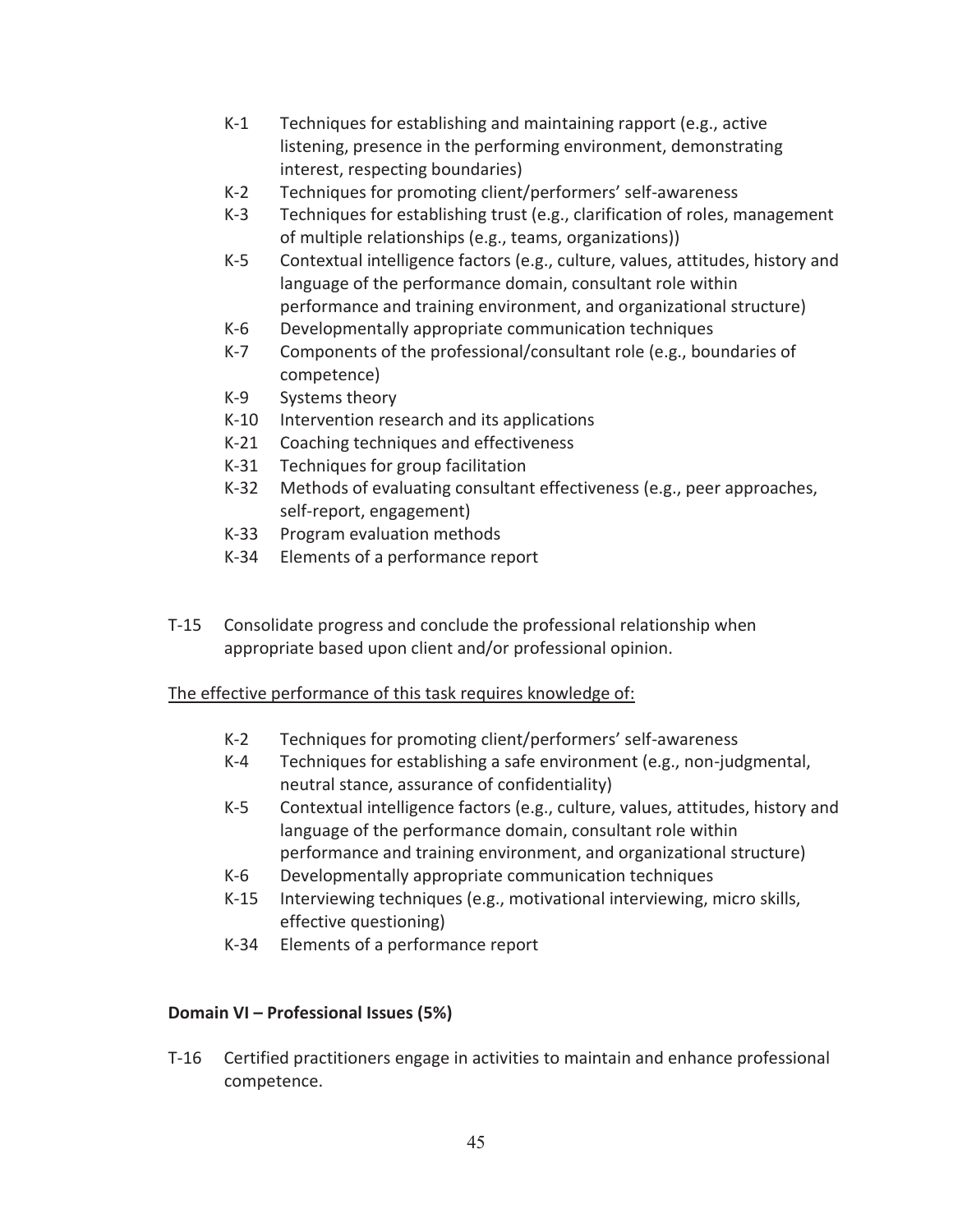- K-1 Techniques for establishing and maintaining rapport (e.g., active listening, presence in the performing environment, demonstrating interest, respecting boundaries)
- K-2 Techniques for promoting client/performers' self-awareness
- K-3 Techniques for establishing trust (e.g., clarification of roles, management of multiple relationships (e.g., teams, organizations))
- K-5 Contextual intelligence factors (e.g., culture, values, attitudes, history and language of the performance domain, consultant role within performance and training environment, and organizational structure)
- K-6 Developmentally appropriate communication techniques
- K-7 Components of the professional/consultant role (e.g., boundaries of competence)
- K-9 Systems theory
- K-10 Intervention research and its applications
- K-21 Coaching techniques and effectiveness
- K-31 Techniques for group facilitation
- K-32 Methods of evaluating consultant effectiveness (e.g., peer approaches, self-report, engagement)
- K-33 Program evaluation methods
- K-34 Elements of a performance report

T-15 Consolidate progress and conclude the professional relationship when appropriate based upon client and/or professional opinion.

The effective performance of this task requires knowledge of:

- K-2 Techniques for promoting client/performers' self-awareness
- K-4 Techniques for establishing a safe environment (e.g., non-judgmental, neutral stance, assurance of confidentiality)
- K-5 Contextual intelligence factors (e.g., culture, values, attitudes, history and language of the performance domain, consultant role within performance and training environment, and organizational structure)
- K-6 Developmentally appropriate communication techniques
- K-15 Interviewing techniques (e.g., motivational interviewing, micro skills, effective questioning)
- K-34 Elements of a performance report

**Domain VI – Professional Issues (5%)**

T-16 Certified practitioners engage in activities to maintain and enhance professional competence.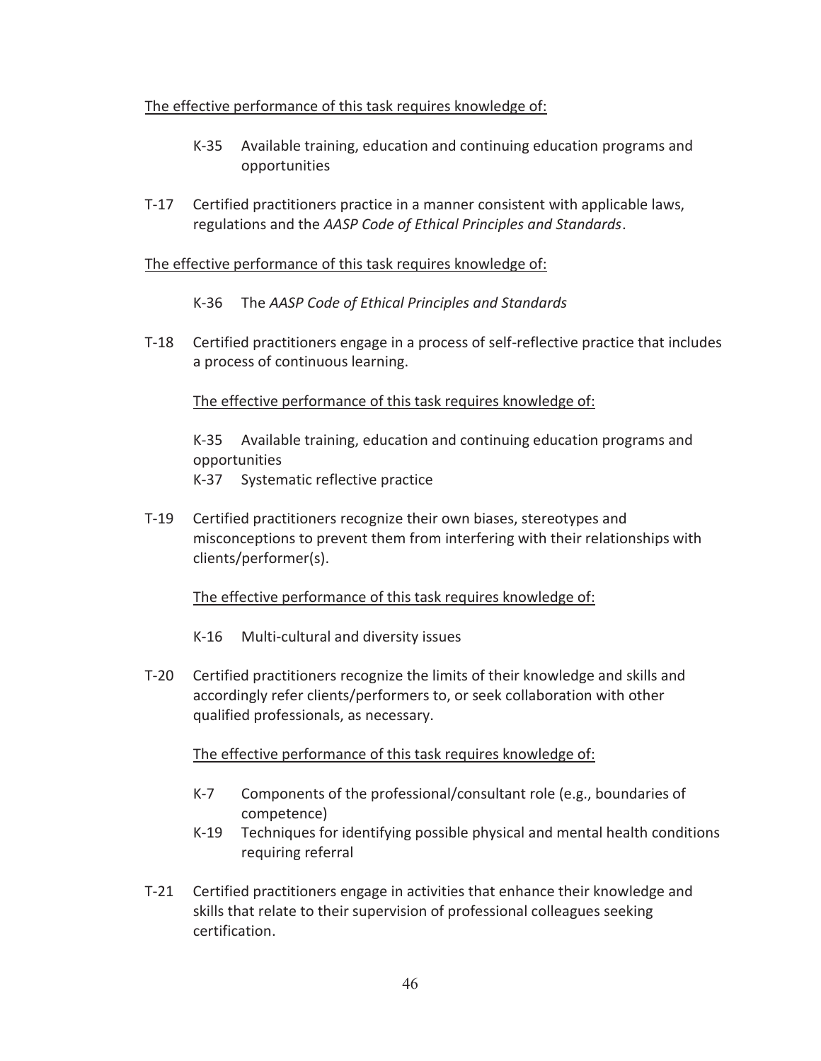The effective performance of this task requires knowledge of:

- K-35 Available training, education and continuing education programs and opportunities

T-17 Certified practitioners practice in a manner consistent with applicable laws, regulations and the *AASP Code of Ethical Principles and Standards*.

The effective performance of this task requires knowledge of:

- K-36 The *AASP Code of Ethical Principles and Standards*

T-18 Certified practitioners engage in a process of self-reflective practice that includes a process of continuous learning.

The effective performance of this task requires knowledge of:

- K-35 Available training, education and continuing education programs and opportunities
- K-37 Systematic reflective practice

T-19 Certified practitioners recognize their own biases, stereotypes and misconceptions to prevent them from interfering with their relationships with clients/performer(s).

The effective performance of this task requires knowledge of:

- K-16 Multi-cultural and diversity issues

T-20 Certified practitioners recognize the limits of their knowledge and skills and accordingly refer clients/performers to, or seek collaboration with other qualified professionals, as necessary.

The effective performance of this task requires knowledge of:

- K-7 Components of the professional/consultant role (e.g., boundaries of competence)
- K-19 Techniques for identifying possible physical and mental health conditions requiring referral

T-21 Certified practitioners engage in activities that enhance their knowledge and skills that relate to their supervision of professional colleagues seeking certification.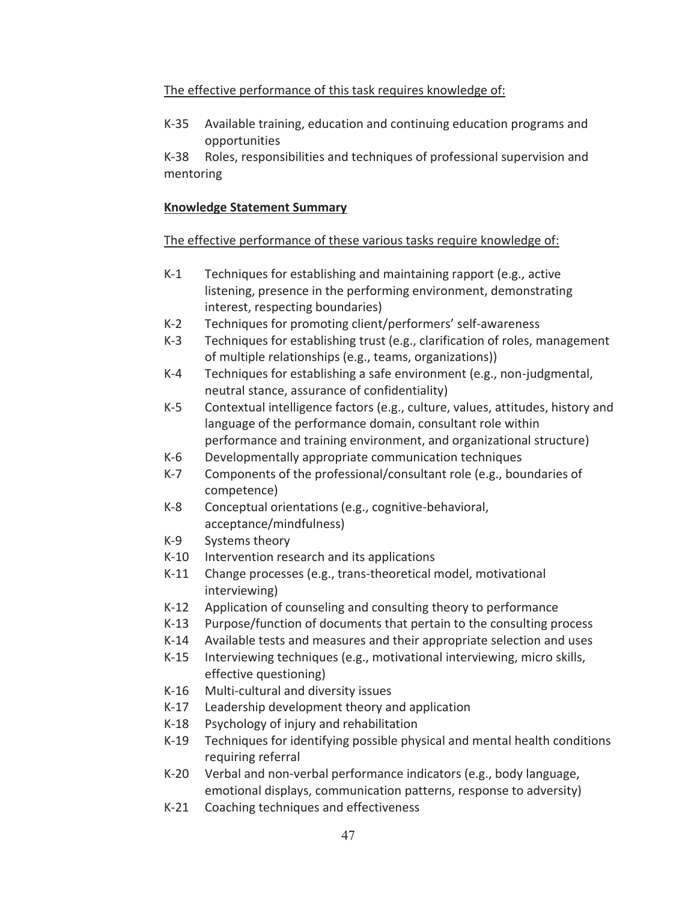The effective performance of this task requires knowledge of:

K-35 Available training, education and continuing education programs and opportunities

K-38 Roles, responsibilities and techniques of professional supervision and mentoring

**Knowledge Statement Summary**

The effective performance of these various tasks require knowledge of:

- K-1 Techniques for establishing and maintaining rapport (e.g., active listening, presence in the performing environment, demonstrating interest, respecting boundaries)
- K-2 Techniques for promoting client/performers' self-awareness
- K-3 Techniques for establishing trust (e.g., clarification of roles, management of multiple relationships (e.g., teams, organizations))
- K-4 Techniques for establishing a safe environment (e.g., non-judgmental, neutral stance, assurance of confidentiality)
- K-5 Contextual intelligence factors (e.g., culture, values, attitudes, history and language of the performance domain, consultant role within performance and training environment, and organizational structure)
- K-6 Developmentally appropriate communication techniques
- K-7 Components of the professional/consultant role (e.g., boundaries of competence)
- K-8 Conceptual orientations (e.g., cognitive-behavioral, acceptance/mindfulness)
- K-9 Systems theory
- K-10 Intervention research and its applications
- K-11 Change processes (e.g., trans-theoretical model, motivational interviewing)
- K-12 Application of counseling and consulting theory to performance
- K-13 Purpose/function of documents that pertain to the consulting process
- K-14 Available tests and measures and their appropriate selection and uses
- K-15 Interviewing techniques (e.g., motivational interviewing, micro skills, effective questioning)
- K-16 Multi-cultural and diversity issues
- K-17 Leadership development theory and application
- K-18 Psychology of injury and rehabilitation
- K-19 Techniques for identifying possible physical and mental health conditions requiring referral
- K-20 Verbal and non-verbal performance indicators (e.g., body language, emotional displays, communication patterns, response to adversity)
- K-21 Coaching techniques and effectiveness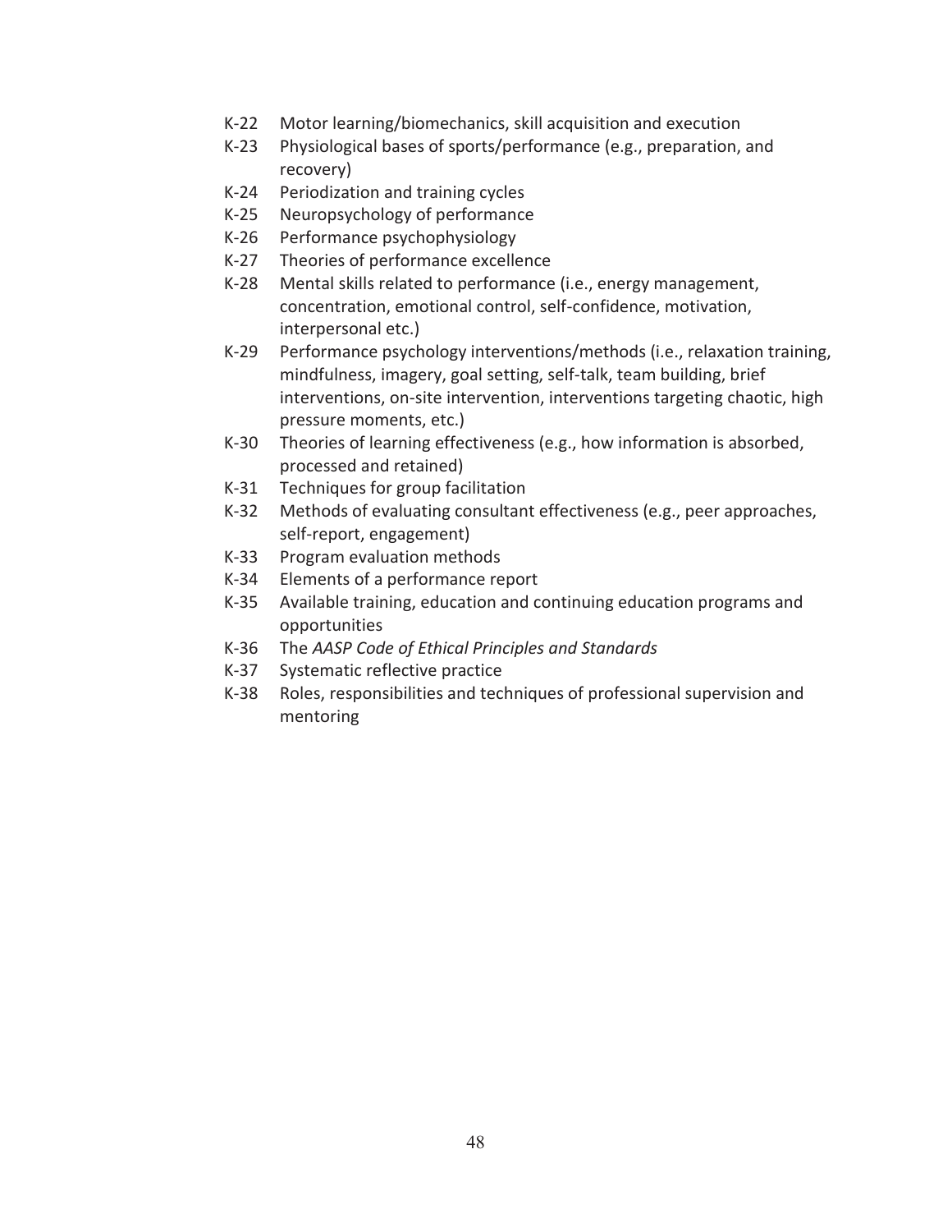K-22 Motor learning/biomechanics, skill acquisition and execution

K-23 Physiological bases of sports/performance (e.g., preparation, and recovery)

K-24 Periodization and training cycles

K-25 Neuropsychology of performance

K-26 Performance psychophysiology

K-27 Theories of performance excellence

K-28 Mental skills related to performance (i.e., energy management, concentration, emotional control, self-confidence, motivation, interpersonal etc.)

K-29 Performance psychology interventions/methods (i.e., relaxation training, mindfulness, imagery, goal setting, self-talk, team building, brief interventions, on-site intervention, interventions targeting chaotic, high pressure moments, etc.)

K-30 Theories of learning effectiveness (e.g., how information is absorbed, processed and retained)

K-31 Techniques for group facilitation

K-32 Methods of evaluating consultant effectiveness (e.g., peer approaches, self-report, engagement)

K-33 Program evaluation methods

K-34 Elements of a performance report

K-35 Available training, education and continuing education programs and opportunities

K-36 The *AASP Code of Ethical Principles and Standards*

K-37 Systematic reflective practice

K-38 Roles, responsibilities and techniques of professional supervision and mentoring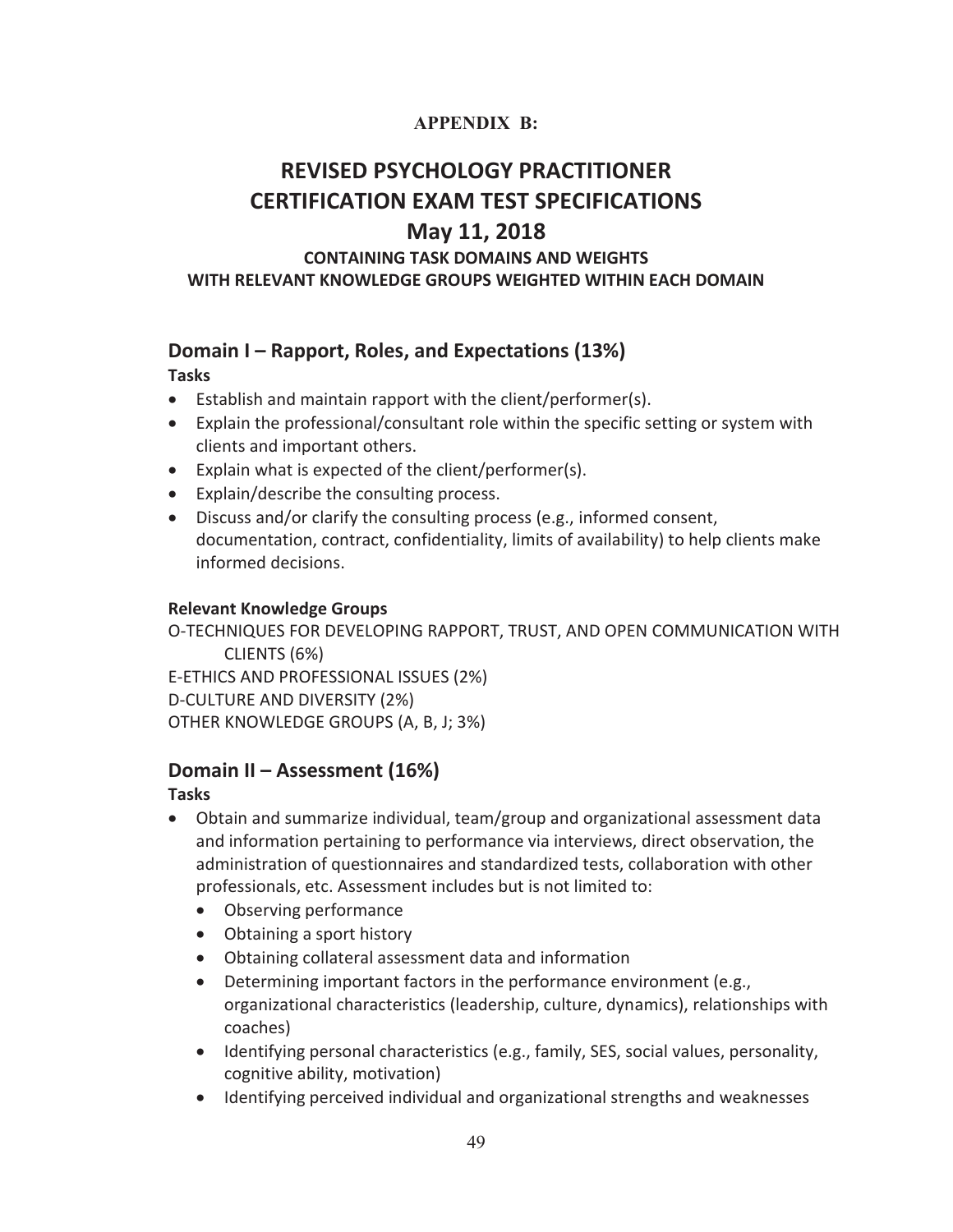**APPENDIX B:**

# REVISED PSYCHOLOGY PRACTITIONER CERTIFICATION EXAM TEST SPECIFICATIONS

# May 11, 2018

### CONTAINING TASK DOMAINS AND WEIGHTS WITH RELEVANT KNOWLEDGE GROUPS WEIGHTED WITHIN EACH DOMAIN

## Domain I – Rapport, Roles, and Expectations (13%)

**Tasks**

- Establish and maintain rapport with the client/performer(s).
- Explain the professional/consultant role within the specific setting or system with clients and important others.
- Explain what is expected of the client/performer(s).
- Explain/describe the consulting process.
- Discuss and/or clarify the consulting process (e.g., informed consent, documentation, contract, confidentiality, limits of availability) to help clients make informed decisions.

**Relevant Knowledge Groups**

O-TECHNIQUES FOR DEVELOPING RAPPORT, TRUST, AND OPEN COMMUNICATION WITH CLIENTS (6%)
E-ETHICS AND PROFESSIONAL ISSUES (2%)
D-CULTURE AND DIVERSITY (2%)
OTHER KNOWLEDGE GROUPS (A, B, J; 3%)

## Domain II – Assessment (16%)

**Tasks**

- Obtain and summarize individual, team/group and organizational assessment data and information pertaining to performance via interviews, direct observation, the administration of questionnaires and standardized tests, collaboration with other professionals, etc. Assessment includes but is not limited to:
  - Observing performance
  - Obtaining a sport history
  - Obtaining collateral assessment data and information
  - Determining important factors in the performance environment (e.g., organizational characteristics (leadership, culture, dynamics), relationships with coaches)
  - Identifying personal characteristics (e.g., family, SES, social values, personality, cognitive ability, motivation)
  - Identifying perceived individual and organizational strengths and weaknesses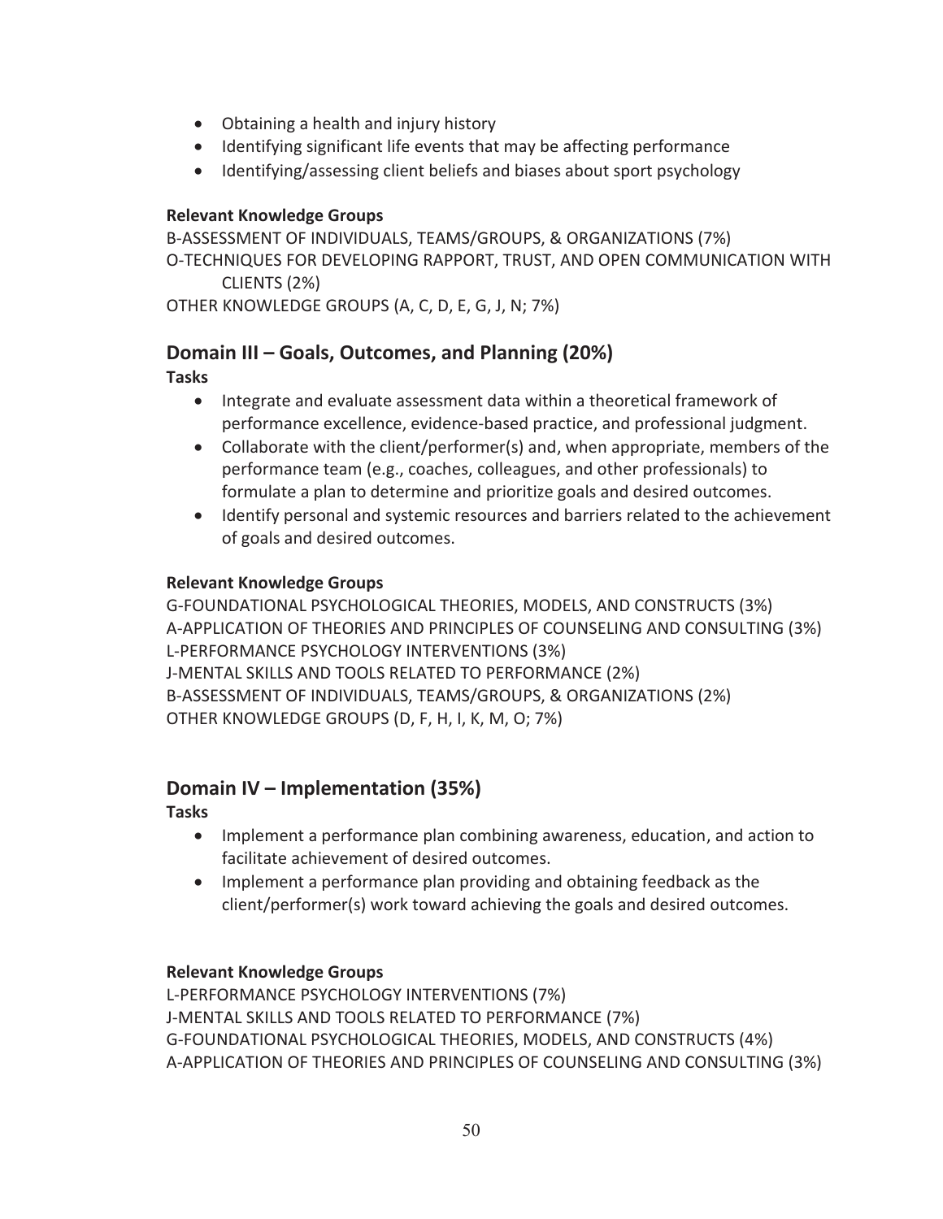- Obtaining a health and injury history
- Identifying significant life events that may be affecting performance
- Identifying/assessing client beliefs and biases about sport psychology

**Relevant Knowledge Groups**

B-ASSESSMENT OF INDIVIDUALS, TEAMS/GROUPS, & ORGANIZATIONS (7%)
O-TECHNIQUES FOR DEVELOPING RAPPORT, TRUST, AND OPEN COMMUNICATION WITH CLIENTS (2%)
OTHER KNOWLEDGE GROUPS (A, C, D, E, G, J, N; 7%)

## Domain III – Goals, Outcomes, and Planning (20%)

**Tasks**

- Integrate and evaluate assessment data within a theoretical framework of performance excellence, evidence-based practice, and professional judgment.
- Collaborate with the client/performer(s) and, when appropriate, members of the performance team (e.g., coaches, colleagues, and other professionals) to formulate a plan to determine and prioritize goals and desired outcomes.
- Identify personal and systemic resources and barriers related to the achievement of goals and desired outcomes.

**Relevant Knowledge Groups**

G-FOUNDATIONAL PSYCHOLOGICAL THEORIES, MODELS, AND CONSTRUCTS (3%)
A-APPLICATION OF THEORIES AND PRINCIPLES OF COUNSELING AND CONSULTING (3%)
L-PERFORMANCE PSYCHOLOGY INTERVENTIONS (3%)
J-MENTAL SKILLS AND TOOLS RELATED TO PERFORMANCE (2%)
B-ASSESSMENT OF INDIVIDUALS, TEAMS/GROUPS, & ORGANIZATIONS (2%)
OTHER KNOWLEDGE GROUPS (D, F, H, I, K, M, O; 7%)

## Domain IV – Implementation (35%)

**Tasks**

- Implement a performance plan combining awareness, education, and action to facilitate achievement of desired outcomes.
- Implement a performance plan providing and obtaining feedback as the client/performer(s) work toward achieving the goals and desired outcomes.

**Relevant Knowledge Groups**

L-PERFORMANCE PSYCHOLOGY INTERVENTIONS (7%)
J-MENTAL SKILLS AND TOOLS RELATED TO PERFORMANCE (7%)
G-FOUNDATIONAL PSYCHOLOGICAL THEORIES, MODELS, AND CONSTRUCTS (4%)
A-APPLICATION OF THEORIES AND PRINCIPLES OF COUNSELING AND CONSULTING (3%)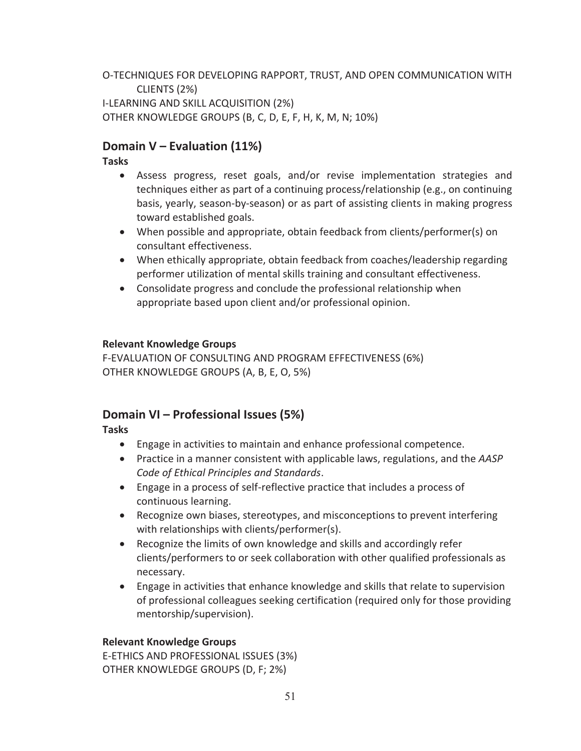O-TECHNIQUES FOR DEVELOPING RAPPORT, TRUST, AND OPEN COMMUNICATION WITH CLIENTS (2%)
I-LEARNING AND SKILL ACQUISITION (2%)
OTHER KNOWLEDGE GROUPS (B, C, D, E, F, H, K, M, N; 10%)

## Domain V – Evaluation (11%)

**Tasks**

- Assess progress, reset goals, and/or revise implementation strategies and techniques either as part of a continuing process/relationship (e.g., on continuing basis, yearly, season-by-season) or as part of assisting clients in making progress toward established goals.
- When possible and appropriate, obtain feedback from clients/performer(s) on consultant effectiveness.
- When ethically appropriate, obtain feedback from coaches/leadership regarding performer utilization of mental skills training and consultant effectiveness.
- Consolidate progress and conclude the professional relationship when appropriate based upon client and/or professional opinion.

**Relevant Knowledge Groups**

F-EVALUATION OF CONSULTING AND PROGRAM EFFECTIVENESS (6%)
OTHER KNOWLEDGE GROUPS (A, B, E, O, 5%)

## Domain VI – Professional Issues (5%)

**Tasks**

- Engage in activities to maintain and enhance professional competence.
- Practice in a manner consistent with applicable laws, regulations, and the *AASP Code of Ethical Principles and Standards*.
- Engage in a process of self-reflective practice that includes a process of continuous learning.
- Recognize own biases, stereotypes, and misconceptions to prevent interfering with relationships with clients/performer(s).
- Recognize the limits of own knowledge and skills and accordingly refer clients/performers to or seek collaboration with other qualified professionals as necessary.
- Engage in activities that enhance knowledge and skills that relate to supervision of professional colleagues seeking certification (required only for those providing mentorship/supervision).

**Relevant Knowledge Groups**

E-ETHICS AND PROFESSIONAL ISSUES (3%)
OTHER KNOWLEDGE GROUPS (D, F; 2%)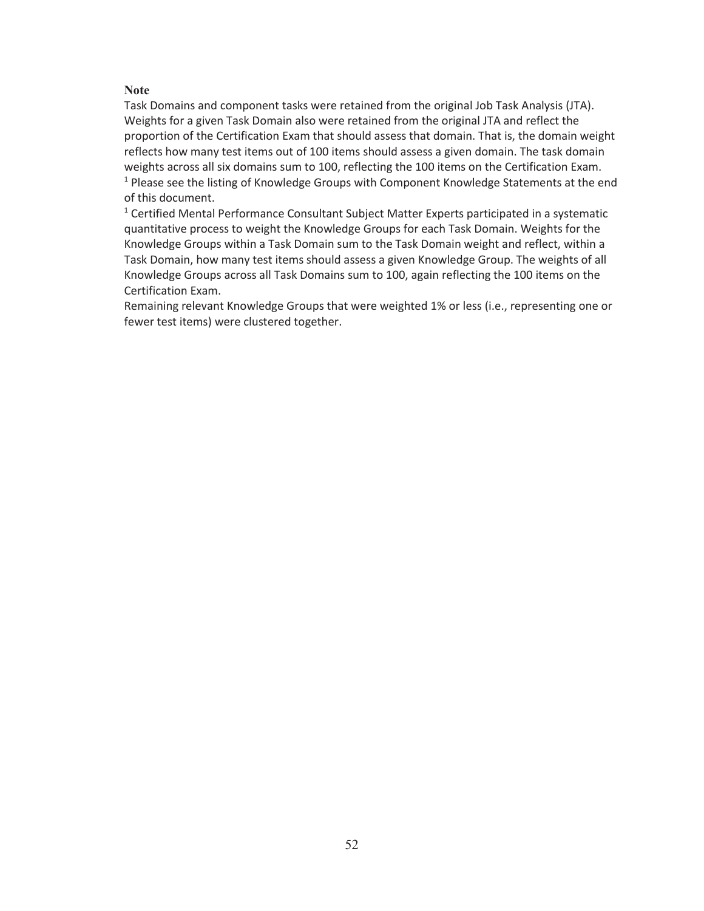**Note**

Task Domains and component tasks were retained from the original Job Task Analysis (JTA). Weights for a given Task Domain also were retained from the original JTA and reflect the proportion of the Certification Exam that should assess that domain. That is, the domain weight reflects how many test items out of 100 items should assess a given domain. The task domain weights across all six domains sum to 100, reflecting the 100 items on the Certification Exam.

[1] Please see the listing of Knowledge Groups with Component Knowledge Statements at the end of this document.

[1] Certified Mental Performance Consultant Subject Matter Experts participated in a systematic quantitative process to weight the Knowledge Groups for each Task Domain. Weights for the Knowledge Groups within a Task Domain sum to the Task Domain weight and reflect, within a Task Domain, how many test items should assess a given Knowledge Group. The weights of all Knowledge Groups across all Task Domains sum to 100, again reflecting the 100 items on the Certification Exam.

Remaining relevant Knowledge Groups that were weighted 1% or less (i.e., representing one or fewer test items) were clustered together.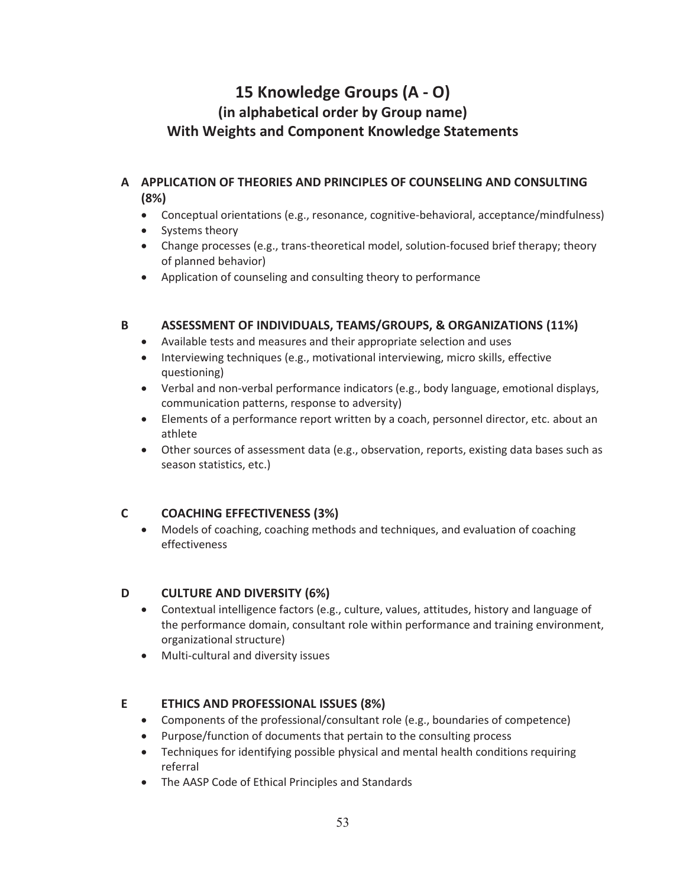# 15 Knowledge Groups (A - O)
## (in alphabetical order by Group name)
## With Weights and Component Knowledge Statements

### A APPLICATION OF THEORIES AND PRINCIPLES OF COUNSELING AND CONSULTING (8%)

- Conceptual orientations (e.g., resonance, cognitive-behavioral, acceptance/mindfulness)
- Systems theory
- Change processes (e.g., trans-theoretical model, solution-focused brief therapy; theory of planned behavior)
- Application of counseling and consulting theory to performance

### B ASSESSMENT OF INDIVIDUALS, TEAMS/GROUPS, & ORGANIZATIONS (11%)

- Available tests and measures and their appropriate selection and uses
- Interviewing techniques (e.g., motivational interviewing, micro skills, effective questioning)
- Verbal and non-verbal performance indicators (e.g., body language, emotional displays, communication patterns, response to adversity)
- Elements of a performance report written by a coach, personnel director, etc. about an athlete
- Other sources of assessment data (e.g., observation, reports, existing data bases such as season statistics, etc.)

### C COACHING EFFECTIVENESS (3%)

- Models of coaching, coaching methods and techniques, and evaluation of coaching effectiveness

### D CULTURE AND DIVERSITY (6%)

- Contextual intelligence factors (e.g., culture, values, attitudes, history and language of the performance domain, consultant role within performance and training environment, organizational structure)
- Multi-cultural and diversity issues

### E ETHICS AND PROFESSIONAL ISSUES (8%)

- Components of the professional/consultant role (e.g., boundaries of competence)
- Purpose/function of documents that pertain to the consulting process
- Techniques for identifying possible physical and mental health conditions requiring referral
- The AASP Code of Ethical Principles and Standards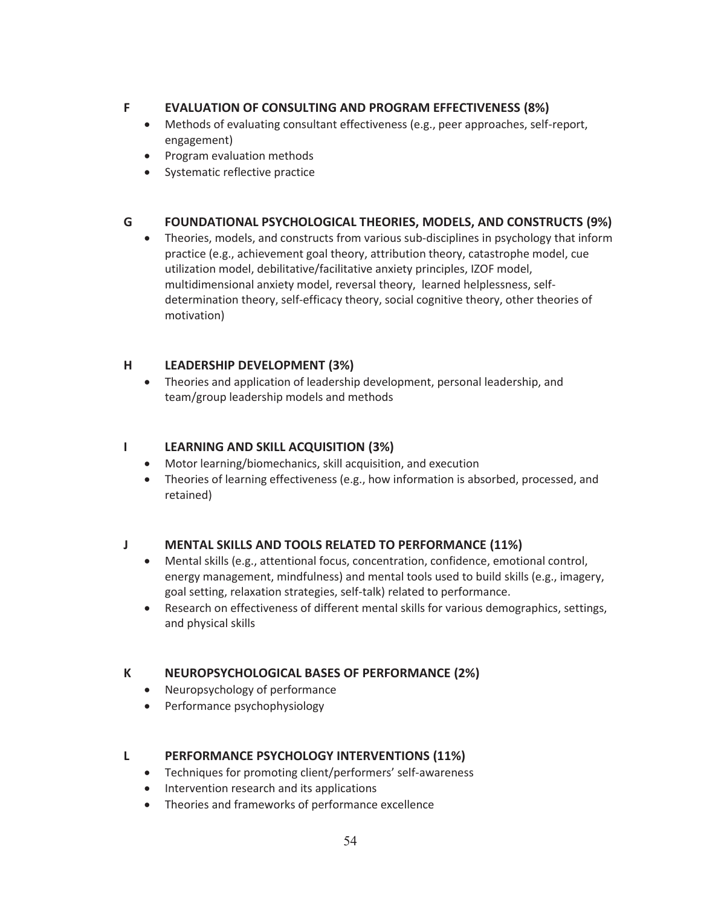## F EVALUATION OF CONSULTING AND PROGRAM EFFECTIVENESS (8%)

- Methods of evaluating consultant effectiveness (e.g., peer approaches, self-report, engagement)
- Program evaluation methods
- Systematic reflective practice

## G FOUNDATIONAL PSYCHOLOGICAL THEORIES, MODELS, AND CONSTRUCTS (9%)

- Theories, models, and constructs from various sub-disciplines in psychology that inform practice (e.g., achievement goal theory, attribution theory, catastrophe model, cue utilization model, debilitative/facilitative anxiety principles, IZOF model, multidimensional anxiety model, reversal theory, learned helplessness, self-determination theory, self-efficacy theory, social cognitive theory, other theories of motivation)

## H LEADERSHIP DEVELOPMENT (3%)

- Theories and application of leadership development, personal leadership, and team/group leadership models and methods

## I LEARNING AND SKILL ACQUISITION (3%)

- Motor learning/biomechanics, skill acquisition, and execution
- Theories of learning effectiveness (e.g., how information is absorbed, processed, and retained)

## J MENTAL SKILLS AND TOOLS RELATED TO PERFORMANCE (11%)

- Mental skills (e.g., attentional focus, concentration, confidence, emotional control, energy management, mindfulness) and mental tools used to build skills (e.g., imagery, goal setting, relaxation strategies, self-talk) related to performance.
- Research on effectiveness of different mental skills for various demographics, settings, and physical skills

## K NEUROPSYCHOLOGICAL BASES OF PERFORMANCE (2%)

- Neuropsychology of performance
- Performance psychophysiology

## L PERFORMANCE PSYCHOLOGY INTERVENTIONS (11%)

- Techniques for promoting client/performers' self-awareness
- Intervention research and its applications
- Theories and frameworks of performance excellence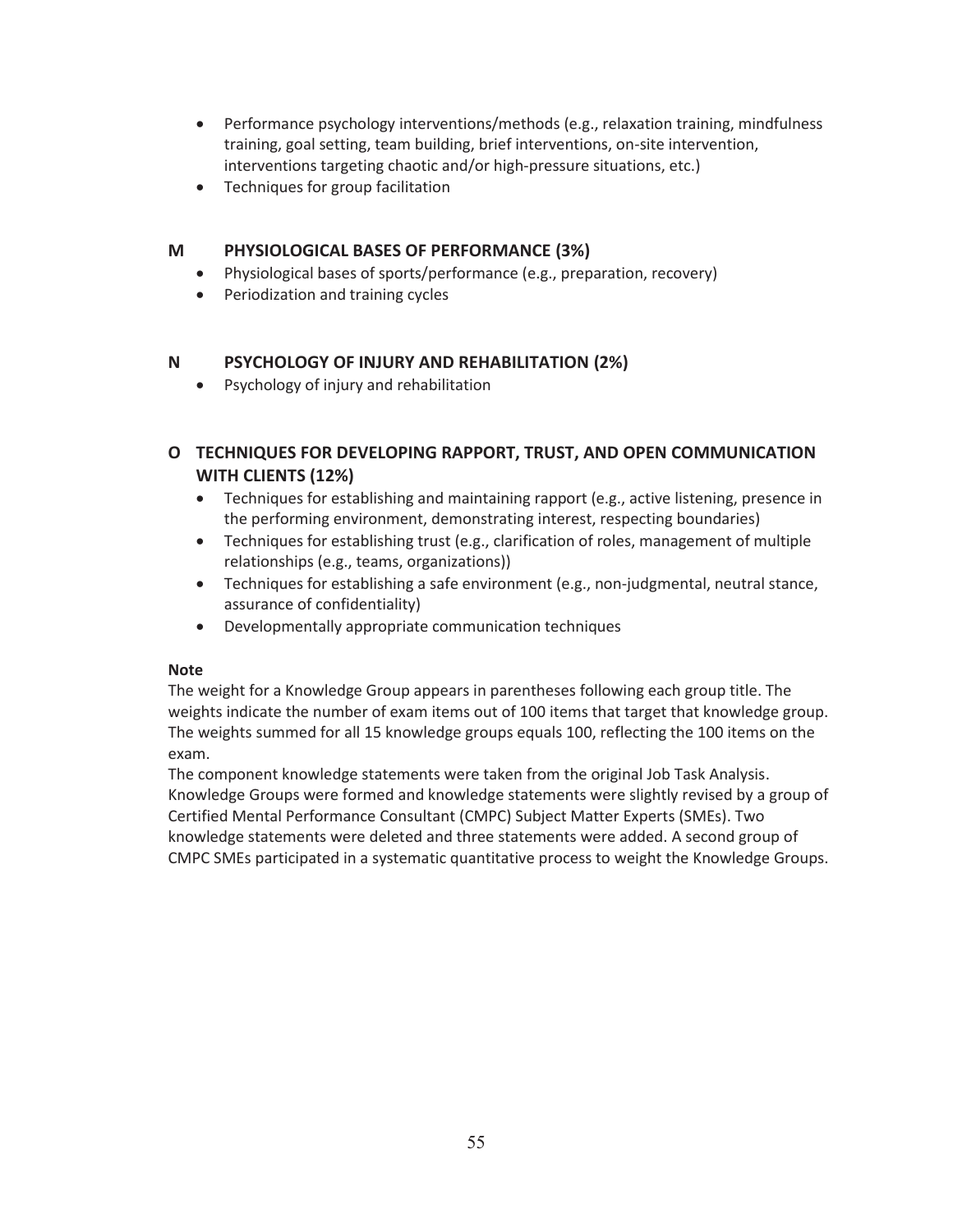- Performance psychology interventions/methods (e.g., relaxation training, mindfulness training, goal setting, team building, brief interventions, on-site intervention, interventions targeting chaotic and/or high-pressure situations, etc.)
- Techniques for group facilitation

### M PHYSIOLOGICAL BASES OF PERFORMANCE (3%)

- Physiological bases of sports/performance (e.g., preparation, recovery)
- Periodization and training cycles

### N PSYCHOLOGY OF INJURY AND REHABILITATION (2%)

- Psychology of injury and rehabilitation

### O TECHNIQUES FOR DEVELOPING RAPPORT, TRUST, AND OPEN COMMUNICATION WITH CLIENTS (12%)

- Techniques for establishing and maintaining rapport (e.g., active listening, presence in the performing environment, demonstrating interest, respecting boundaries)
- Techniques for establishing trust (e.g., clarification of roles, management of multiple relationships (e.g., teams, organizations))
- Techniques for establishing a safe environment (e.g., non-judgmental, neutral stance, assurance of confidentiality)
- Developmentally appropriate communication techniques

**Note**

The weight for a Knowledge Group appears in parentheses following each group title. The weights indicate the number of exam items out of 100 items that target that knowledge group. The weights summed for all 15 knowledge groups equals 100, reflecting the 100 items on the exam.

The component knowledge statements were taken from the original Job Task Analysis. Knowledge Groups were formed and knowledge statements were slightly revised by a group of Certified Mental Performance Consultant (CMPC) Subject Matter Experts (SMEs). Two knowledge statements were deleted and three statements were added. A second group of CMPC SMEs participated in a systematic quantitative process to weight the Knowledge Groups.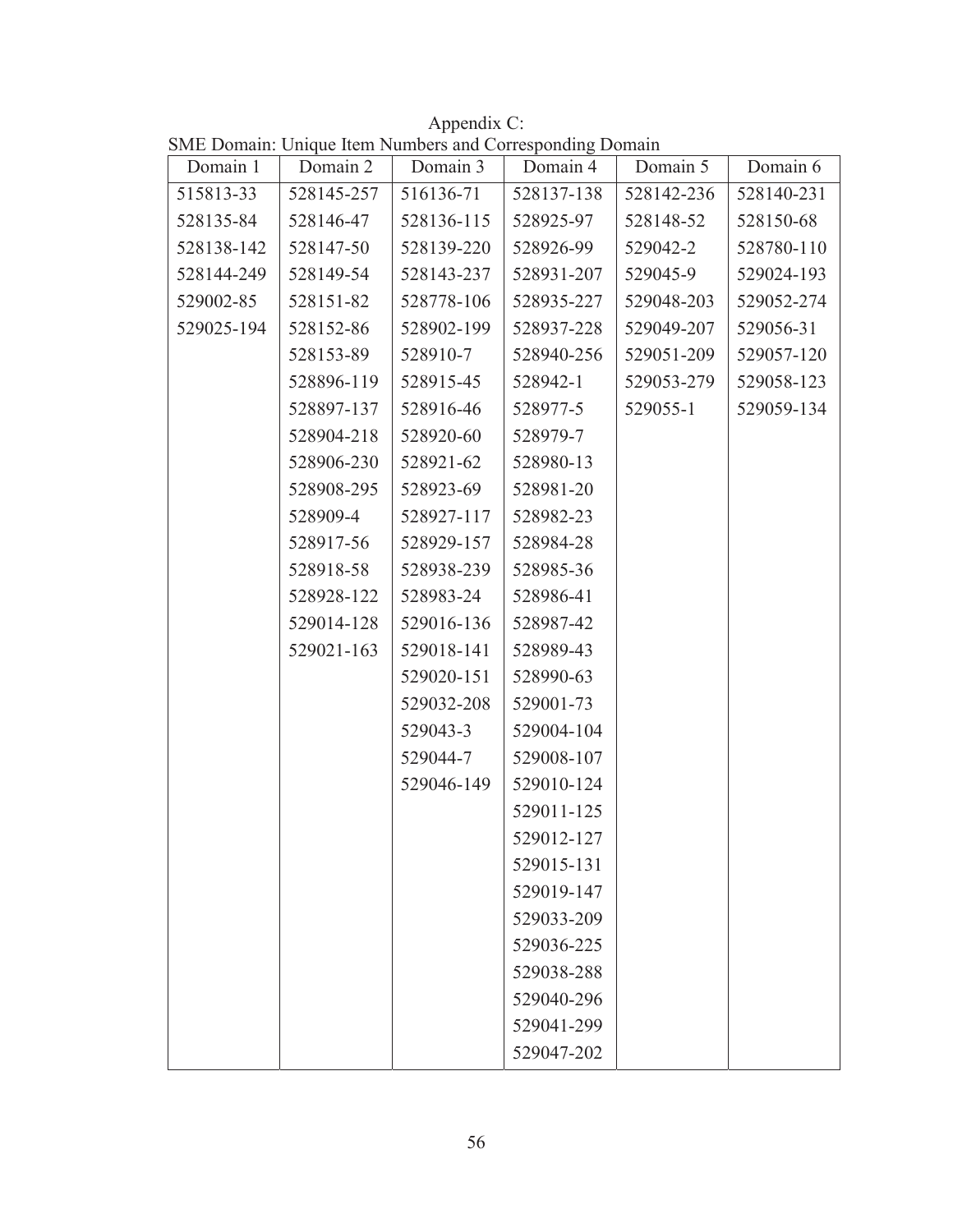Appendix C:

SME Domain: Unique Item Numbers and Corresponding Domain

| Domain 1 | Domain 2 | Domain 3 | Domain 4 | Domain 5 | Domain 6 |
|---|---|---|---|---|---|
| 515813-33 | 528145-257 | 516136-71 | 528137-138 | 528142-236 | 528140-231 |
| 528135-84 | 528146-47 | 528136-115 | 528925-97 | 528148-52 | 528150-68 |
| 528138-142 | 528147-50 | 528139-220 | 528926-99 | 529042-2 | 528780-110 |
| 528144-249 | 528149-54 | 528143-237 | 528931-207 | 529045-9 | 529024-193 |
| 529002-85 | 528151-82 | 528778-106 | 528935-227 | 529048-203 | 529052-274 |
| 529025-194 | 528152-86 | 528902-199 | 528937-228 | 529049-207 | 529056-31 |
| | 528153-89 | 528910-7 | 528940-256 | 529051-209 | 529057-120 |
| | 528896-119 | 528915-45 | 528942-1 | 529053-279 | 529058-123 |
| | 528897-137 | 528916-46 | 528977-5 | 529055-1 | 529059-134 |
| | 528904-218 | 528920-60 | 528979-7 | | |
| | 528906-230 | 528921-62 | 528980-13 | | |
| | 528908-295 | 528923-69 | 528981-20 | | |
| | 528909-4 | 528927-117 | 528982-23 | | |
| | 528917-56 | 528929-157 | 528984-28 | | |
| | 528918-58 | 528938-239 | 528985-36 | | |
| | 528928-122 | 528983-24 | 528986-41 | | |
| | 529014-128 | 529016-136 | 528987-42 | | |
| | 529021-163 | 529018-141 | 528989-43 | | |
| | | 529020-151 | 528990-63 | | |
| | | 529032-208 | 529001-73 | | |
| | | 529043-3 | 529004-104 | | |
| | | 529044-7 | 529008-107 | | |
| | | 529046-149 | 529010-124 | | |
| | | | 529011-125 | | |
| | | | 529012-127 | | |
| | | | 529015-131 | | |
| | | | 529019-147 | | |
| | | | 529033-209 | | |
| | | | 529036-225 | | |
| | | | 529038-288 | | |
| | | | 529040-296 | | |
| | | | 529041-299 | | |
| | | | 529047-202 | | |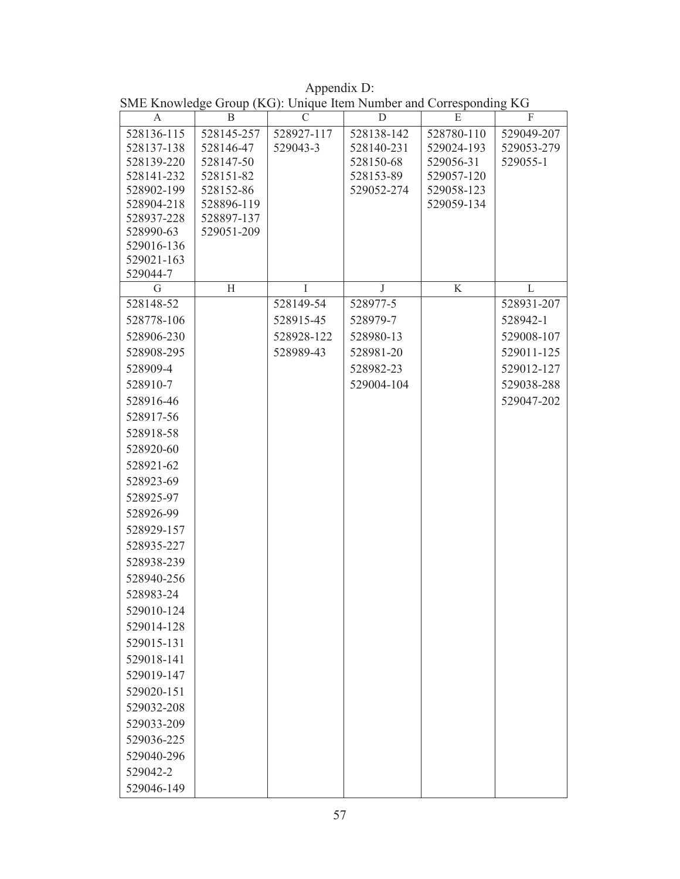Appendix D:

SME Knowledge Group (KG): Unique Item Number and Corresponding KG

| A | B | C | D | E | F |
|---|---|---|---|---|---|
| 528136-115 | 528145-257 | 528927-117 | 528138-142 | 528780-110 | 529049-207 |
| 528137-138 | 528146-47 | 529043-3 | 528140-231 | 529024-193 | 529053-279 |
| 528139-220 | 528147-50 | | 528150-68 | 529056-31 | 529055-1 |
| 528141-232 | 528151-82 | | 528153-89 | 529057-120 | |
| 528902-199 | 528152-86 | | 529052-274 | 529058-123 | |
| 528904-218 | 528896-119 | | | 529059-134 | |
| 528937-228 | 528897-137 | | | | |
| 528990-63 | 529051-209 | | | | |
| 529016-136 | | | | | |
| 529021-163 | | | | | |
| 529044-7 | | | | | |

| G | H | I | J | K | L |
|---|---|---|---|---|---|
| 528148-52 | | 528149-54 | 528977-5 | | 528931-207 |
| 528778-106 | | 528915-45 | 528979-7 | | 528942-1 |
| 528906-230 | | 528928-122 | 528980-13 | | 529008-107 |
| 528908-295 | | 528989-43 | 528981-20 | | 529011-125 |
| 528909-4 | | | 528982-23 | | 529012-127 |
| 528910-7 | | | 529004-104 | | 529038-288 |
| 528916-46 | | | | | 529047-202 |
| 528917-56 | | | | | |
| 528918-58 | | | | | |
| 528920-60 | | | | | |
| 528921-62 | | | | | |
| 528923-69 | | | | | |
| 528925-97 | | | | | |
| 528926-99 | | | | | |
| 528929-157 | | | | | |
| 528935-227 | | | | | |
| 528938-239 | | | | | |
| 528940-256 | | | | | |
| 528983-24 | | | | | |
| 529010-124 | | | | | |
| 529014-128 | | | | | |
| 529015-131 | | | | | |
| 529018-141 | | | | | |
| 529019-147 | | | | | |
| 529020-151 | | | | | |
| 529032-208 | | | | | |
| 529033-209 | | | | | |
| 529036-225 | | | | | |
| 529040-296 | | | | | |
| 529042-2 | | | | | |
| 529046-149 | | | | | |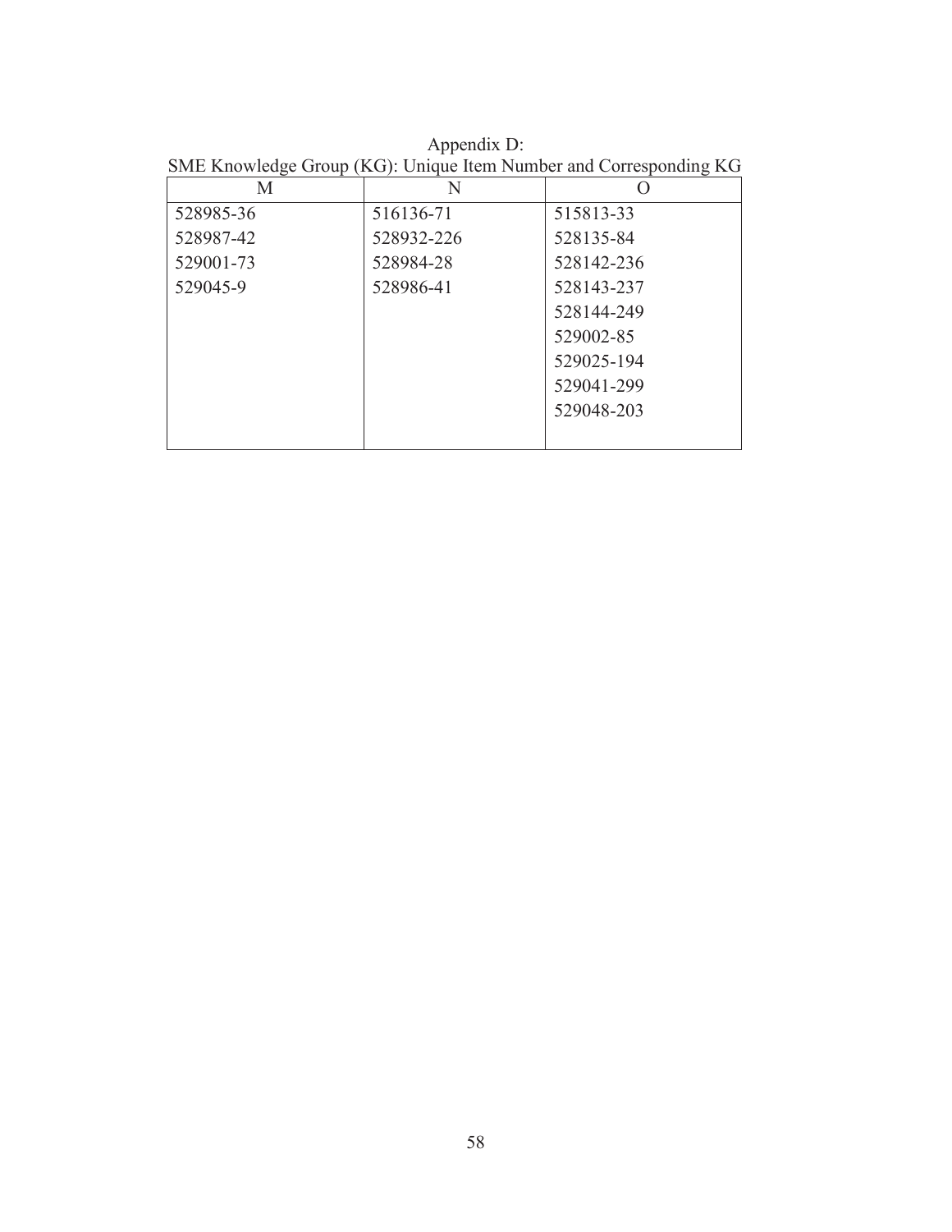Appendix D:

SME Knowledge Group (KG): Unique Item Number and Corresponding KG

| M | N | O |
| --- | --- | --- |
| 528985-36 | 516136-71 | 515813-33 |
| 528987-42 | 528932-226 | 528135-84 |
| 529001-73 | 528984-28 | 528142-236 |
| 529045-9 | 528986-41 | 528143-237 |
| | | 528144-249 |
| | | 529002-85 |
| | | 529025-194 |
| | | 529041-299 |
| | | 529048-203 |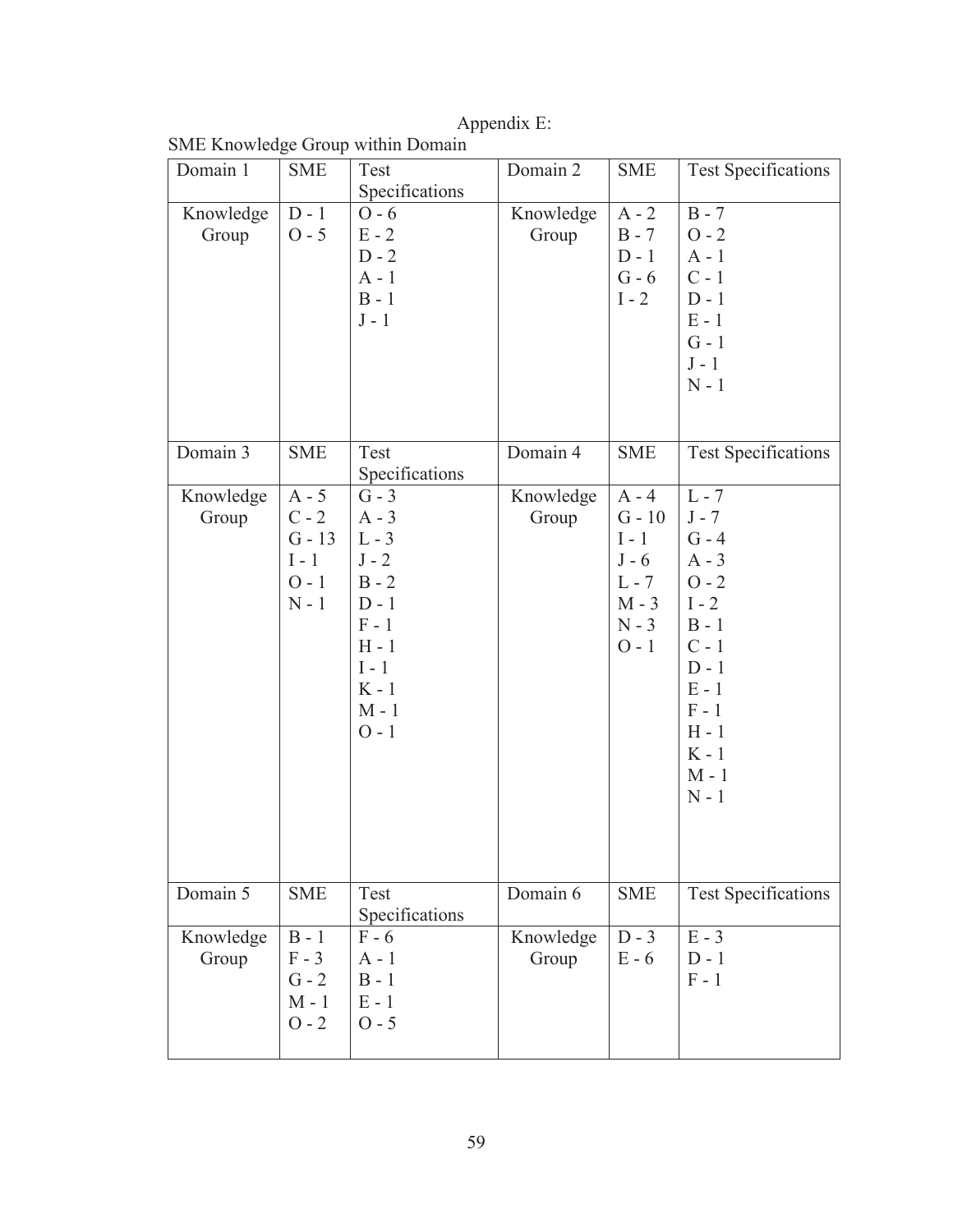Appendix E:

SME Knowledge Group within Domain

| Domain 1 | SME | Test Specifications | Domain 2 | SME | Test Specifications |
|---|---|---|---|---|---|
| Knowledge Group | D - 1<br>O - 5 | O - 6<br>E - 2<br>D - 2<br>A - 1<br>B - 1<br>J - 1 | Knowledge Group | A - 2<br>B - 7<br>D - 1<br>G - 6<br>I - 2 | B - 7<br>O - 2<br>A - 1<br>C - 1<br>D - 1<br>E - 1<br>G - 1<br>J - 1<br>N - 1 |
| **Domain 3** | **SME** | **Test Specifications** | **Domain 4** | **SME** | **Test Specifications** |
| Knowledge Group | A - 5<br>C - 2<br>G - 13<br>I - 1<br>O - 1<br>N - 1 | G - 3<br>A - 3<br>L - 3<br>J - 2<br>B - 2<br>D - 1<br>F - 1<br>H - 1<br>I - 1<br>K - 1<br>M - 1<br>O - 1 | Knowledge Group | A - 4<br>G - 10<br>I - 1<br>J - 6<br>L - 7<br>M - 3<br>N - 3<br>O - 1 | L - 7<br>J - 7<br>G - 4<br>A - 3<br>O - 2<br>I - 2<br>B - 1<br>C - 1<br>D - 1<br>E - 1<br>F - 1<br>H - 1<br>K - 1<br>M - 1<br>N - 1 |
| **Domain 5** | **SME** | **Test Specifications** | **Domain 6** | **SME** | **Test Specifications** |
| Knowledge Group | B - 1<br>F - 3<br>G - 2<br>M - 1<br>O - 2 | F - 6<br>A - 1<br>B - 1<br>E - 1<br>O - 5 | Knowledge Group | D - 3<br>E - 6 | E - 3<br>D - 1<br>F - 1 |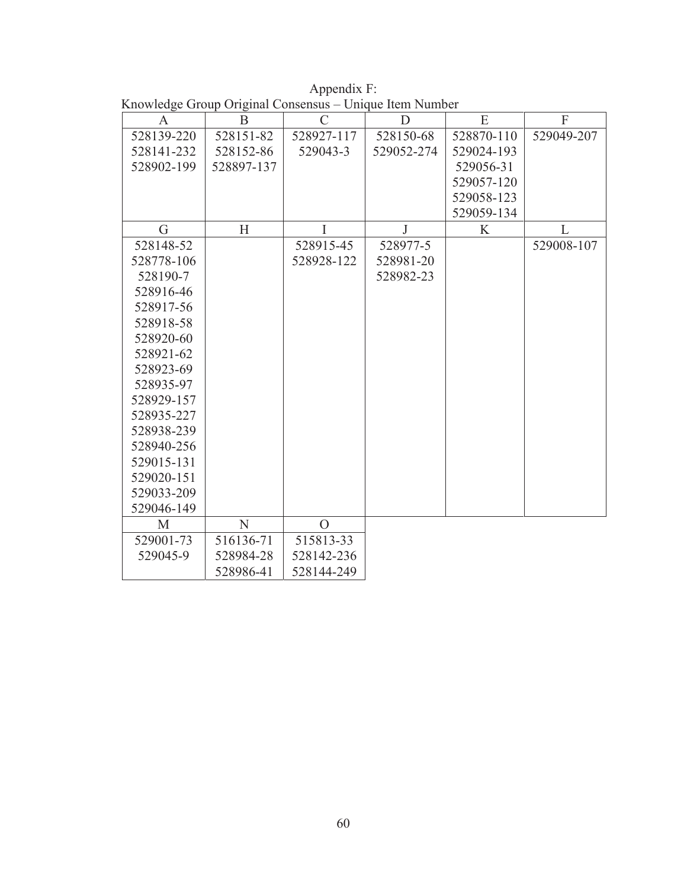# Appendix F:

## Knowledge Group Original Consensus – Unique Item Number

| A | B | C | D | E | F |
|---|---|---|---|---|---|
| 528139-220<br>528141-232<br>528902-199 | 528151-82<br>528152-86<br>528897-137 | 528927-117<br>529043-3 | 528150-68<br>529052-274 | 528870-110<br>529024-193<br>529056-31<br>529057-120<br>529058-123<br>529059-134 | 529049-207 |
| **G** | **H** | **I** | **J** | **K** | **L** |
| 528148-52<br>528778-106<br>528190-7<br>528916-46<br>528917-56<br>528918-58<br>528920-60<br>528921-62<br>528923-69<br>528935-97<br>528929-157<br>528935-227<br>528938-239<br>528940-256<br>529015-131<br>529020-151<br>529033-209<br>529046-149 | | 528915-45<br>528928-122 | 528977-5<br>528981-20<br>528982-23 | | 529008-107 |
| **M** | **N** | **O** | | | |
| 529001-73<br>529045-9 | 516136-71<br>528984-28<br>528986-41 | 515813-33<br>528142-236<br>528144-249 | | | |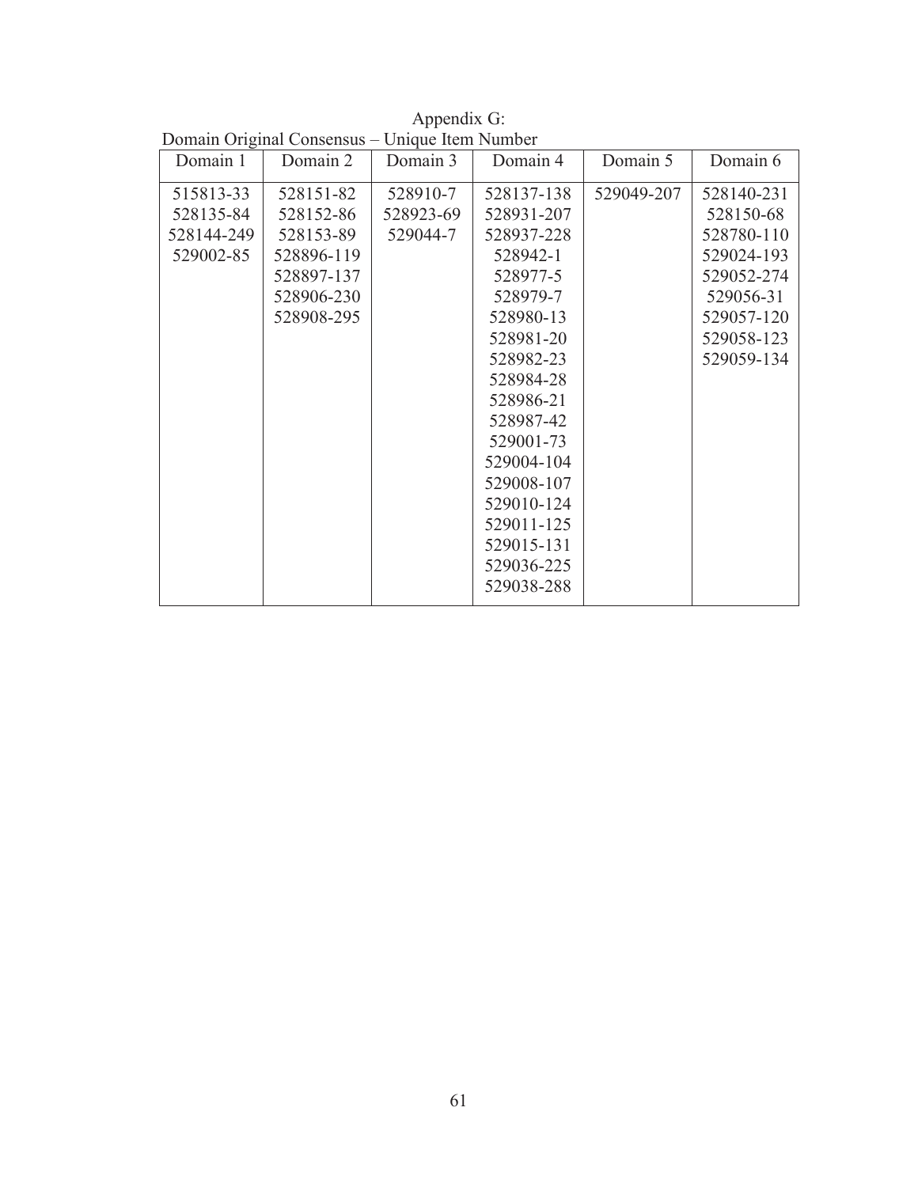Appendix G:

Domain Original Consensus – Unique Item Number

| Domain 1 | Domain 2 | Domain 3 | Domain 4 | Domain 5 | Domain 6 |
|---|---|---|---|---|---|
| 515813-33 | 528151-82 | 528910-7 | 528137-138 | 529049-207 | 528140-231 |
| 528135-84 | 528152-86 | 528923-69 | 528931-207 | | 528150-68 |
| 528144-249 | 528153-89 | 529044-7 | 528937-228 | | 528780-110 |
| 529002-85 | 528896-119 | | 528942-1 | | 529024-193 |
| | 528897-137 | | 528977-5 | | 529052-274 |
| | 528906-230 | | 528979-7 | | 529056-31 |
| | 528908-295 | | 528980-13 | | 529057-120 |
| | | | 528981-20 | | 529058-123 |
| | | | 528982-23 | | 529059-134 |
| | | | 528984-28 | | |
| | | | 528986-21 | | |
| | | | 528987-42 | | |
| | | | 529001-73 | | |
| | | | 529004-104 | | |
| | | | 529008-107 | | |
| | | | 529010-124 | | |
| | | | 529011-125 | | |
| | | | 529015-131 | | |
| | | | 529036-225 | | |
| | | | 529038-288 | | |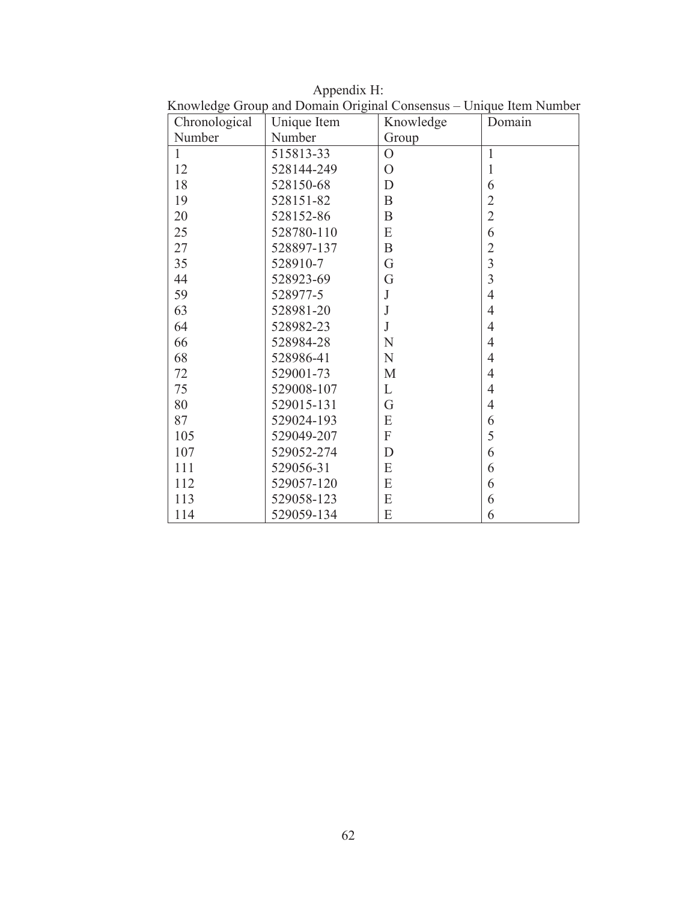Appendix H:

Knowledge Group and Domain Original Consensus – Unique Item Number

| Chronological Number | Unique Item Number | Knowledge Group | Domain |
|---|---|---|---|
| 1 | 515813-33 | O | 1 |
| 12 | 528144-249 | O | 1 |
| 18 | 528150-68 | D | 6 |
| 19 | 528151-82 | B | 2 |
| 20 | 528152-86 | B | 2 |
| 25 | 528780-110 | E | 6 |
| 27 | 528897-137 | B | 2 |
| 35 | 528910-7 | G | 3 |
| 44 | 528923-69 | G | 3 |
| 59 | 528977-5 | J | 4 |
| 63 | 528981-20 | J | 4 |
| 64 | 528982-23 | J | 4 |
| 66 | 528984-28 | N | 4 |
| 68 | 528986-41 | N | 4 |
| 72 | 529001-73 | M | 4 |
| 75 | 529008-107 | L | 4 |
| 80 | 529015-131 | G | 4 |
| 87 | 529024-193 | E | 6 |
| 105 | 529049-207 | F | 5 |
| 107 | 529052-274 | D | 6 |
| 111 | 529056-31 | E | 6 |
| 112 | 529057-120 | E | 6 |
| 113 | 529058-123 | E | 6 |
| 114 | 529059-134 | E | 6 |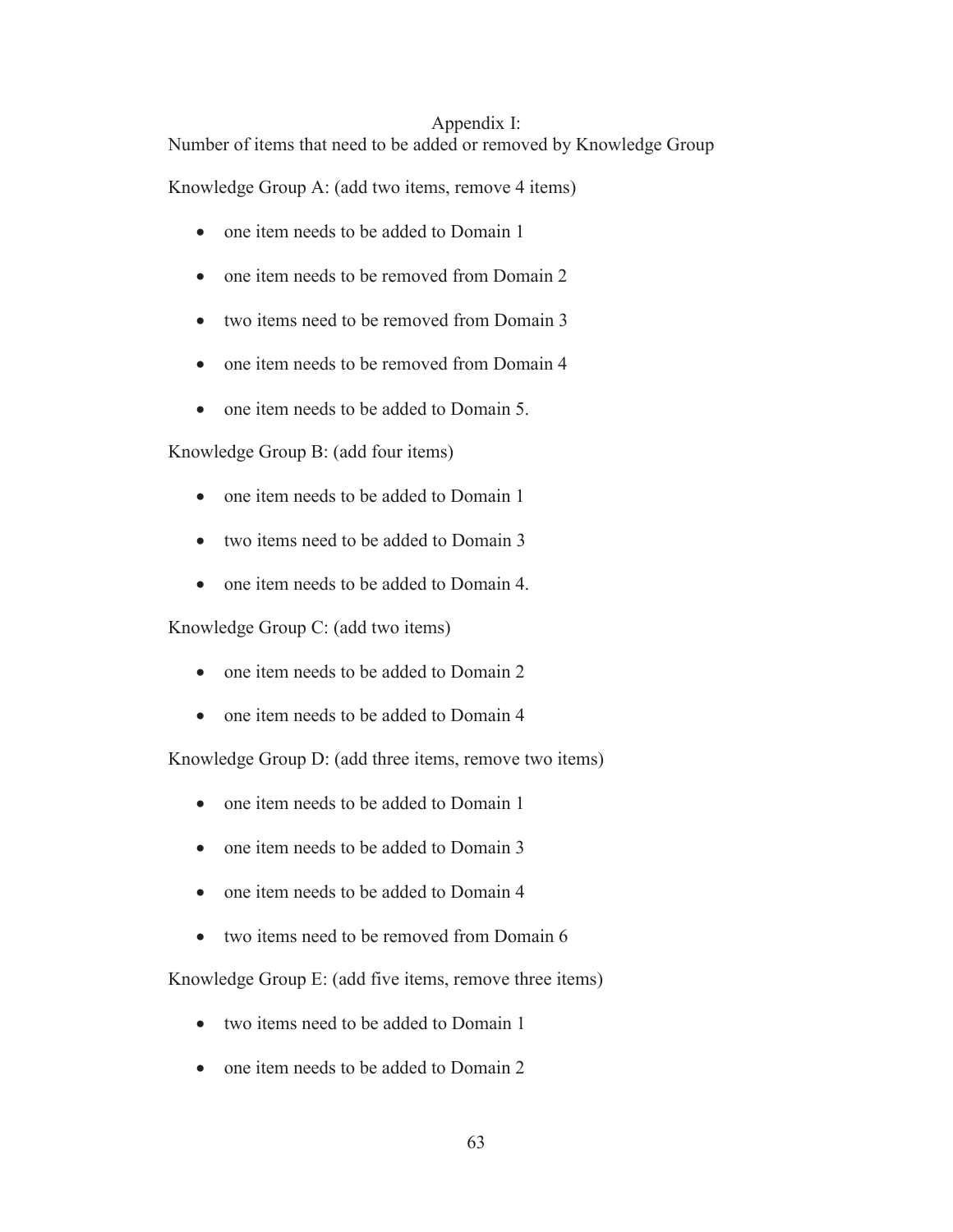# Appendix I:

Number of items that need to be added or removed by Knowledge Group

Knowledge Group A: (add two items, remove 4 items)

- one item needs to be added to Domain 1
- one item needs to be removed from Domain 2
- two items need to be removed from Domain 3
- one item needs to be removed from Domain 4
- one item needs to be added to Domain 5.

Knowledge Group B: (add four items)

- one item needs to be added to Domain 1
- two items need to be added to Domain 3
- one item needs to be added to Domain 4.

Knowledge Group C: (add two items)

- one item needs to be added to Domain 2
- one item needs to be added to Domain 4

Knowledge Group D: (add three items, remove two items)

- one item needs to be added to Domain 1
- one item needs to be added to Domain 3
- one item needs to be added to Domain 4
- two items need to be removed from Domain 6

Knowledge Group E: (add five items, remove three items)

- two items need to be added to Domain 1
- one item needs to be added to Domain 2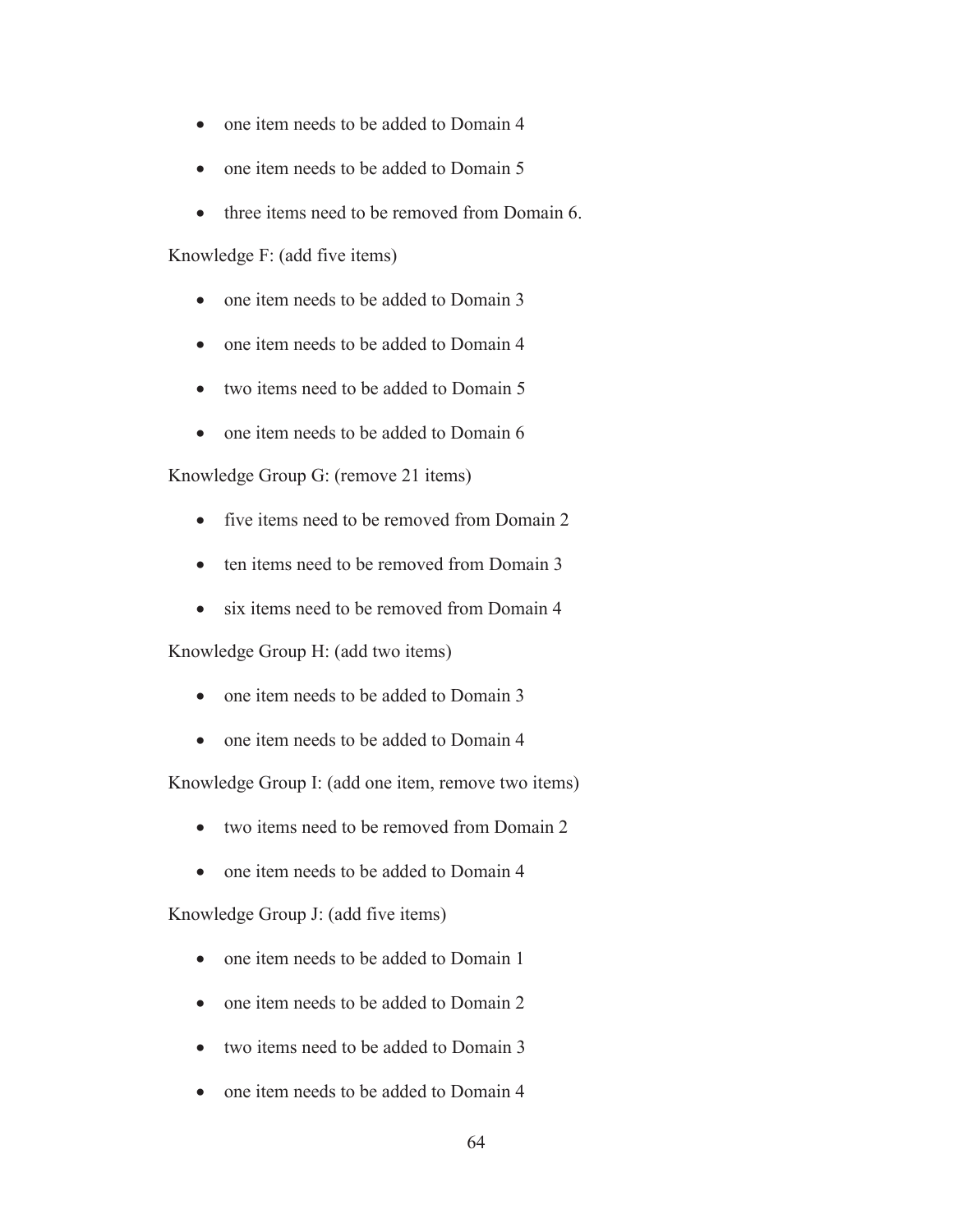- one item needs to be added to Domain 4
- one item needs to be added to Domain 5
- three items need to be removed from Domain 6.

Knowledge F: (add five items)

- one item needs to be added to Domain 3
- one item needs to be added to Domain 4
- two items need to be added to Domain 5
- one item needs to be added to Domain 6

Knowledge Group G: (remove 21 items)

- five items need to be removed from Domain 2
- ten items need to be removed from Domain 3
- six items need to be removed from Domain 4

Knowledge Group H: (add two items)

- one item needs to be added to Domain 3
- one item needs to be added to Domain 4

Knowledge Group I: (add one item, remove two items)

- two items need to be removed from Domain 2
- one item needs to be added to Domain 4

Knowledge Group J: (add five items)

- one item needs to be added to Domain 1
- one item needs to be added to Domain 2
- two items need to be added to Domain 3
- one item needs to be added to Domain 4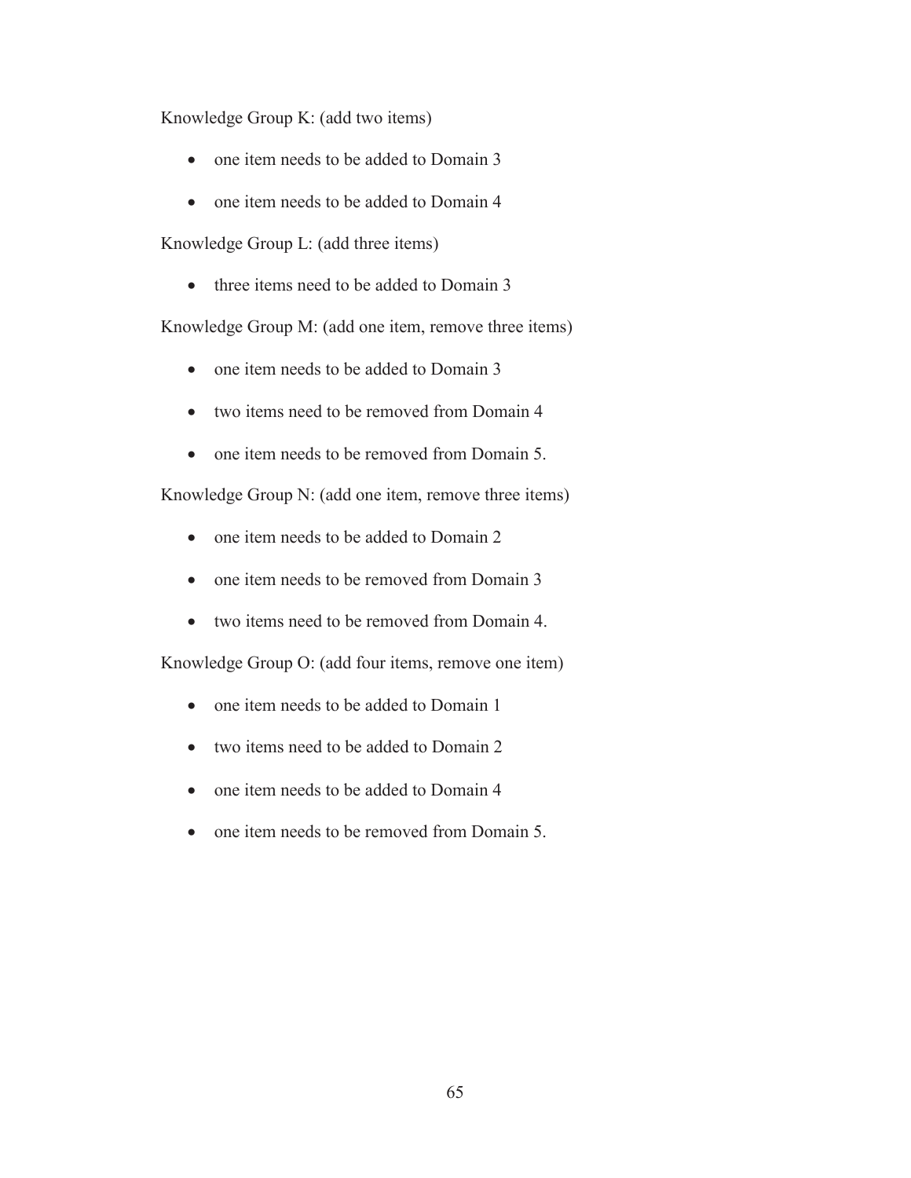Knowledge Group K: (add two items)

- one item needs to be added to Domain 3
- one item needs to be added to Domain 4

Knowledge Group L: (add three items)

- three items need to be added to Domain 3

Knowledge Group M: (add one item, remove three items)

- one item needs to be added to Domain 3
- two items need to be removed from Domain 4
- one item needs to be removed from Domain 5.

Knowledge Group N: (add one item, remove three items)

- one item needs to be added to Domain 2
- one item needs to be removed from Domain 3
- two items need to be removed from Domain 4.

Knowledge Group O: (add four items, remove one item)

- one item needs to be added to Domain 1
- two items need to be added to Domain 2
- one item needs to be added to Domain 4
- one item needs to be removed from Domain 5.